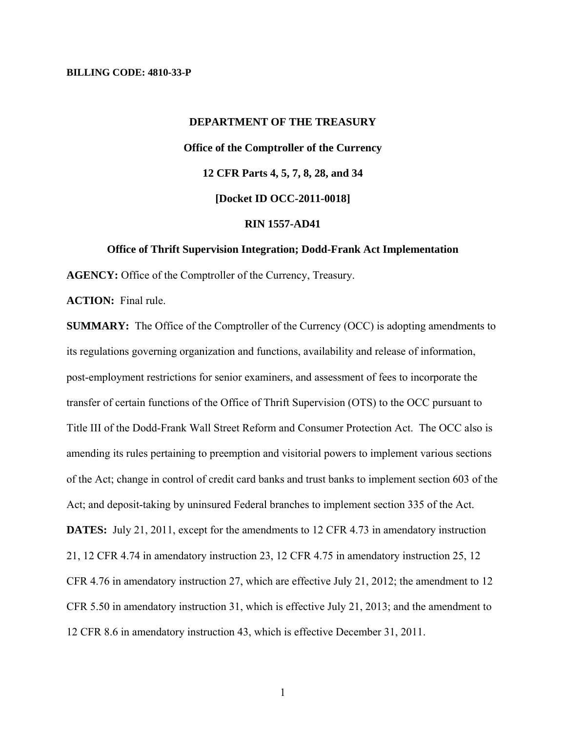**BILLING CODE: 4810-33-P**

**DEPARTMENT OF THE TREASURY**

**Office of the Comptroller of the Currency**

**12 CFR Parts 4, 5, 7, 8, 28, and 34**

**[Docket ID OCC-2011-0018]**

**RIN 1557-AD41**

**Office of Thrift Supervision Integration; Dodd-Frank Act Implementation**

**AGENCY:** Office of the Comptroller of the Currency, Treasury.

**ACTION:** Final rule.

**SUMMARY:** The Office of the Comptroller of the Currency (OCC) is adopting amendments to its regulations governing organization and functions, availability and release of information, post-employment restrictions for senior examiners, and assessment of fees to incorporate the transfer of certain functions of the Office of Thrift Supervision (OTS) to the OCC pursuant to Title III of the Dodd-Frank Wall Street Reform and Consumer Protection Act. The OCC also is amending its rules pertaining to preemption and visitorial powers to implement various sections of the Act; change in control of credit card banks and trust banks to implement section 603 of the Act; and deposit-taking by uninsured Federal branches to implement section 335 of the Act.

**DATES:** July 21, 2011, except for the amendments to 12 CFR 4.73 in amendatory instruction 21, 12 CFR 4.74 in amendatory instruction 23, 12 CFR 4.75 in amendatory instruction 25, 12 CFR 4.76 in amendatory instruction 27, which are effective July 21, 2012; the amendment to 12 CFR 5.50 in amendatory instruction 31, which is effective July 21, 2013; and the amendment to 12 CFR 8.6 in amendatory instruction 43, which is effective December 31, 2011.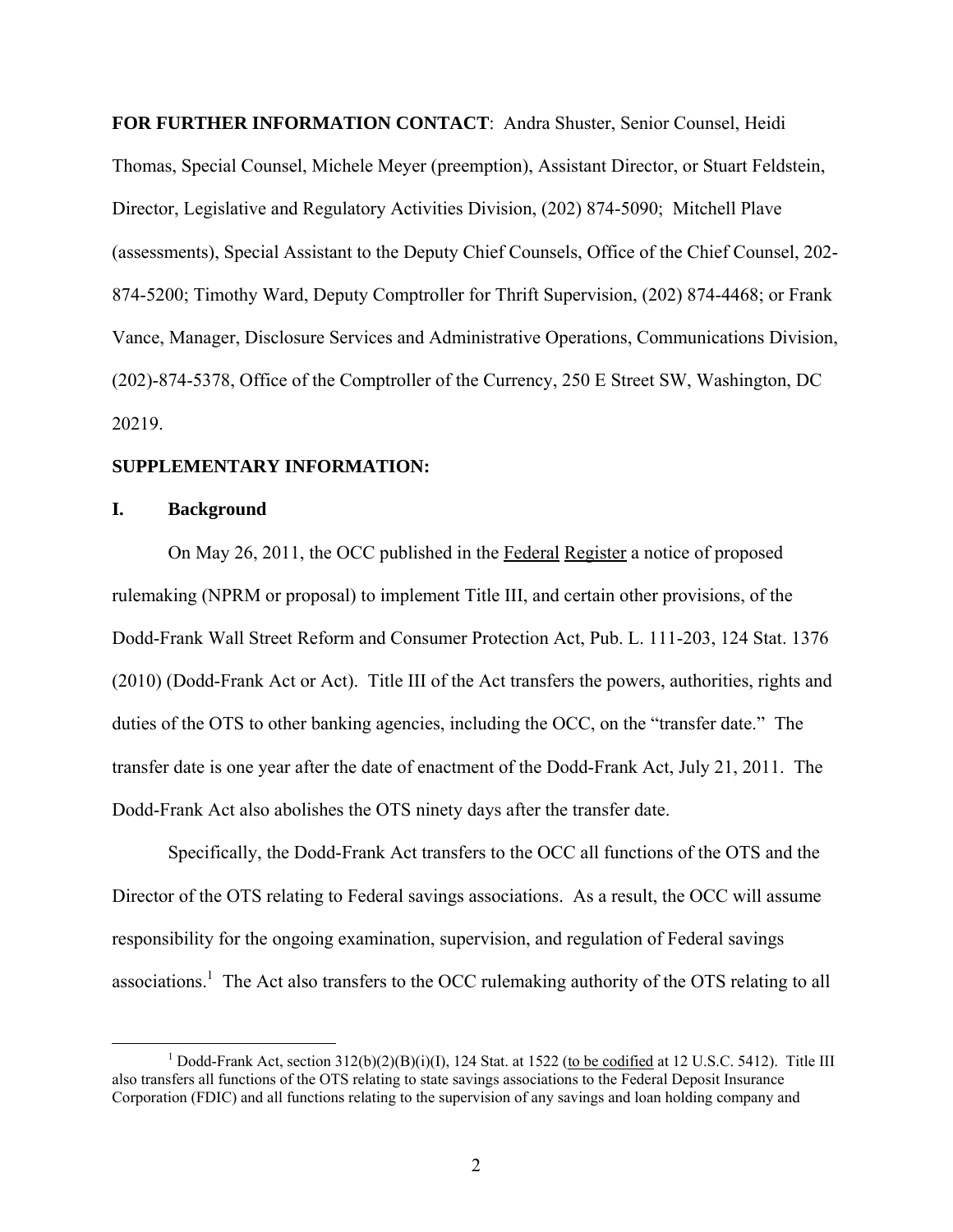**FOR FURTHER INFORMATION CONTACT**: Andra Shuster, Senior Counsel, Heidi Thomas, Special Counsel, Michele Meyer (preemption), Assistant Director, or Stuart Feldstein, Director, Legislative and Regulatory Activities Division, (202) 874-5090; Mitchell Plave (assessments), Special Assistant to the Deputy Chief Counsels, Office of the Chief Counsel, 202-874-5200; Timothy Ward, Deputy Comptroller for Thrift Supervision, (202) 874-4468; or Frank Vance, Manager, Disclosure Services and Administrative Operations, Communications Division, (202)-874-5378, Office of the Comptroller of the Currency, 250 E Street SW, Washington, DC 20219.

**SUPPLEMENTARY INFORMATION:**

## I. Background

On May 26, 2011, the OCC published in the Federal Register a notice of proposed rulemaking (NPRM or proposal) to implement Title III, and certain other provisions, of the Dodd-Frank Wall Street Reform and Consumer Protection Act, Pub. L. 111-203, 124 Stat. 1376 (2010) (Dodd-Frank Act or Act). Title III of the Act transfers the powers, authorities, rights and duties of the OTS to other banking agencies, including the OCC, on the "transfer date." The transfer date is one year after the date of enactment of the Dodd-Frank Act, July 21, 2011. The Dodd-Frank Act also abolishes the OTS ninety days after the transfer date.

Specifically, the Dodd-Frank Act transfers to the OCC all functions of the OTS and the Director of the OTS relating to Federal savings associations. As a result, the OCC will assume responsibility for the ongoing examination, supervision, and regulation of Federal savings associations.[1] The Act also transfers to the OCC rulemaking authority of the OTS relating to all

[1] Dodd-Frank Act, section 312(b)(2)(B)(i)(I), 124 Stat. at 1522 (to be codified at 12 U.S.C. 5412). Title III also transfers all functions of the OTS relating to state savings associations to the Federal Deposit Insurance Corporation (FDIC) and all functions relating to the supervision of any savings and loan holding company and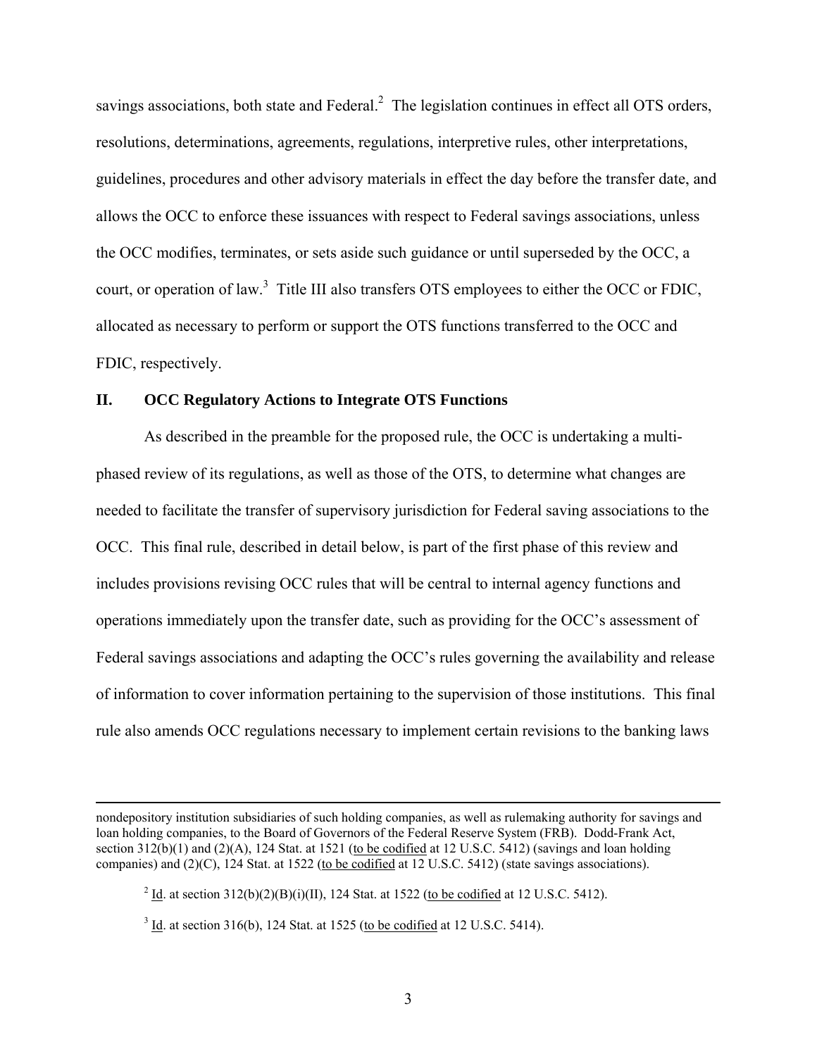savings associations, both state and Federal.[2] The legislation continues in effect all OTS orders, resolutions, determinations, agreements, regulations, interpretive rules, other interpretations, guidelines, procedures and other advisory materials in effect the day before the transfer date, and allows the OCC to enforce these issuances with respect to Federal savings associations, unless the OCC modifies, terminates, or sets aside such guidance or until superseded by the OCC, a court, or operation of law.[3] Title III also transfers OTS employees to either the OCC or FDIC, allocated as necessary to perform or support the OTS functions transferred to the OCC and FDIC, respectively.

## II. OCC Regulatory Actions to Integrate OTS Functions

As described in the preamble for the proposed rule, the OCC is undertaking a multi-phased review of its regulations, as well as those of the OTS, to determine what changes are needed to facilitate the transfer of supervisory jurisdiction for Federal saving associations to the OCC. This final rule, described in detail below, is part of the first phase of this review and includes provisions revising OCC rules that will be central to internal agency functions and operations immediately upon the transfer date, such as providing for the OCC's assessment of Federal savings associations and adapting the OCC's rules governing the availability and release of information to cover information pertaining to the supervision of those institutions. This final rule also amends OCC regulations necessary to implement certain revisions to the banking laws

---

nondepository institution subsidiaries of such holding companies, as well as rulemaking authority for savings and loan holding companies, to the Board of Governors of the Federal Reserve System (FRB). Dodd-Frank Act, section 312(b)(1) and (2)(A), 124 Stat. at 1521 (to be codified at 12 U.S.C. 5412) (savings and loan holding companies) and (2)(C), 124 Stat. at 1522 (to be codified at 12 U.S.C. 5412) (state savings associations).

[2] Id. at section 312(b)(2)(B)(i)(II), 124 Stat. at 1522 (to be codified at 12 U.S.C. 5412).

[3] Id. at section 316(b), 124 Stat. at 1525 (to be codified at 12 U.S.C. 5414).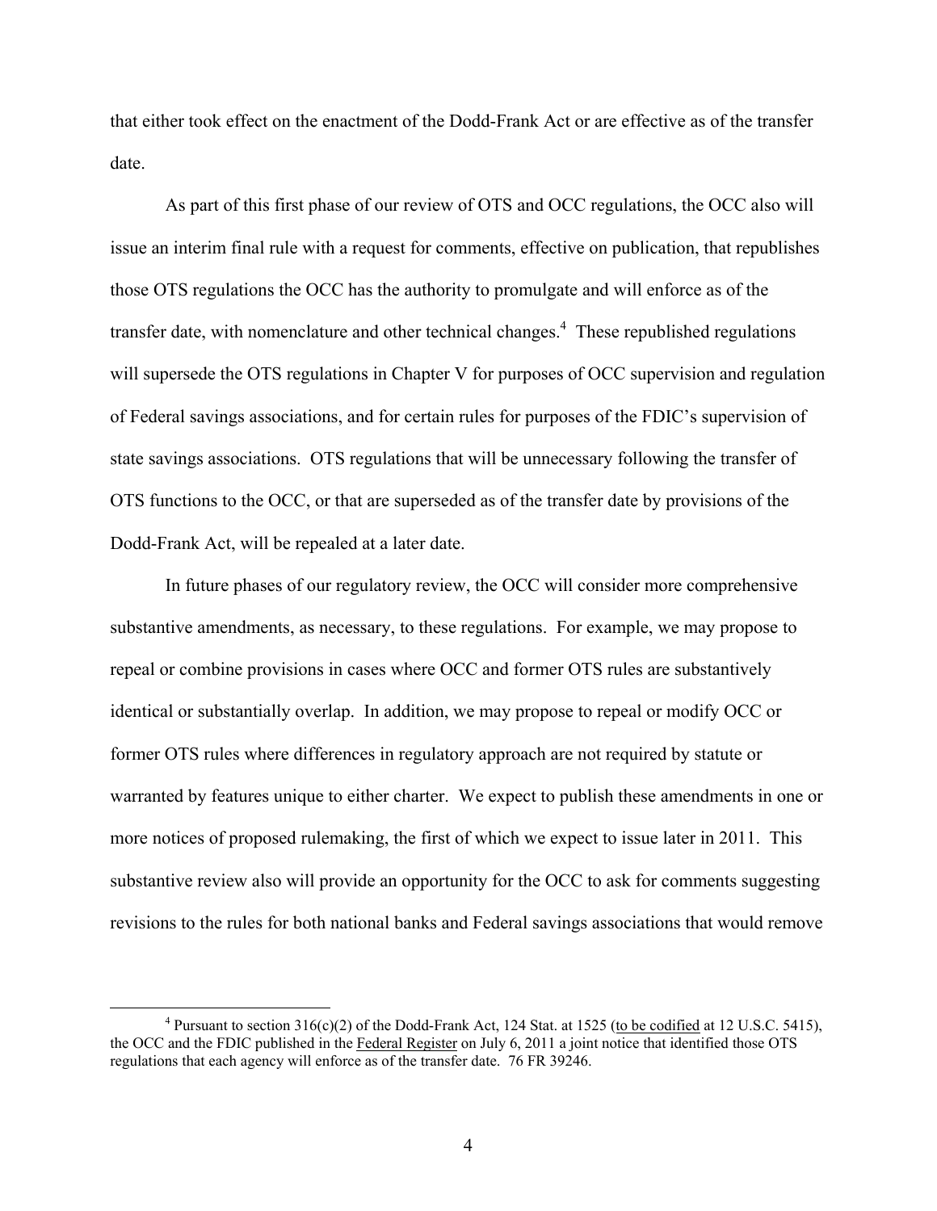that either took effect on the enactment of the Dodd-Frank Act or are effective as of the transfer date.

As part of this first phase of our review of OTS and OCC regulations, the OCC also will issue an interim final rule with a request for comments, effective on publication, that republishes those OTS regulations the OCC has the authority to promulgate and will enforce as of the transfer date, with nomenclature and other technical changes.[4] These republished regulations will supersede the OTS regulations in Chapter V for purposes of OCC supervision and regulation of Federal savings associations, and for certain rules for purposes of the FDIC's supervision of state savings associations. OTS regulations that will be unnecessary following the transfer of OTS functions to the OCC, or that are superseded as of the transfer date by provisions of the Dodd-Frank Act, will be repealed at a later date.

In future phases of our regulatory review, the OCC will consider more comprehensive substantive amendments, as necessary, to these regulations. For example, we may propose to repeal or combine provisions in cases where OCC and former OTS rules are substantively identical or substantially overlap. In addition, we may propose to repeal or modify OCC or former OTS rules where differences in regulatory approach are not required by statute or warranted by features unique to either charter. We expect to publish these amendments in one or more notices of proposed rulemaking, the first of which we expect to issue later in 2011. This substantive review also will provide an opportunity for the OCC to ask for comments suggesting revisions to the rules for both national banks and Federal savings associations that would remove

---

[4] Pursuant to section 316(c)(2) of the Dodd-Frank Act, 124 Stat. at 1525 (to be codified at 12 U.S.C. 5415), the OCC and the FDIC published in the Federal Register on July 6, 2011 a joint notice that identified those OTS regulations that each agency will enforce as of the transfer date. 76 FR 39246.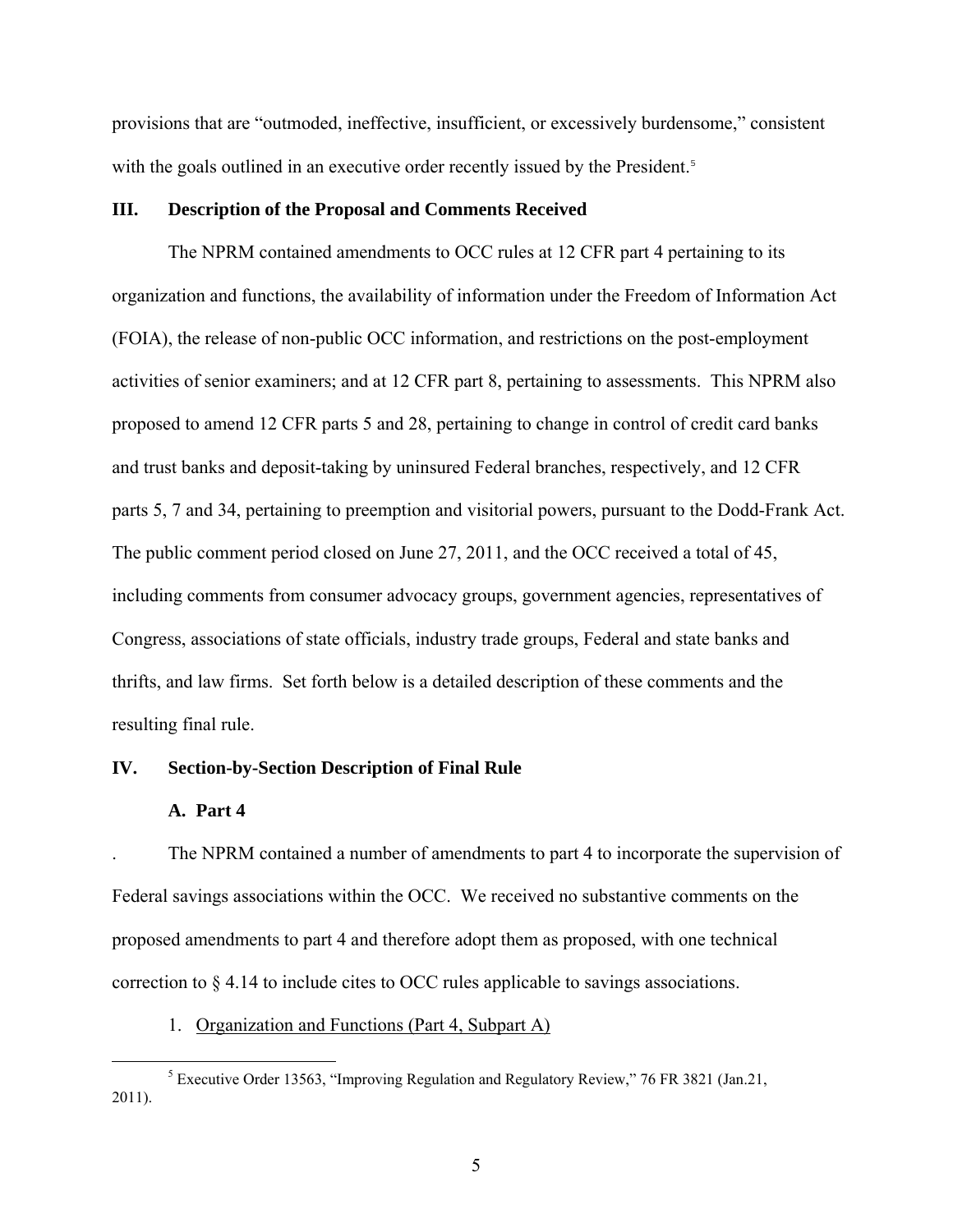provisions that are "outmoded, ineffective, insufficient, or excessively burdensome," consistent with the goals outlined in an executive order recently issued by the President.[5]

## III. Description of the Proposal and Comments Received

The NPRM contained amendments to OCC rules at 12 CFR part 4 pertaining to its organization and functions, the availability of information under the Freedom of Information Act (FOIA), the release of non-public OCC information, and restrictions on the post-employment activities of senior examiners; and at 12 CFR part 8, pertaining to assessments. This NPRM also proposed to amend 12 CFR parts 5 and 28, pertaining to change in control of credit card banks and trust banks and deposit-taking by uninsured Federal branches, respectively, and 12 CFR parts 5, 7 and 34, pertaining to preemption and visitorial powers, pursuant to the Dodd-Frank Act. The public comment period closed on June 27, 2011, and the OCC received a total of 45, including comments from consumer advocacy groups, government agencies, representatives of Congress, associations of state officials, industry trade groups, Federal and state banks and thrifts, and law firms. Set forth below is a detailed description of these comments and the resulting final rule.

## IV. Section-by-Section Description of Final Rule

### A. Part 4

. The NPRM contained a number of amendments to part 4 to incorporate the supervision of Federal savings associations within the OCC. We received no substantive comments on the proposed amendments to part 4 and therefore adopt them as proposed, with one technical correction to § 4.14 to include cites to OCC rules applicable to savings associations.

1. Organization and Functions (Part 4, Subpart A)

---

[5] Executive Order 13563, "Improving Regulation and Regulatory Review," 76 FR 3821 (Jan.21, 2011).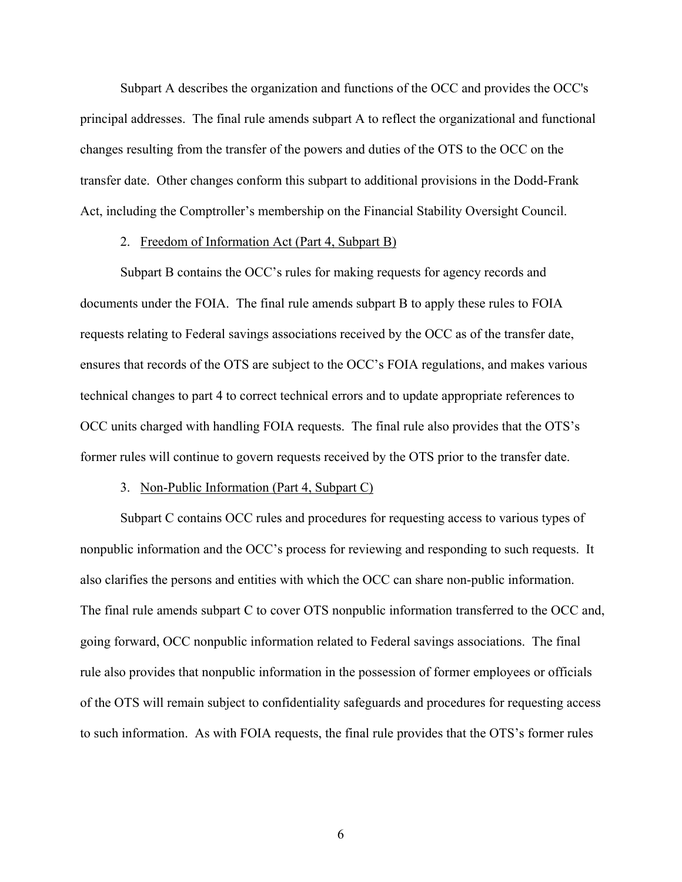Subpart A describes the organization and functions of the OCC and provides the OCC's principal addresses. The final rule amends subpart A to reflect the organizational and functional changes resulting from the transfer of the powers and duties of the OTS to the OCC on the transfer date. Other changes conform this subpart to additional provisions in the Dodd-Frank Act, including the Comptroller's membership on the Financial Stability Oversight Council.

2. Freedom of Information Act (Part 4, Subpart B)

Subpart B contains the OCC's rules for making requests for agency records and documents under the FOIA. The final rule amends subpart B to apply these rules to FOIA requests relating to Federal savings associations received by the OCC as of the transfer date, ensures that records of the OTS are subject to the OCC's FOIA regulations, and makes various technical changes to part 4 to correct technical errors and to update appropriate references to OCC units charged with handling FOIA requests. The final rule also provides that the OTS's former rules will continue to govern requests received by the OTS prior to the transfer date.

3. Non-Public Information (Part 4, Subpart C)

Subpart C contains OCC rules and procedures for requesting access to various types of nonpublic information and the OCC's process for reviewing and responding to such requests. It also clarifies the persons and entities with which the OCC can share non-public information. The final rule amends subpart C to cover OTS nonpublic information transferred to the OCC and, going forward, OCC nonpublic information related to Federal savings associations. The final rule also provides that nonpublic information in the possession of former employees or officials of the OTS will remain subject to confidentiality safeguards and procedures for requesting access to such information. As with FOIA requests, the final rule provides that the OTS's former rules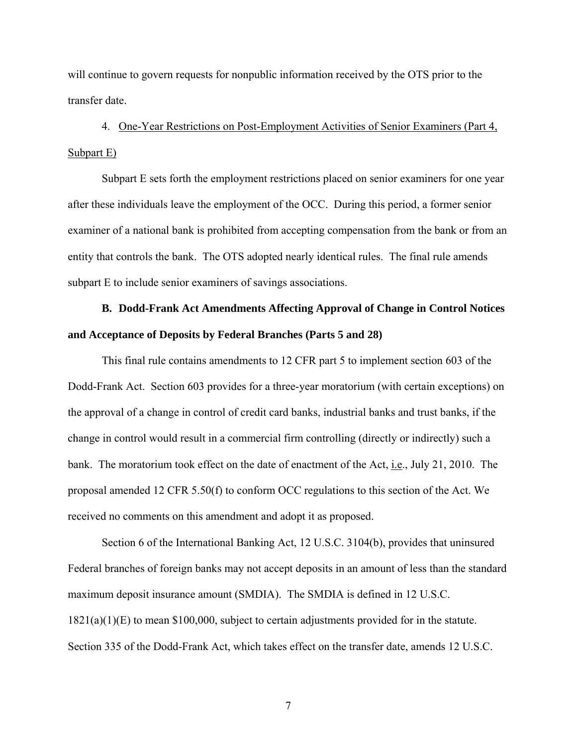will continue to govern requests for nonpublic information received by the OTS prior to the transfer date.

4. One-Year Restrictions on Post-Employment Activities of Senior Examiners (Part 4, Subpart E)

Subpart E sets forth the employment restrictions placed on senior examiners for one year after these individuals leave the employment of the OCC. During this period, a former senior examiner of a national bank is prohibited from accepting compensation from the bank or from an entity that controls the bank. The OTS adopted nearly identical rules. The final rule amends subpart E to include senior examiners of savings associations.

**B. Dodd-Frank Act Amendments Affecting Approval of Change in Control Notices and Acceptance of Deposits by Federal Branches (Parts 5 and 28)**

This final rule contains amendments to 12 CFR part 5 to implement section 603 of the Dodd-Frank Act. Section 603 provides for a three-year moratorium (with certain exceptions) on the approval of a change in control of credit card banks, industrial banks and trust banks, if the change in control would result in a commercial firm controlling (directly or indirectly) such a bank. The moratorium took effect on the date of enactment of the Act, i.e., July 21, 2010. The proposal amended 12 CFR 5.50(f) to conform OCC regulations to this section of the Act. We received no comments on this amendment and adopt it as proposed.

Section 6 of the International Banking Act, 12 U.S.C. 3104(b), provides that uninsured Federal branches of foreign banks may not accept deposits in an amount of less than the standard maximum deposit insurance amount (SMDIA). The SMDIA is defined in 12 U.S.C. 1821(a)(1)(E) to mean $100,000, subject to certain adjustments provided for in the statute. Section 335 of the Dodd-Frank Act, which takes effect on the transfer date, amends 12 U.S.C.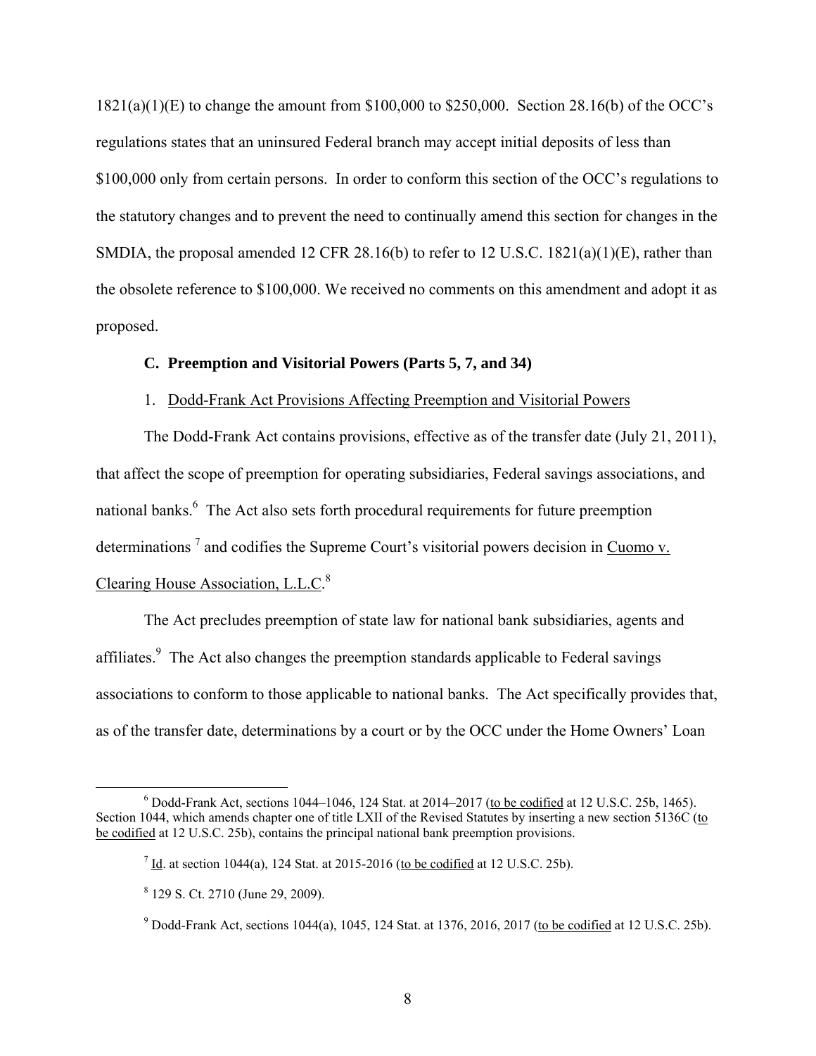1821(a)(1)(E) to change the amount from $100,000 to $250,000. Section 28.16(b) of the OCC's regulations states that an uninsured Federal branch may accept initial deposits of less than $100,000 only from certain persons. In order to conform this section of the OCC's regulations to the statutory changes and to prevent the need to continually amend this section for changes in the SMDIA, the proposal amended 12 CFR 28.16(b) to refer to 12 U.S.C. 1821(a)(1)(E), rather than the obsolete reference to $100,000. We received no comments on this amendment and adopt it as proposed.

**C. Preemption and Visitorial Powers (Parts 5, 7, and 34)**

1. Dodd-Frank Act Provisions Affecting Preemption and Visitorial Powers

The Dodd-Frank Act contains provisions, effective as of the transfer date (July 21, 2011), that affect the scope of preemption for operating subsidiaries, Federal savings associations, and national banks.[6] The Act also sets forth procedural requirements for future preemption determinations [7] and codifies the Supreme Court's visitorial powers decision in Cuomo v. Clearing House Association, L.L.C.[8]

The Act precludes preemption of state law for national bank subsidiaries, agents and affiliates.[9] The Act also changes the preemption standards applicable to Federal savings associations to conform to those applicable to national banks. The Act specifically provides that, as of the transfer date, determinations by a court or by the OCC under the Home Owners' Loan

---

[6] Dodd-Frank Act, sections 1044–1046, 124 Stat. at 2014–2017 (to be codified at 12 U.S.C. 25b, 1465). Section 1044, which amends chapter one of title LXII of the Revised Statutes by inserting a new section 5136C (to be codified at 12 U.S.C. 25b), contains the principal national bank preemption provisions.

[7] Id. at section 1044(a), 124 Stat. at 2015-2016 (to be codified at 12 U.S.C. 25b).

[8] 129 S. Ct. 2710 (June 29, 2009).

[9] Dodd-Frank Act, sections 1044(a), 1045, 124 Stat. at 1376, 2016, 2017 (to be codified at 12 U.S.C. 25b).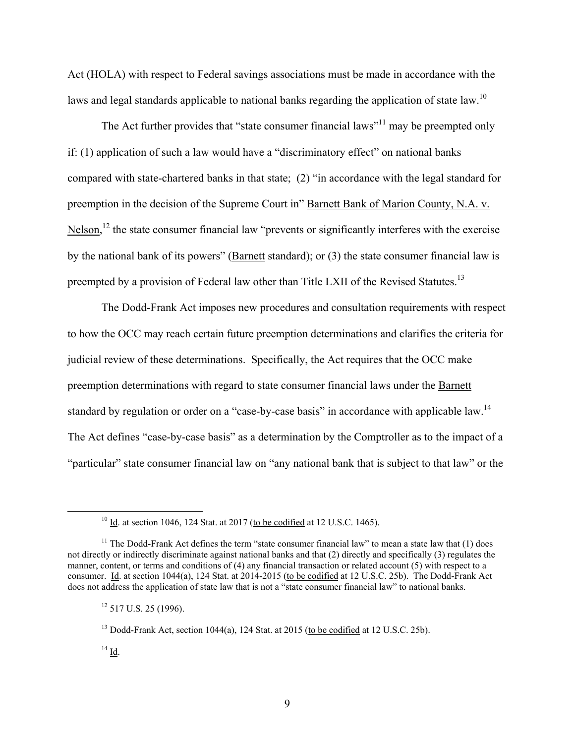Act (HOLA) with respect to Federal savings associations must be made in accordance with the laws and legal standards applicable to national banks regarding the application of state law.[10]

The Act further provides that "state consumer financial laws"[11] may be preempted only if: (1) application of such a law would have a "discriminatory effect" on national banks compared with state-chartered banks in that state; (2) "in accordance with the legal standard for preemption in the decision of the Supreme Court in" Barnett Bank of Marion County, N.A. v. Nelson,[12] the state consumer financial law "prevents or significantly interferes with the exercise by the national bank of its powers" (Barnett standard); or (3) the state consumer financial law is preempted by a provision of Federal law other than Title LXII of the Revised Statutes.[13]

The Dodd-Frank Act imposes new procedures and consultation requirements with respect to how the OCC may reach certain future preemption determinations and clarifies the criteria for judicial review of these determinations. Specifically, the Act requires that the OCC make preemption determinations with regard to state consumer financial laws under the Barnett standard by regulation or order on a "case-by-case basis" in accordance with applicable law.[14] The Act defines "case-by-case basis" as a determination by the Comptroller as to the impact of a "particular" state consumer financial law on "any national bank that is subject to that law" or the

---

[10] Id. at section 1046, 124 Stat. at 2017 (to be codified at 12 U.S.C. 1465).

[11] The Dodd-Frank Act defines the term "state consumer financial law" to mean a state law that (1) does not directly or indirectly discriminate against national banks and that (2) directly and specifically (3) regulates the manner, content, or terms and conditions of (4) any financial transaction or related account (5) with respect to a consumer. Id. at section 1044(a), 124 Stat. at 2014-2015 (to be codified at 12 U.S.C. 25b). The Dodd-Frank Act does not address the application of state law that is not a "state consumer financial law" to national banks.

[12] 517 U.S. 25 (1996).

[13] Dodd-Frank Act, section 1044(a), 124 Stat. at 2015 (to be codified at 12 U.S.C. 25b).

[14] Id.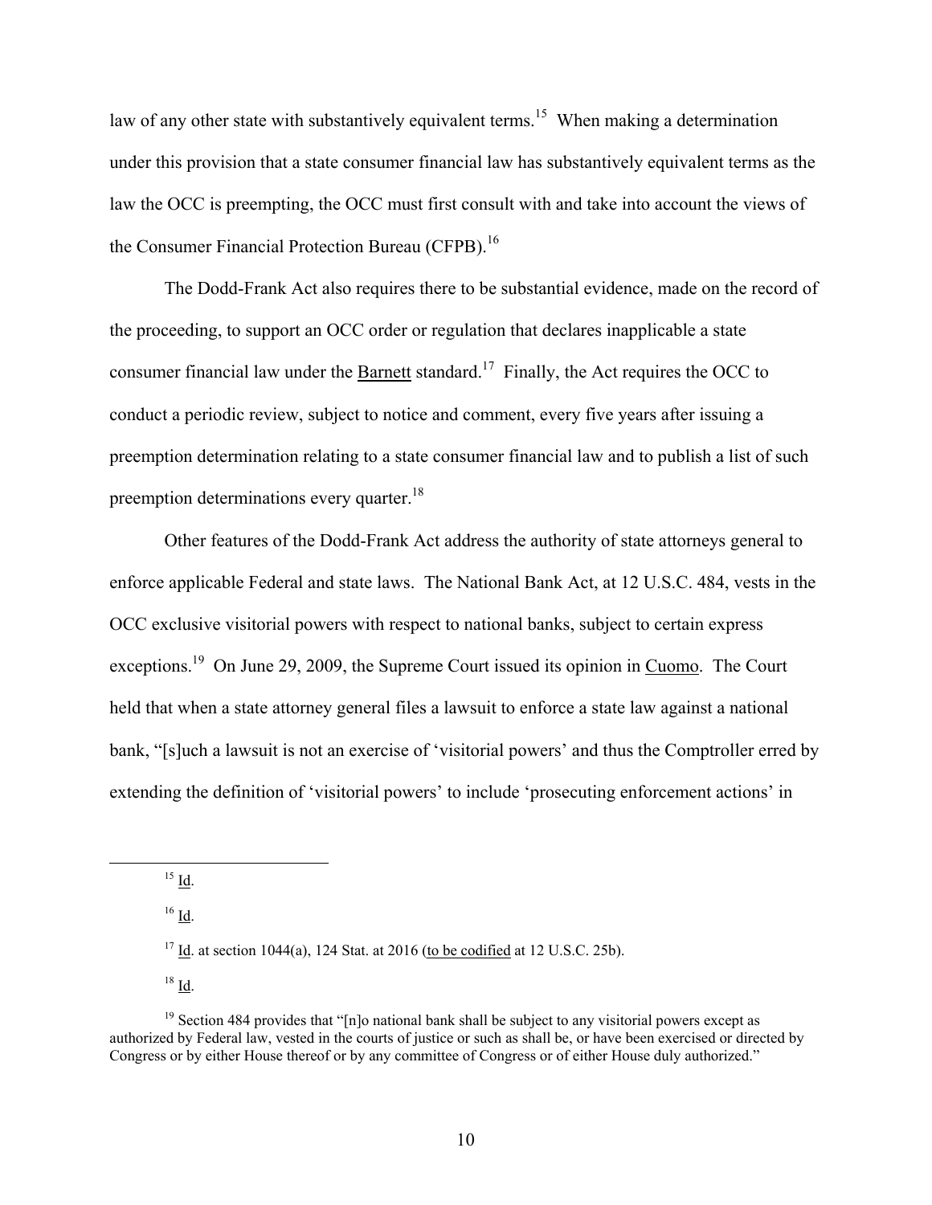law of any other state with substantively equivalent terms.[15] When making a determination under this provision that a state consumer financial law has substantively equivalent terms as the law the OCC is preempting, the OCC must first consult with and take into account the views of the Consumer Financial Protection Bureau (CFPB).[16]

The Dodd-Frank Act also requires there to be substantial evidence, made on the record of the proceeding, to support an OCC order or regulation that declares inapplicable a state consumer financial law under the Barnett standard.[17] Finally, the Act requires the OCC to conduct a periodic review, subject to notice and comment, every five years after issuing a preemption determination relating to a state consumer financial law and to publish a list of such preemption determinations every quarter.[18]

Other features of the Dodd-Frank Act address the authority of state attorneys general to enforce applicable Federal and state laws. The National Bank Act, at 12 U.S.C. 484, vests in the OCC exclusive visitorial powers with respect to national banks, subject to certain express exceptions.[19] On June 29, 2009, the Supreme Court issued its opinion in Cuomo. The Court held that when a state attorney general files a lawsuit to enforce a state law against a national bank, "[s]uch a lawsuit is not an exercise of 'visitorial powers' and thus the Comptroller erred by extending the definition of 'visitorial powers' to include 'prosecuting enforcement actions' in

---

[15] Id.

[16] Id.

[17] Id. at section 1044(a), 124 Stat. at 2016 (to be codified at 12 U.S.C. 25b).

[18] Id.

[19] Section 484 provides that "[n]o national bank shall be subject to any visitorial powers except as authorized by Federal law, vested in the courts of justice or such as shall be, or have been exercised or directed by Congress or by either House thereof or by any committee of Congress or of either House duly authorized."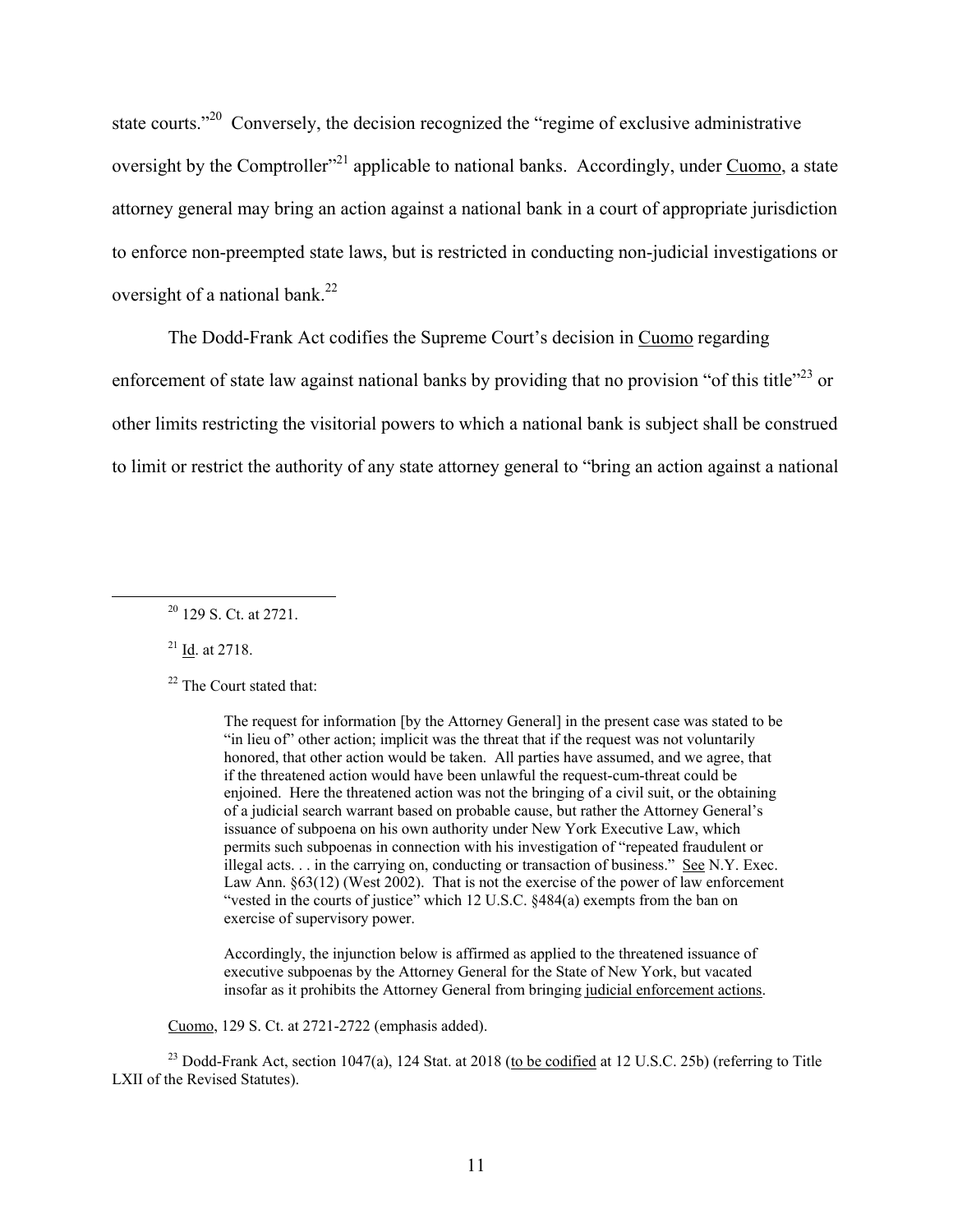state courts."[20] Conversely, the decision recognized the "regime of exclusive administrative oversight by the Comptroller"[21] applicable to national banks. Accordingly, under Cuomo, a state attorney general may bring an action against a national bank in a court of appropriate jurisdiction to enforce non-preempted state laws, but is restricted in conducting non-judicial investigations or oversight of a national bank.[22]

The Dodd-Frank Act codifies the Supreme Court's decision in Cuomo regarding enforcement of state law against national banks by providing that no provision "of this title"[23] or other limits restricting the visitorial powers to which a national bank is subject shall be construed to limit or restrict the authority of any state attorney general to "bring an action against a national

---

[20] 129 S. Ct. at 2721.

[21] Id. at 2718.

[22] The Court stated that:

> The request for information [by the Attorney General] in the present case was stated to be "in lieu of" other action; implicit was the threat that if the request was not voluntarily honored, that other action would be taken. All parties have assumed, and we agree, that if the threatened action would have been unlawful the request-cum-threat could be enjoined. Here the threatened action was not the bringing of a civil suit, or the obtaining of a judicial search warrant based on probable cause, but rather the Attorney General's issuance of subpoena on his own authority under New York Executive Law, which permits such subpoenas in connection with his investigation of "repeated fraudulent or illegal acts. . . in the carrying on, conducting or transaction of business." See N.Y. Exec. Law Ann. §63(12) (West 2002). That is not the exercise of the power of law enforcement "vested in the courts of justice" which 12 U.S.C. §484(a) exempts from the ban on exercise of supervisory power.
>
> Accordingly, the injunction below is affirmed as applied to the threatened issuance of executive subpoenas by the Attorney General for the State of New York, but vacated insofar as it prohibits the Attorney General from bringing judicial enforcement actions.

Cuomo, 129 S. Ct. at 2721-2722 (emphasis added).

[23] Dodd-Frank Act, section 1047(a), 124 Stat. at 2018 (to be codified at 12 U.S.C. 25b) (referring to Title LXII of the Revised Statutes).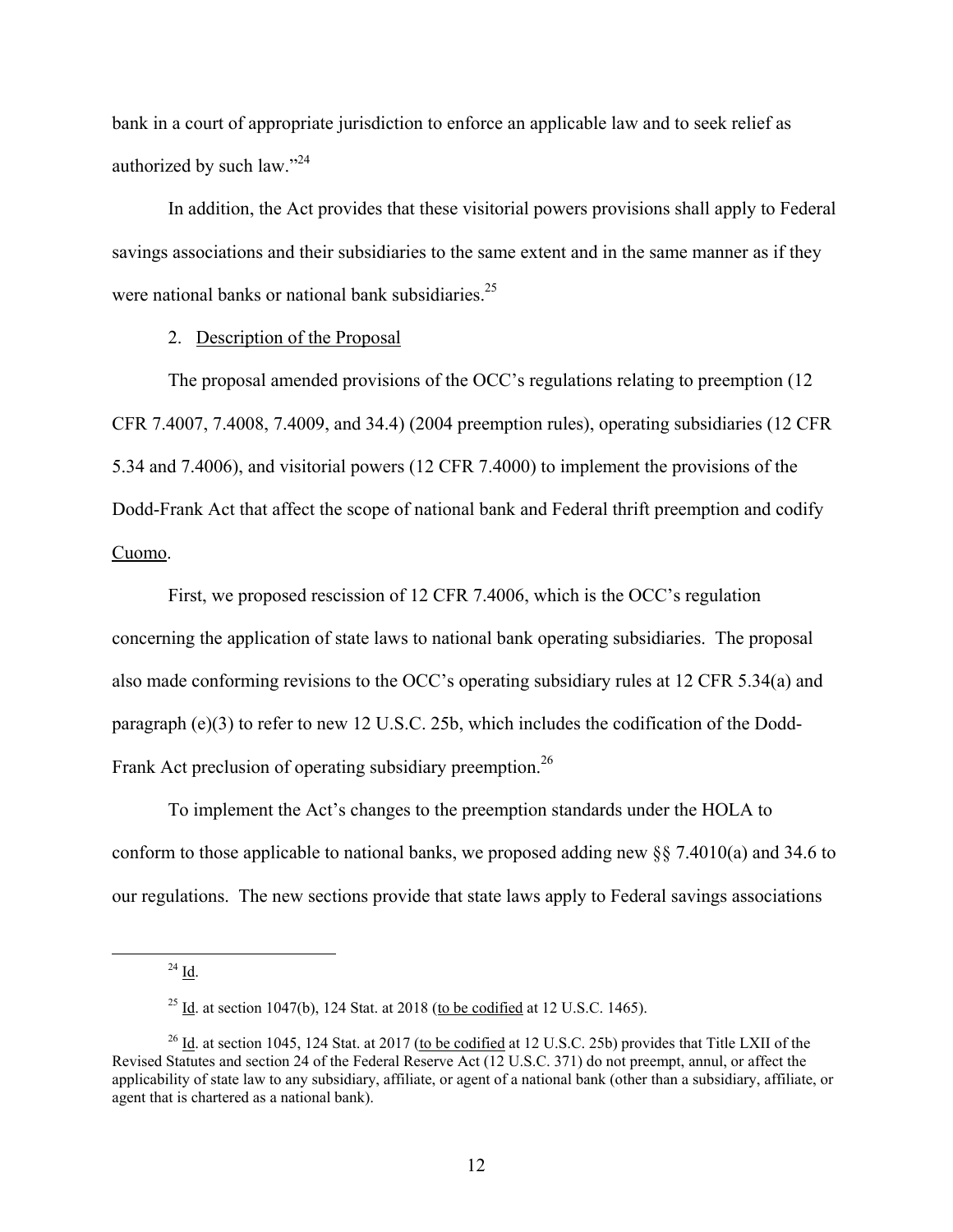bank in a court of appropriate jurisdiction to enforce an applicable law and to seek relief as authorized by such law."[24]

In addition, the Act provides that these visitorial powers provisions shall apply to Federal savings associations and their subsidiaries to the same extent and in the same manner as if they were national banks or national bank subsidiaries.[25]

2. Description of the Proposal

The proposal amended provisions of the OCC's regulations relating to preemption (12 CFR 7.4007, 7.4008, 7.4009, and 34.4) (2004 preemption rules), operating subsidiaries (12 CFR 5.34 and 7.4006), and visitorial powers (12 CFR 7.4000) to implement the provisions of the Dodd-Frank Act that affect the scope of national bank and Federal thrift preemption and codify Cuomo.

First, we proposed rescission of 12 CFR 7.4006, which is the OCC's regulation concerning the application of state laws to national bank operating subsidiaries. The proposal also made conforming revisions to the OCC's operating subsidiary rules at 12 CFR 5.34(a) and paragraph (e)(3) to refer to new 12 U.S.C. 25b, which includes the codification of the Dodd-Frank Act preclusion of operating subsidiary preemption.[26]

To implement the Act's changes to the preemption standards under the HOLA to conform to those applicable to national banks, we proposed adding new §§ 7.4010(a) and 34.6 to our regulations. The new sections provide that state laws apply to Federal savings associations

---

[24] Id.

[25] Id. at section 1047(b), 124 Stat. at 2018 (to be codified at 12 U.S.C. 1465).

[26] Id. at section 1045, 124 Stat. at 2017 (to be codified at 12 U.S.C. 25b) provides that Title LXII of the Revised Statutes and section 24 of the Federal Reserve Act (12 U.S.C. 371) do not preempt, annul, or affect the applicability of state law to any subsidiary, affiliate, or agent of a national bank (other than a subsidiary, affiliate, or agent that is chartered as a national bank).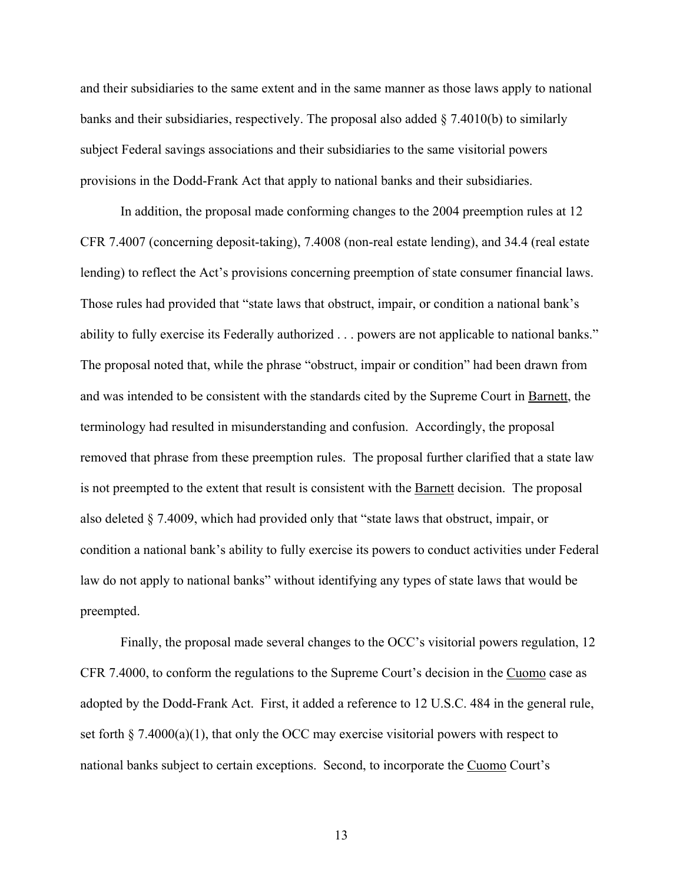and their subsidiaries to the same extent and in the same manner as those laws apply to national banks and their subsidiaries, respectively. The proposal also added § 7.4010(b) to similarly subject Federal savings associations and their subsidiaries to the same visitorial powers provisions in the Dodd-Frank Act that apply to national banks and their subsidiaries.

In addition, the proposal made conforming changes to the 2004 preemption rules at 12 CFR 7.4007 (concerning deposit-taking), 7.4008 (non-real estate lending), and 34.4 (real estate lending) to reflect the Act's provisions concerning preemption of state consumer financial laws. Those rules had provided that "state laws that obstruct, impair, or condition a national bank's ability to fully exercise its Federally authorized . . . powers are not applicable to national banks." The proposal noted that, while the phrase "obstruct, impair or condition" had been drawn from and was intended to be consistent with the standards cited by the Supreme Court in Barnett, the terminology had resulted in misunderstanding and confusion. Accordingly, the proposal removed that phrase from these preemption rules. The proposal further clarified that a state law is not preempted to the extent that result is consistent with the Barnett decision. The proposal also deleted § 7.4009, which had provided only that "state laws that obstruct, impair, or condition a national bank's ability to fully exercise its powers to conduct activities under Federal law do not apply to national banks" without identifying any types of state laws that would be preempted.

Finally, the proposal made several changes to the OCC's visitorial powers regulation, 12 CFR 7.4000, to conform the regulations to the Supreme Court's decision in the Cuomo case as adopted by the Dodd-Frank Act. First, it added a reference to 12 U.S.C. 484 in the general rule, set forth § 7.4000(a)(1), that only the OCC may exercise visitorial powers with respect to national banks subject to certain exceptions. Second, to incorporate the Cuomo Court's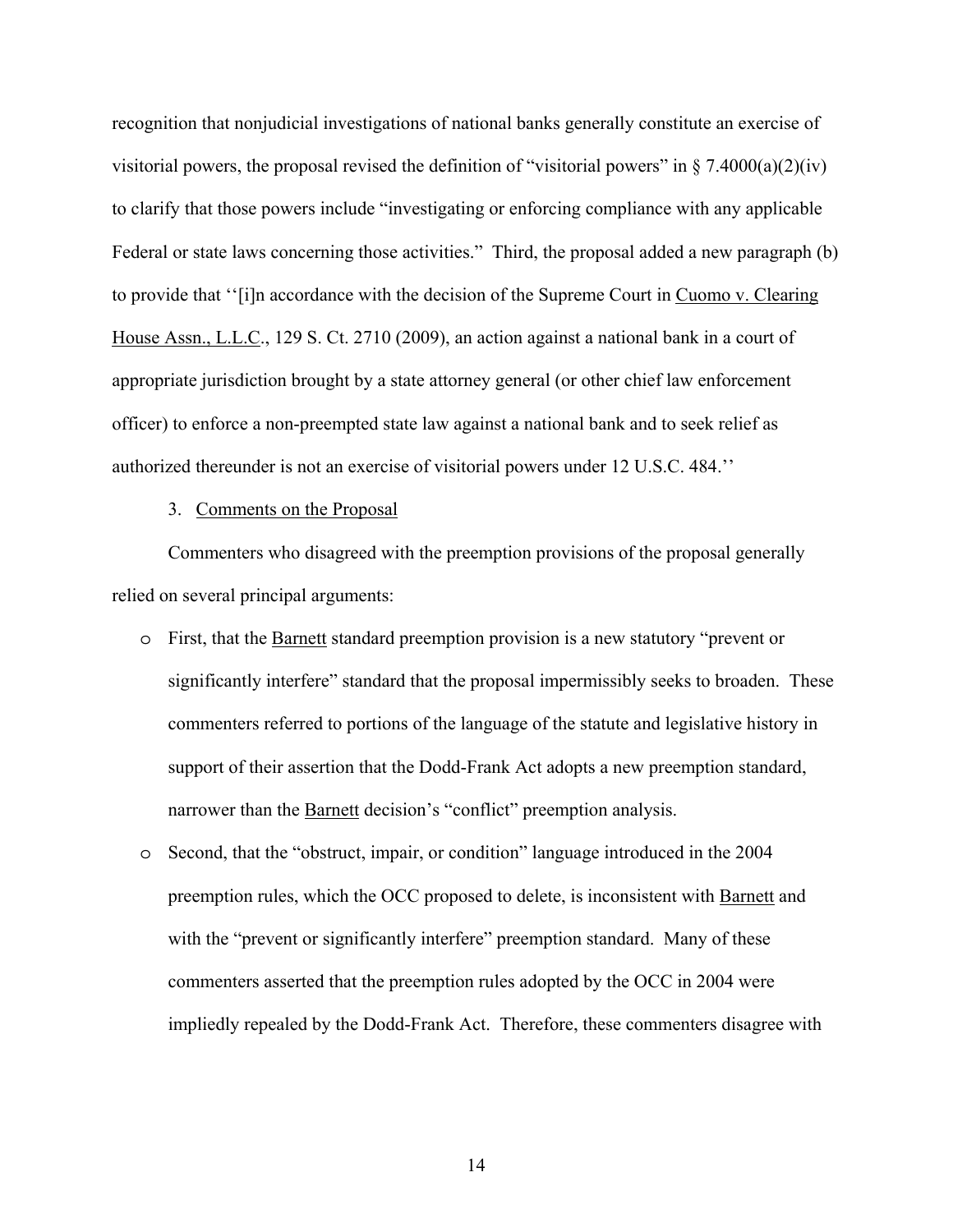recognition that nonjudicial investigations of national banks generally constitute an exercise of visitorial powers, the proposal revised the definition of "visitorial powers" in § 7.4000(a)(2)(iv) to clarify that those powers include "investigating or enforcing compliance with any applicable Federal or state laws concerning those activities." Third, the proposal added a new paragraph (b) to provide that ''[i]n accordance with the decision of the Supreme Court in Cuomo v. Clearing House Assn., L.L.C., 129 S. Ct. 2710 (2009), an action against a national bank in a court of appropriate jurisdiction brought by a state attorney general (or other chief law enforcement officer) to enforce a non-preempted state law against a national bank and to seek relief as authorized thereunder is not an exercise of visitorial powers under 12 U.S.C. 484.''

3. Comments on the Proposal

Commenters who disagreed with the preemption provisions of the proposal generally relied on several principal arguments:

- First, that the Barnett standard preemption provision is a new statutory "prevent or significantly interfere" standard that the proposal impermissibly seeks to broaden. These commenters referred to portions of the language of the statute and legislative history in support of their assertion that the Dodd-Frank Act adopts a new preemption standard, narrower than the Barnett decision's "conflict" preemption analysis.
- Second, that the "obstruct, impair, or condition" language introduced in the 2004 preemption rules, which the OCC proposed to delete, is inconsistent with Barnett and with the "prevent or significantly interfere" preemption standard. Many of these commenters asserted that the preemption rules adopted by the OCC in 2004 were impliedly repealed by the Dodd-Frank Act. Therefore, these commenters disagree with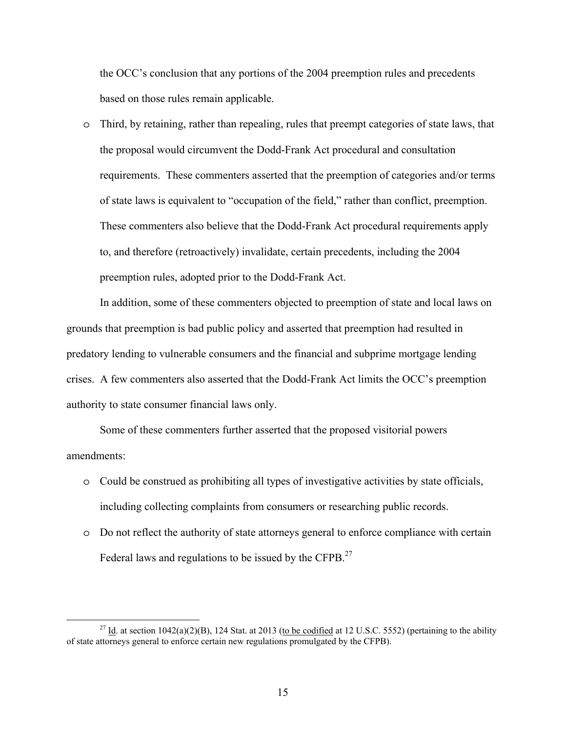the OCC's conclusion that any portions of the 2004 preemption rules and precedents based on those rules remain applicable.

- Third, by retaining, rather than repealing, rules that preempt categories of state laws, that the proposal would circumvent the Dodd-Frank Act procedural and consultation requirements. These commenters asserted that the preemption of categories and/or terms of state laws is equivalent to "occupation of the field," rather than conflict, preemption. These commenters also believe that the Dodd-Frank Act procedural requirements apply to, and therefore (retroactively) invalidate, certain precedents, including the 2004 preemption rules, adopted prior to the Dodd-Frank Act.

In addition, some of these commenters objected to preemption of state and local laws on grounds that preemption is bad public policy and asserted that preemption had resulted in predatory lending to vulnerable consumers and the financial and subprime mortgage lending crises. A few commenters also asserted that the Dodd-Frank Act limits the OCC's preemption authority to state consumer financial laws only.

Some of these commenters further asserted that the proposed visitorial powers amendments:

- Could be construed as prohibiting all types of investigative activities by state officials, including collecting complaints from consumers or researching public records.
- Do not reflect the authority of state attorneys general to enforce compliance with certain Federal laws and regulations to be issued by the CFPB.[27]

---

[27] Id. at section 1042(a)(2)(B), 124 Stat. at 2013 (to be codified at 12 U.S.C. 5552) (pertaining to the ability of state attorneys general to enforce certain new regulations promulgated by the CFPB).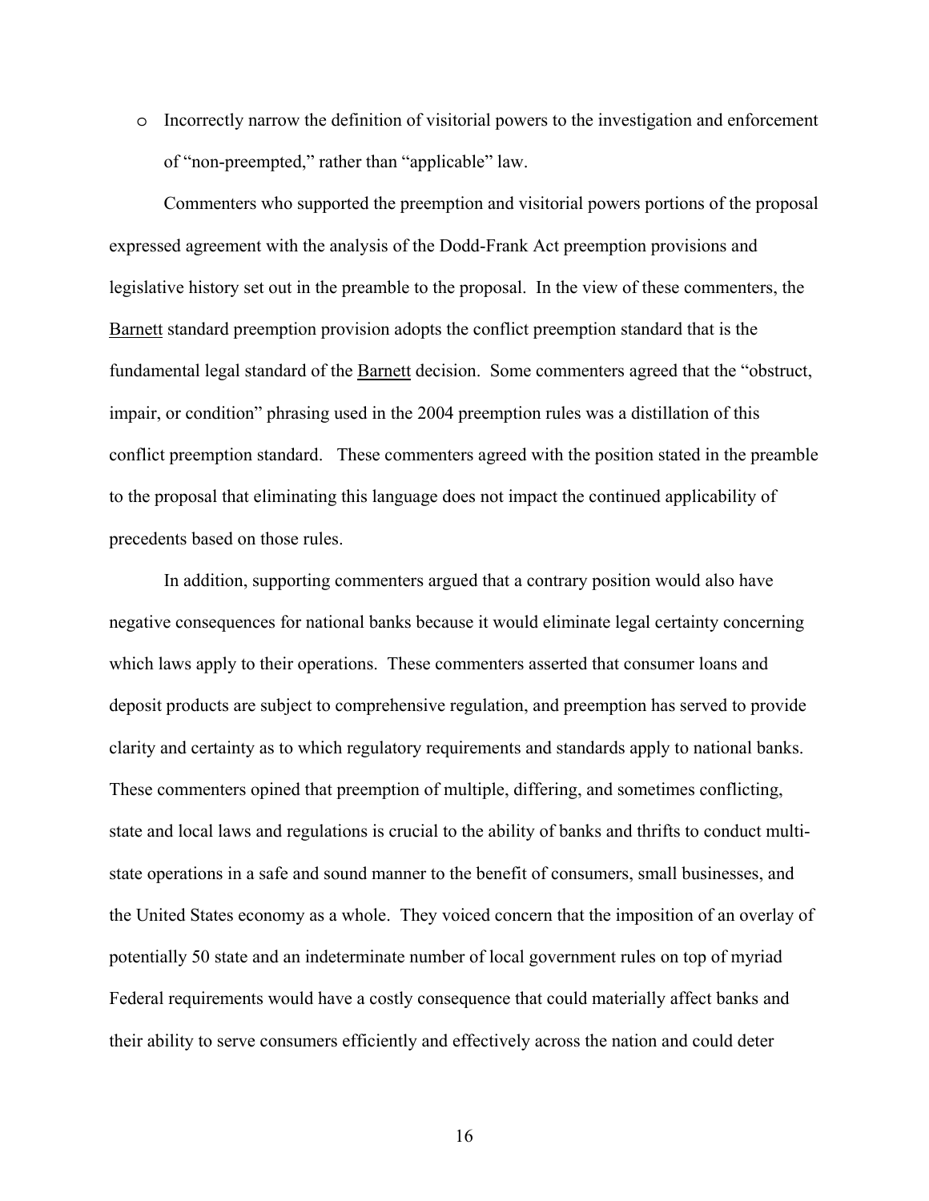- Incorrectly narrow the definition of visitorial powers to the investigation and enforcement of "non-preempted," rather than "applicable" law.

Commenters who supported the preemption and visitorial powers portions of the proposal expressed agreement with the analysis of the Dodd-Frank Act preemption provisions and legislative history set out in the preamble to the proposal. In the view of these commenters, the Barnett standard preemption provision adopts the conflict preemption standard that is the fundamental legal standard of the Barnett decision. Some commenters agreed that the "obstruct, impair, or condition" phrasing used in the 2004 preemption rules was a distillation of this conflict preemption standard. These commenters agreed with the position stated in the preamble to the proposal that eliminating this language does not impact the continued applicability of precedents based on those rules.

In addition, supporting commenters argued that a contrary position would also have negative consequences for national banks because it would eliminate legal certainty concerning which laws apply to their operations. These commenters asserted that consumer loans and deposit products are subject to comprehensive regulation, and preemption has served to provide clarity and certainty as to which regulatory requirements and standards apply to national banks. These commenters opined that preemption of multiple, differing, and sometimes conflicting, state and local laws and regulations is crucial to the ability of banks and thrifts to conduct multi-state operations in a safe and sound manner to the benefit of consumers, small businesses, and the United States economy as a whole. They voiced concern that the imposition of an overlay of potentially 50 state and an indeterminate number of local government rules on top of myriad Federal requirements would have a costly consequence that could materially affect banks and their ability to serve consumers efficiently and effectively across the nation and could deter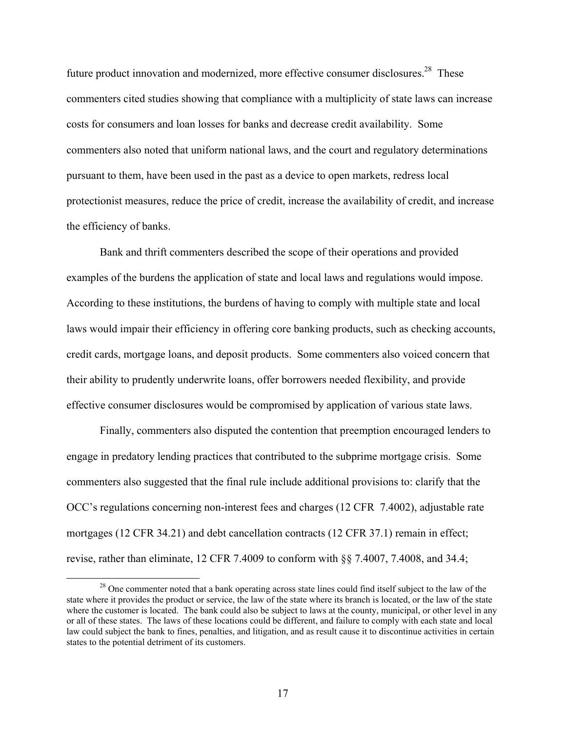future product innovation and modernized, more effective consumer disclosures.[28] These commenters cited studies showing that compliance with a multiplicity of state laws can increase costs for consumers and loan losses for banks and decrease credit availability. Some commenters also noted that uniform national laws, and the court and regulatory determinations pursuant to them, have been used in the past as a device to open markets, redress local protectionist measures, reduce the price of credit, increase the availability of credit, and increase the efficiency of banks.

Bank and thrift commenters described the scope of their operations and provided examples of the burdens the application of state and local laws and regulations would impose. According to these institutions, the burdens of having to comply with multiple state and local laws would impair their efficiency in offering core banking products, such as checking accounts, credit cards, mortgage loans, and deposit products. Some commenters also voiced concern that their ability to prudently underwrite loans, offer borrowers needed flexibility, and provide effective consumer disclosures would be compromised by application of various state laws.

Finally, commenters also disputed the contention that preemption encouraged lenders to engage in predatory lending practices that contributed to the subprime mortgage crisis. Some commenters also suggested that the final rule include additional provisions to: clarify that the OCC's regulations concerning non-interest fees and charges (12 CFR 7.4002), adjustable rate mortgages (12 CFR 34.21) and debt cancellation contracts (12 CFR 37.1) remain in effect; revise, rather than eliminate, 12 CFR 7.4009 to conform with §§ 7.4007, 7.4008, and 34.4;

[28] One commenter noted that a bank operating across state lines could find itself subject to the law of the state where it provides the product or service, the law of the state where its branch is located, or the law of the state where the customer is located. The bank could also be subject to laws at the county, municipal, or other level in any or all of these states. The laws of these locations could be different, and failure to comply with each state and local law could subject the bank to fines, penalties, and litigation, and as result cause it to discontinue activities in certain states to the potential detriment of its customers.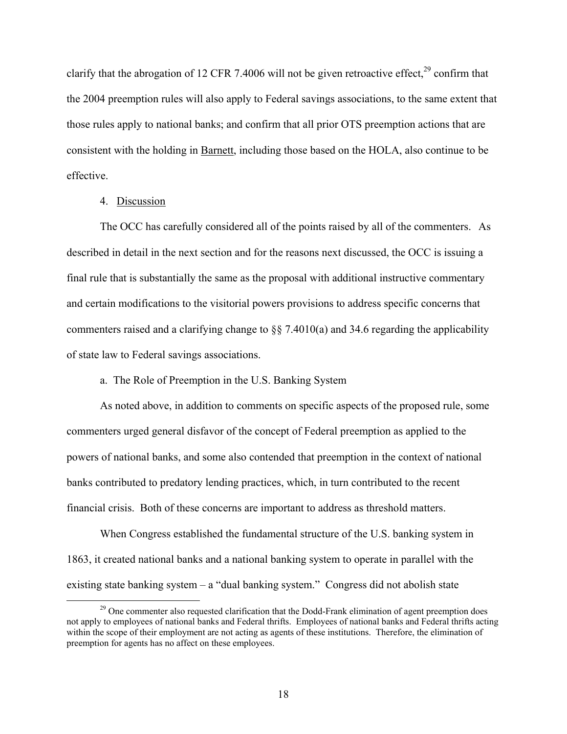clarify that the abrogation of 12 CFR 7.4006 will not be given retroactive effect,[29] confirm that the 2004 preemption rules will also apply to Federal savings associations, to the same extent that those rules apply to national banks; and confirm that all prior OTS preemption actions that are consistent with the holding in Barnett, including those based on the HOLA, also continue to be effective.

4. Discussion

The OCC has carefully considered all of the points raised by all of the commenters. As described in detail in the next section and for the reasons next discussed, the OCC is issuing a final rule that is substantially the same as the proposal with additional instructive commentary and certain modifications to the visitorial powers provisions to address specific concerns that commenters raised and a clarifying change to §§ 7.4010(a) and 34.6 regarding the applicability of state law to Federal savings associations.

a. The Role of Preemption in the U.S. Banking System

As noted above, in addition to comments on specific aspects of the proposed rule, some commenters urged general disfavor of the concept of Federal preemption as applied to the powers of national banks, and some also contended that preemption in the context of national banks contributed to predatory lending practices, which, in turn contributed to the recent financial crisis. Both of these concerns are important to address as threshold matters.

When Congress established the fundamental structure of the U.S. banking system in 1863, it created national banks and a national banking system to operate in parallel with the existing state banking system – a "dual banking system." Congress did not abolish state

[29] One commenter also requested clarification that the Dodd-Frank elimination of agent preemption does not apply to employees of national banks and Federal thrifts. Employees of national banks and Federal thrifts acting within the scope of their employment are not acting as agents of these institutions. Therefore, the elimination of preemption for agents has no affect on these employees.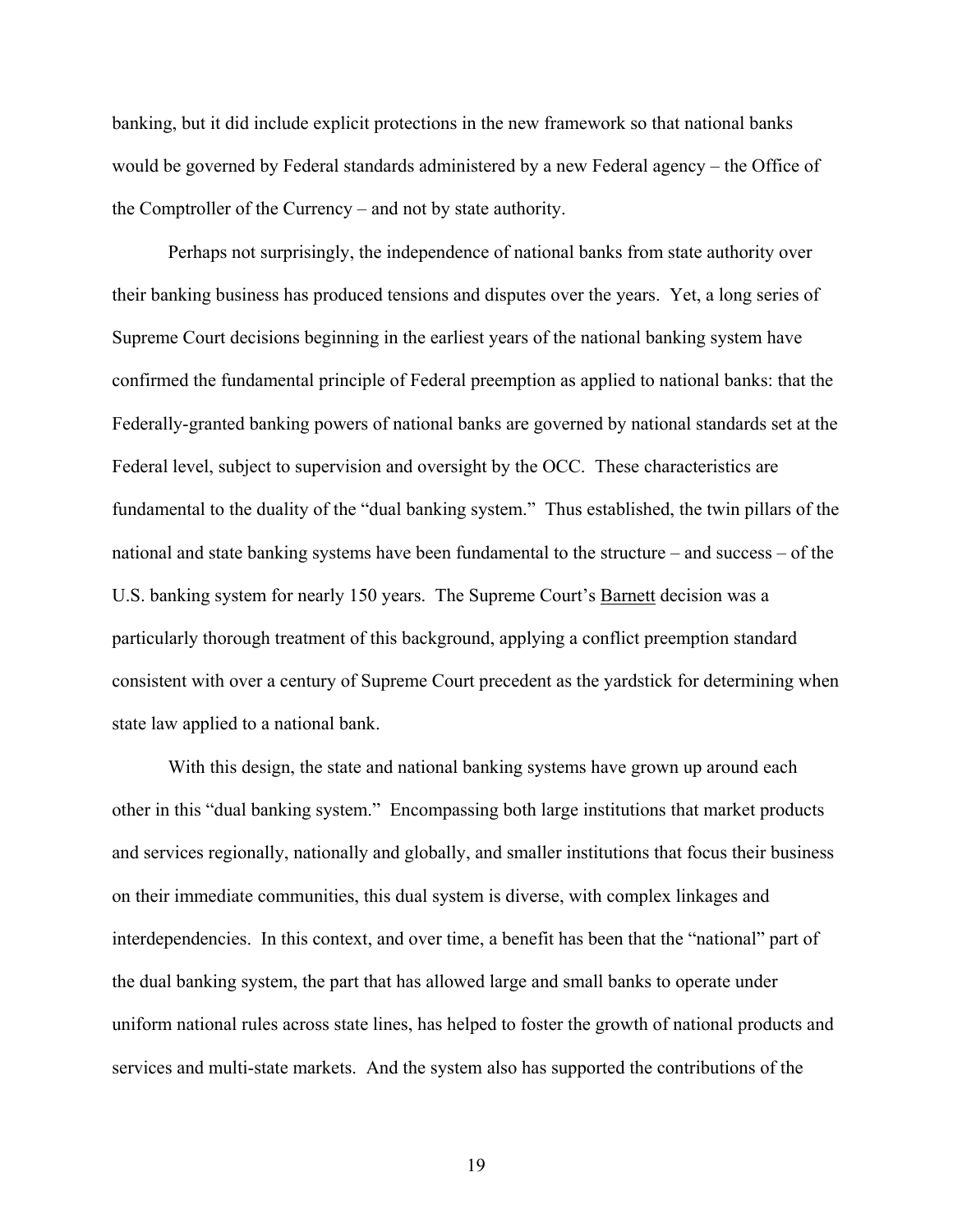banking, but it did include explicit protections in the new framework so that national banks would be governed by Federal standards administered by a new Federal agency – the Office of the Comptroller of the Currency – and not by state authority.

Perhaps not surprisingly, the independence of national banks from state authority over their banking business has produced tensions and disputes over the years. Yet, a long series of Supreme Court decisions beginning in the earliest years of the national banking system have confirmed the fundamental principle of Federal preemption as applied to national banks: that the Federally-granted banking powers of national banks are governed by national standards set at the Federal level, subject to supervision and oversight by the OCC. These characteristics are fundamental to the duality of the "dual banking system." Thus established, the twin pillars of the national and state banking systems have been fundamental to the structure – and success – of the U.S. banking system for nearly 150 years. The Supreme Court's Barnett decision was a particularly thorough treatment of this background, applying a conflict preemption standard consistent with over a century of Supreme Court precedent as the yardstick for determining when state law applied to a national bank.

With this design, the state and national banking systems have grown up around each other in this "dual banking system." Encompassing both large institutions that market products and services regionally, nationally and globally, and smaller institutions that focus their business on their immediate communities, this dual system is diverse, with complex linkages and interdependencies. In this context, and over time, a benefit has been that the "national" part of the dual banking system, the part that has allowed large and small banks to operate under uniform national rules across state lines, has helped to foster the growth of national products and services and multi-state markets. And the system also has supported the contributions of the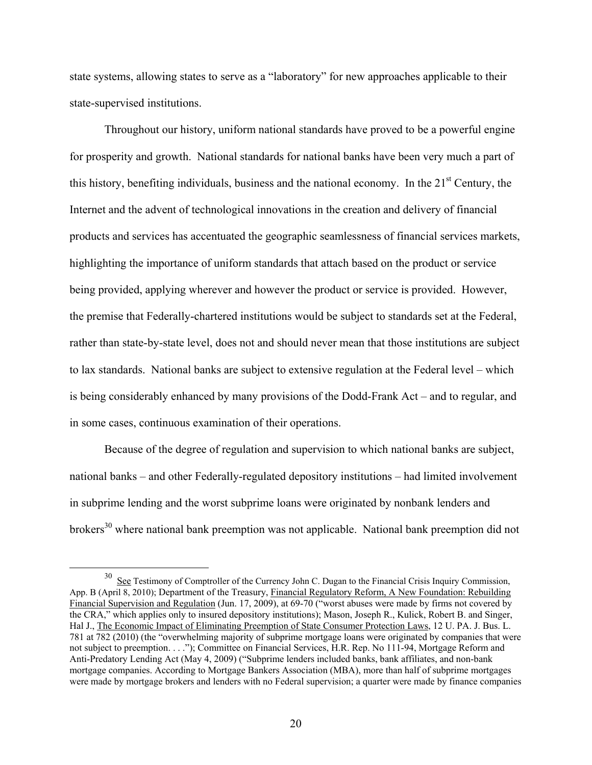state systems, allowing states to serve as a "laboratory" for new approaches applicable to their state-supervised institutions.

Throughout our history, uniform national standards have proved to be a powerful engine for prosperity and growth. National standards for national banks have been very much a part of this history, benefiting individuals, business and the national economy. In the 21st Century, the Internet and the advent of technological innovations in the creation and delivery of financial products and services has accentuated the geographic seamlessness of financial services markets, highlighting the importance of uniform standards that attach based on the product or service being provided, applying wherever and however the product or service is provided. However, the premise that Federally-chartered institutions would be subject to standards set at the Federal, rather than state-by-state level, does not and should never mean that those institutions are subject to lax standards. National banks are subject to extensive regulation at the Federal level – which is being considerably enhanced by many provisions of the Dodd-Frank Act – and to regular, and in some cases, continuous examination of their operations.

Because of the degree of regulation and supervision to which national banks are subject, national banks – and other Federally-regulated depository institutions – had limited involvement in subprime lending and the worst subprime loans were originated by nonbank lenders and brokers[30] where national bank preemption was not applicable. National bank preemption did not

---

[30] See Testimony of Comptroller of the Currency John C. Dugan to the Financial Crisis Inquiry Commission, App. B (April 8, 2010); Department of the Treasury, Financial Regulatory Reform, A New Foundation: Rebuilding Financial Supervision and Regulation (Jun. 17, 2009), at 69-70 ("worst abuses were made by firms not covered by the CRA," which applies only to insured depository institutions); Mason, Joseph R., Kulick, Robert B. and Singer, Hal J., The Economic Impact of Eliminating Preemption of State Consumer Protection Laws, 12 U. PA. J. Bus. L. 781 at 782 (2010) (the "overwhelming majority of subprime mortgage loans were originated by companies that were not subject to preemption. . . ."); Committee on Financial Services, H.R. Rep. No 111-94, Mortgage Reform and Anti-Predatory Lending Act (May 4, 2009) ("Subprime lenders included banks, bank affiliates, and non-bank mortgage companies. According to Mortgage Bankers Association (MBA), more than half of subprime mortgages were made by mortgage brokers and lenders with no Federal supervision; a quarter were made by finance companies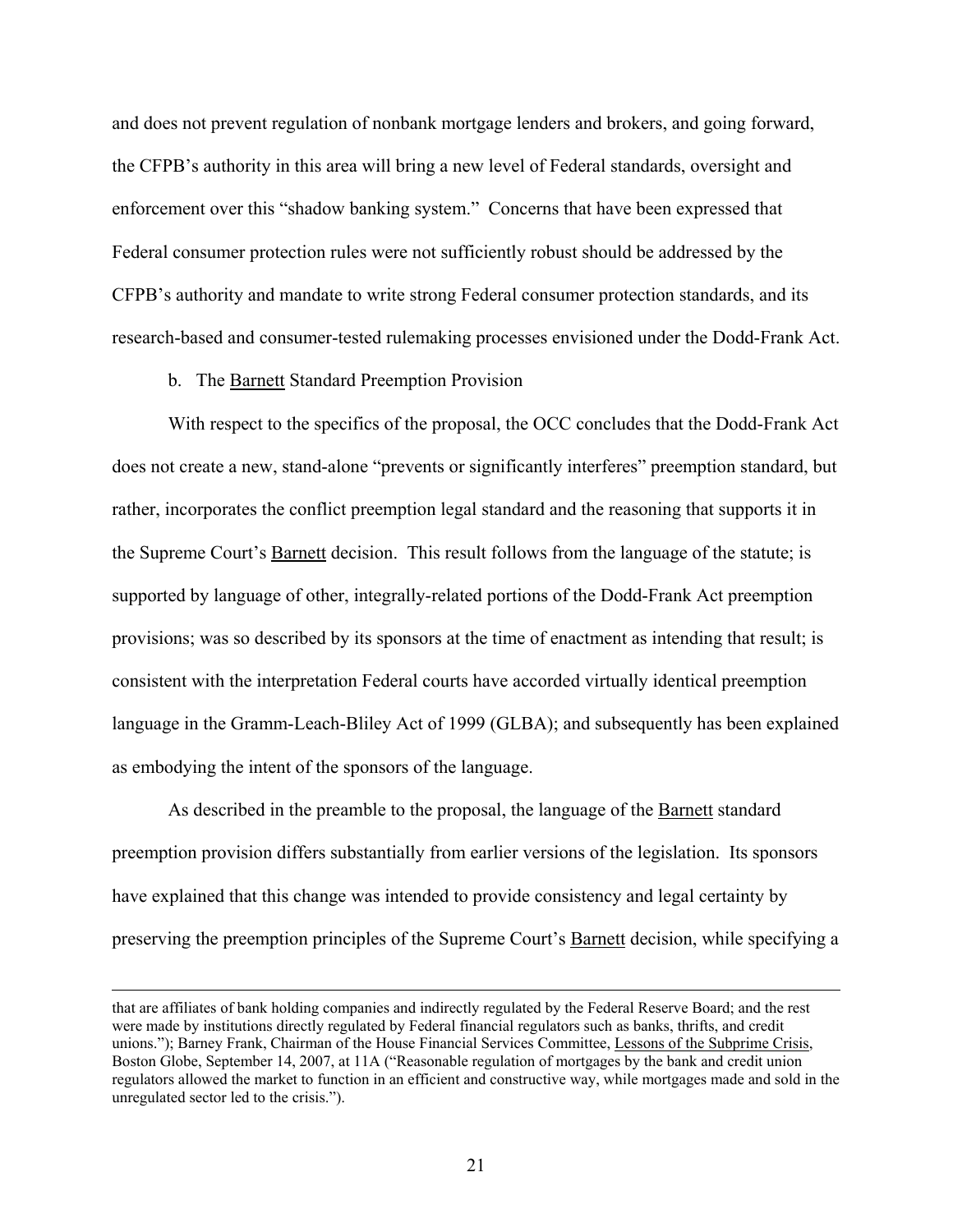and does not prevent regulation of nonbank mortgage lenders and brokers, and going forward, the CFPB's authority in this area will bring a new level of Federal standards, oversight and enforcement over this "shadow banking system." Concerns that have been expressed that Federal consumer protection rules were not sufficiently robust should be addressed by the CFPB's authority and mandate to write strong Federal consumer protection standards, and its research-based and consumer-tested rulemaking processes envisioned under the Dodd-Frank Act.

b. The Barnett Standard Preemption Provision

With respect to the specifics of the proposal, the OCC concludes that the Dodd-Frank Act does not create a new, stand-alone "prevents or significantly interferes" preemption standard, but rather, incorporates the conflict preemption legal standard and the reasoning that supports it in the Supreme Court's Barnett decision. This result follows from the language of the statute; is supported by language of other, integrally-related portions of the Dodd-Frank Act preemption provisions; was so described by its sponsors at the time of enactment as intending that result; is consistent with the interpretation Federal courts have accorded virtually identical preemption language in the Gramm-Leach-Bliley Act of 1999 (GLBA); and subsequently has been explained as embodying the intent of the sponsors of the language.

As described in the preamble to the proposal, the language of the Barnett standard preemption provision differs substantially from earlier versions of the legislation. Its sponsors have explained that this change was intended to provide consistency and legal certainty by preserving the preemption principles of the Supreme Court's Barnett decision, while specifying a

---

that are affiliates of bank holding companies and indirectly regulated by the Federal Reserve Board; and the rest were made by institutions directly regulated by Federal financial regulators such as banks, thrifts, and credit unions."); Barney Frank, Chairman of the House Financial Services Committee, Lessons of the Subprime Crisis, Boston Globe, September 14, 2007, at 11A ("Reasonable regulation of mortgages by the bank and credit union regulators allowed the market to function in an efficient and constructive way, while mortgages made and sold in the unregulated sector led to the crisis.").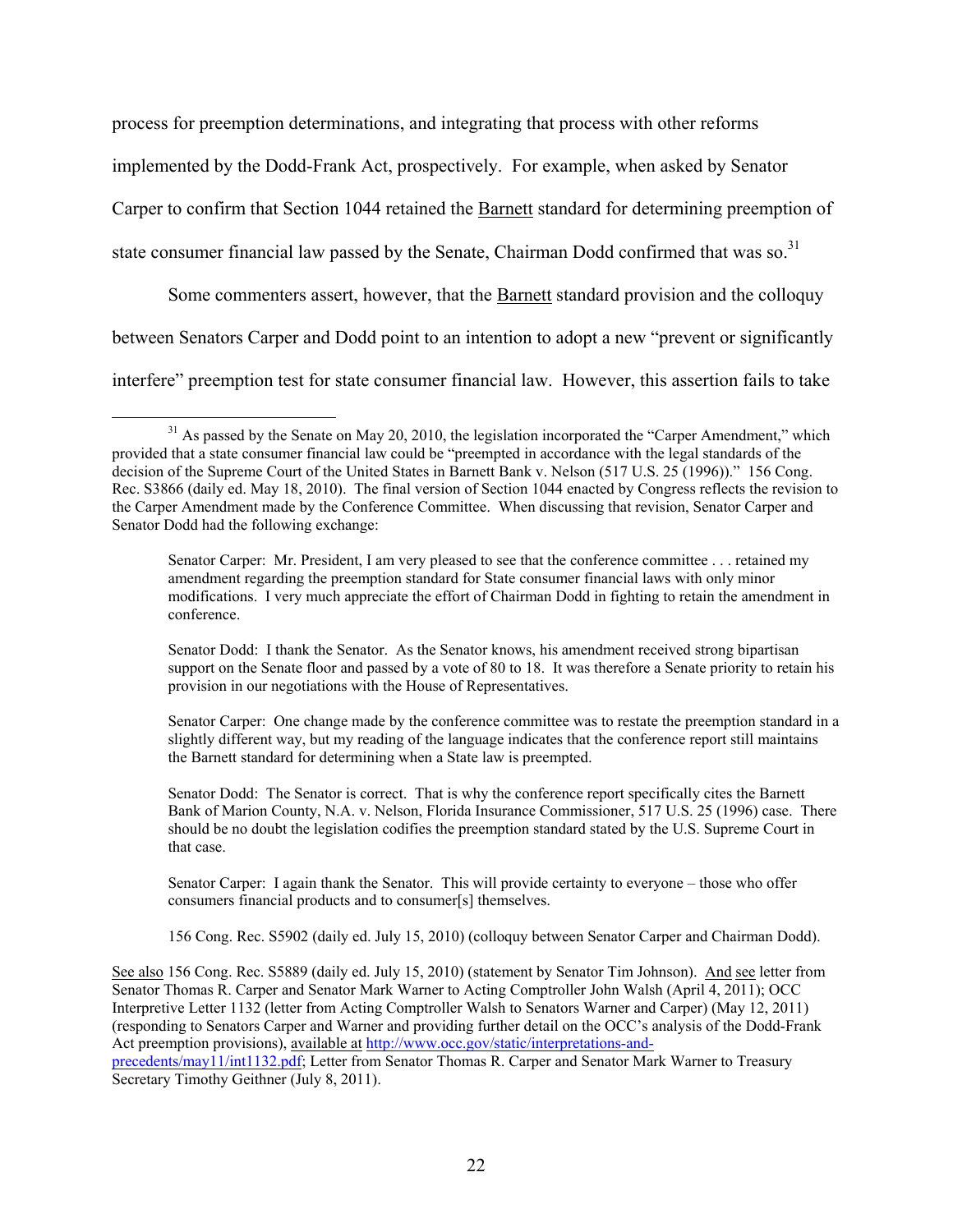process for preemption determinations, and integrating that process with other reforms implemented by the Dodd-Frank Act, prospectively. For example, when asked by Senator Carper to confirm that Section 1044 retained the Barnett standard for determining preemption of state consumer financial law passed by the Senate, Chairman Dodd confirmed that was so.[31]

Some commenters assert, however, that the Barnett standard provision and the colloquy between Senators Carper and Dodd point to an intention to adopt a new "prevent or significantly interfere" preemption test for state consumer financial law. However, this assertion fails to take

---

[31] As passed by the Senate on May 20, 2010, the legislation incorporated the "Carper Amendment," which provided that a state consumer financial law could be "preempted in accordance with the legal standards of the decision of the Supreme Court of the United States in Barnett Bank v. Nelson (517 U.S. 25 (1996))." 156 Cong. Rec. S3866 (daily ed. May 18, 2010). The final version of Section 1044 enacted by Congress reflects the revision to the Carper Amendment made by the Conference Committee. When discussing that revision, Senator Carper and Senator Dodd had the following exchange:

> Senator Carper: Mr. President, I am very pleased to see that the conference committee . . . retained my amendment regarding the preemption standard for State consumer financial laws with only minor modifications. I very much appreciate the effort of Chairman Dodd in fighting to retain the amendment in conference.
>
> Senator Dodd: I thank the Senator. As the Senator knows, his amendment received strong bipartisan support on the Senate floor and passed by a vote of 80 to 18. It was therefore a Senate priority to retain his provision in our negotiations with the House of Representatives.
>
> Senator Carper: One change made by the conference committee was to restate the preemption standard in a slightly different way, but my reading of the language indicates that the conference report still maintains the Barnett standard for determining when a State law is preempted.
>
> Senator Dodd: The Senator is correct. That is why the conference report specifically cites the Barnett Bank of Marion County, N.A. v. Nelson, Florida Insurance Commissioner, 517 U.S. 25 (1996) case. There should be no doubt the legislation codifies the preemption standard stated by the U.S. Supreme Court in that case.
>
> Senator Carper: I again thank the Senator. This will provide certainty to everyone – those who offer consumers financial products and to consumer[s] themselves.
>
> 156 Cong. Rec. S5902 (daily ed. July 15, 2010) (colloquy between Senator Carper and Chairman Dodd).

See also 156 Cong. Rec. S5889 (daily ed. July 15, 2010) (statement by Senator Tim Johnson). And see letter from Senator Thomas R. Carper and Senator Mark Warner to Acting Comptroller John Walsh (April 4, 2011); OCC Interpretive Letter 1132 (letter from Acting Comptroller Walsh to Senators Warner and Carper) (May 12, 2011) (responding to Senators Carper and Warner and providing further detail on the OCC's analysis of the Dodd-Frank Act preemption provisions), available at http://www.occ.gov/static/interpretations-and-precedents/may11/int1132.pdf; Letter from Senator Thomas R. Carper and Senator Mark Warner to Treasury Secretary Timothy Geithner (July 8, 2011).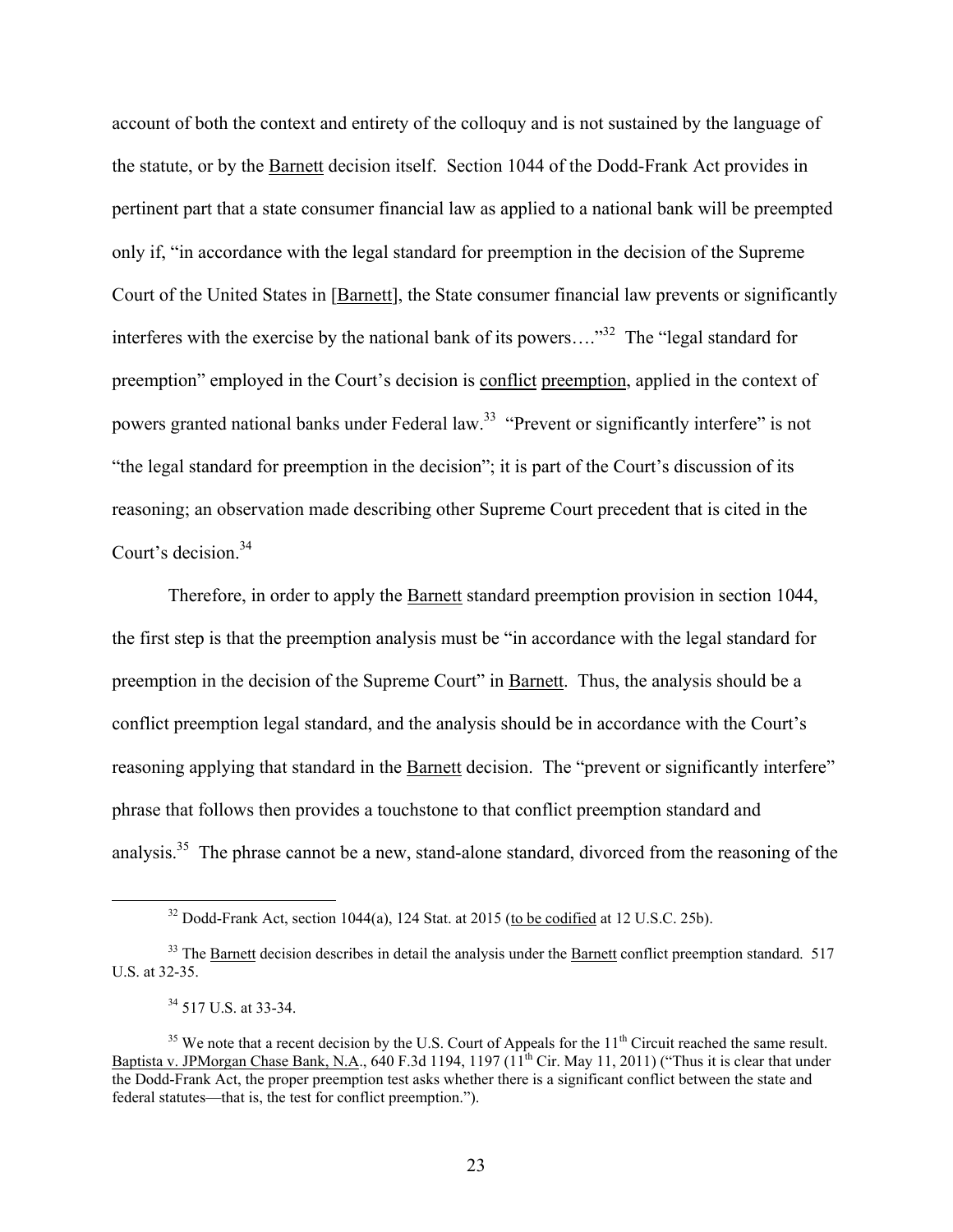account of both the context and entirety of the colloquy and is not sustained by the language of the statute, or by the Barnett decision itself. Section 1044 of the Dodd-Frank Act provides in pertinent part that a state consumer financial law as applied to a national bank will be preempted only if, "in accordance with the legal standard for preemption in the decision of the Supreme Court of the United States in [Barnett], the State consumer financial law prevents or significantly interferes with the exercise by the national bank of its powers…."[32] The "legal standard for preemption" employed in the Court's decision is conflict preemption, applied in the context of powers granted national banks under Federal law.[33] "Prevent or significantly interfere" is not "the legal standard for preemption in the decision"; it is part of the Court's discussion of its reasoning; an observation made describing other Supreme Court precedent that is cited in the Court's decision.[34]

Therefore, in order to apply the Barnett standard preemption provision in section 1044, the first step is that the preemption analysis must be "in accordance with the legal standard for preemption in the decision of the Supreme Court" in Barnett. Thus, the analysis should be a conflict preemption legal standard, and the analysis should be in accordance with the Court's reasoning applying that standard in the Barnett decision. The "prevent or significantly interfere" phrase that follows then provides a touchstone to that conflict preemption standard and analysis.[35] The phrase cannot be a new, stand-alone standard, divorced from the reasoning of the

---

[32] Dodd-Frank Act, section 1044(a), 124 Stat. at 2015 (to be codified at 12 U.S.C. 25b).

[33] The Barnett decision describes in detail the analysis under the Barnett conflict preemption standard. 517 U.S. at 32-35.

[34] 517 U.S. at 33-34.

[35] We note that a recent decision by the U.S. Court of Appeals for the 11th Circuit reached the same result. Baptista v. JPMorgan Chase Bank, N.A., 640 F.3d 1194, 1197 (11th Cir. May 11, 2011) ("Thus it is clear that under the Dodd-Frank Act, the proper preemption test asks whether there is a significant conflict between the state and federal statutes—that is, the test for conflict preemption.").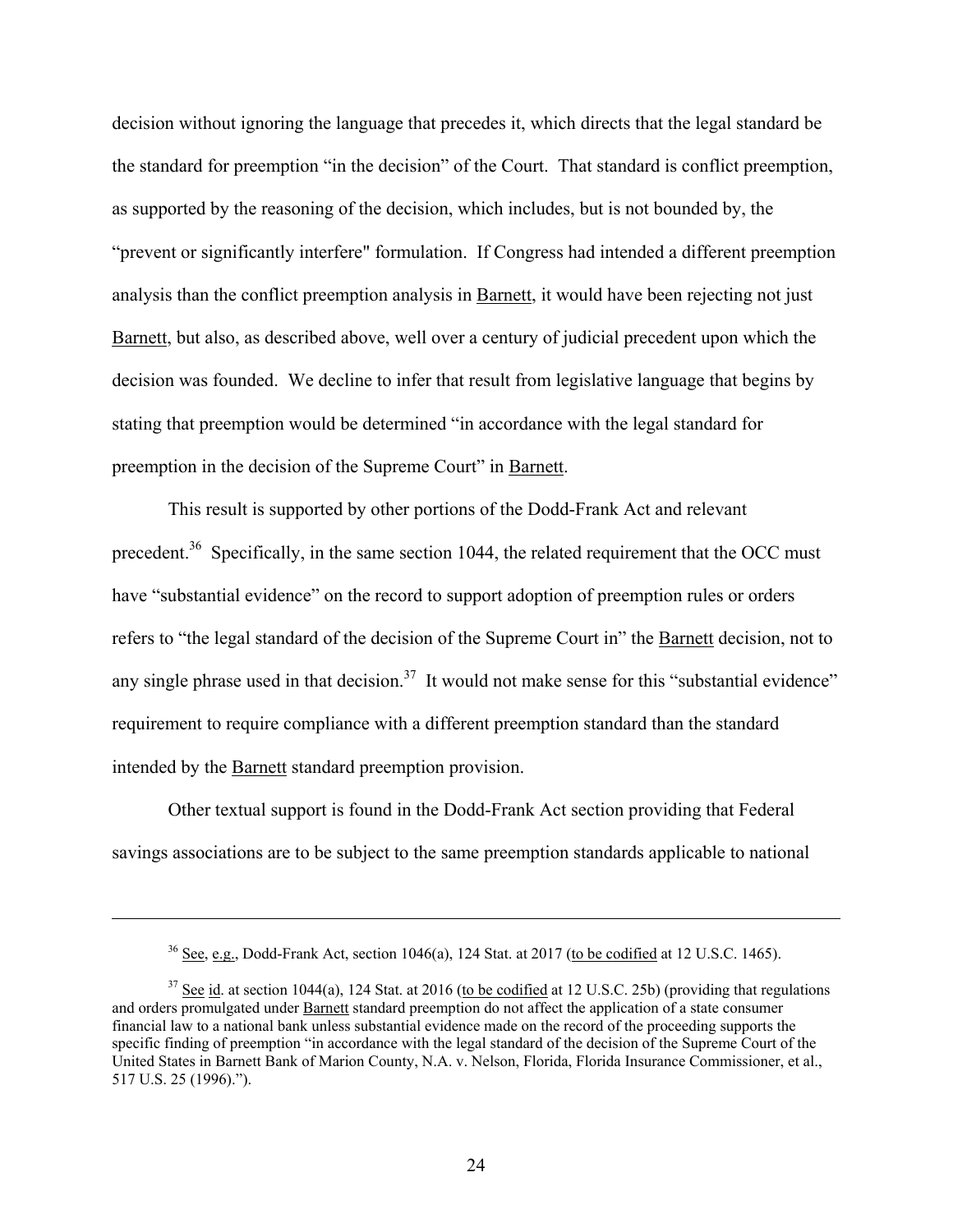decision without ignoring the language that precedes it, which directs that the legal standard be the standard for preemption "in the decision" of the Court. That standard is conflict preemption, as supported by the reasoning of the decision, which includes, but is not bounded by, the "prevent or significantly interfere" formulation. If Congress had intended a different preemption analysis than the conflict preemption analysis in Barnett, it would have been rejecting not just Barnett, but also, as described above, well over a century of judicial precedent upon which the decision was founded. We decline to infer that result from legislative language that begins by stating that preemption would be determined "in accordance with the legal standard for preemption in the decision of the Supreme Court" in Barnett.

This result is supported by other portions of the Dodd-Frank Act and relevant precedent.[36] Specifically, in the same section 1044, the related requirement that the OCC must have "substantial evidence" on the record to support adoption of preemption rules or orders refers to "the legal standard of the decision of the Supreme Court in" the Barnett decision, not to any single phrase used in that decision.[37] It would not make sense for this "substantial evidence" requirement to require compliance with a different preemption standard than the standard intended by the Barnett standard preemption provision.

Other textual support is found in the Dodd-Frank Act section providing that Federal savings associations are to be subject to the same preemption standards applicable to national

---

[36] See, e.g., Dodd-Frank Act, section 1046(a), 124 Stat. at 2017 (to be codified at 12 U.S.C. 1465).

[37] See id. at section 1044(a), 124 Stat. at 2016 (to be codified at 12 U.S.C. 25b) (providing that regulations and orders promulgated under Barnett standard preemption do not affect the application of a state consumer financial law to a national bank unless substantial evidence made on the record of the proceeding supports the specific finding of preemption "in accordance with the legal standard of the decision of the Supreme Court of the United States in Barnett Bank of Marion County, N.A. v. Nelson, Florida, Florida Insurance Commissioner, et al., 517 U.S. 25 (1996).").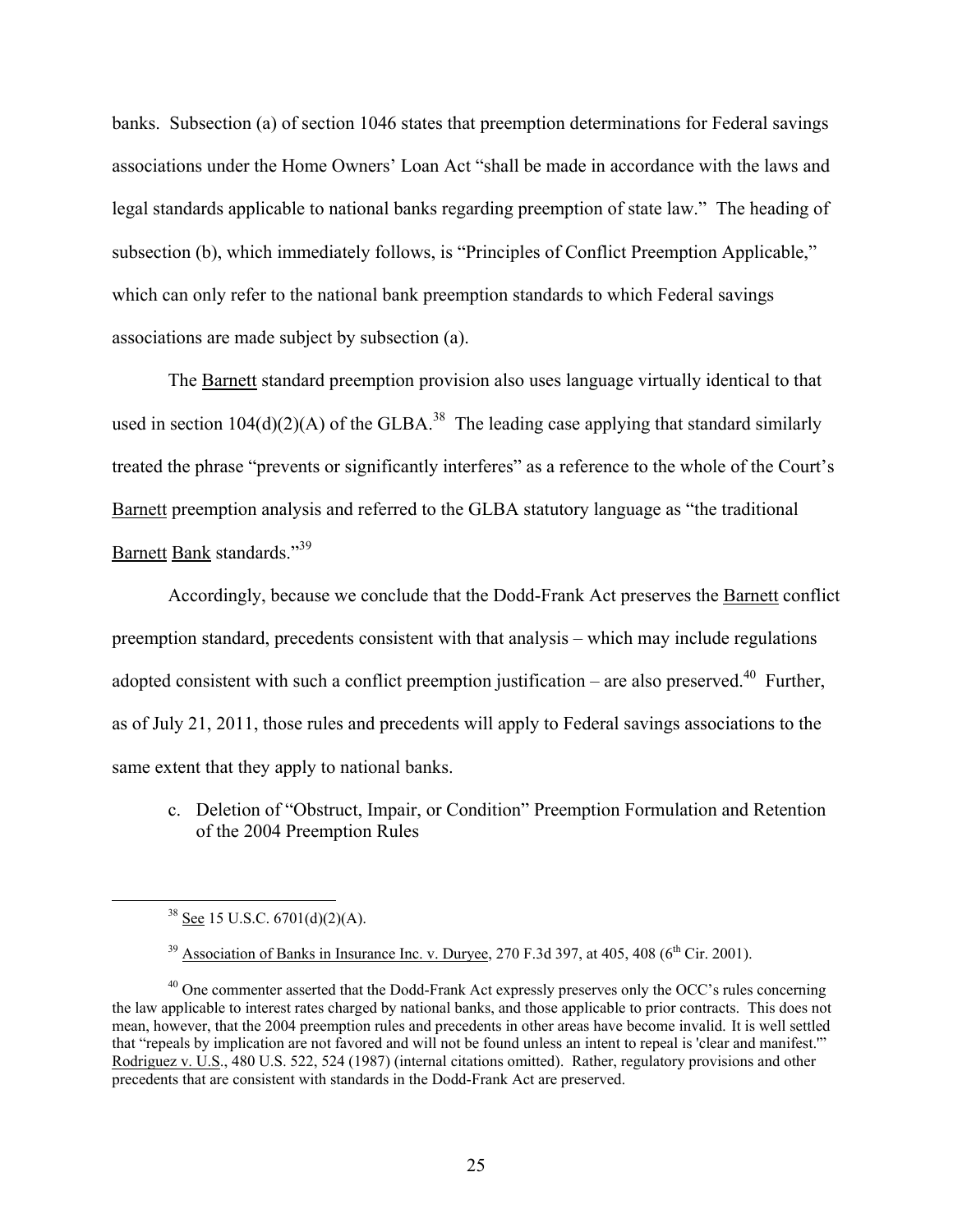banks. Subsection (a) of section 1046 states that preemption determinations for Federal savings associations under the Home Owners' Loan Act "shall be made in accordance with the laws and legal standards applicable to national banks regarding preemption of state law." The heading of subsection (b), which immediately follows, is "Principles of Conflict Preemption Applicable," which can only refer to the national bank preemption standards to which Federal savings associations are made subject by subsection (a).

The Barnett standard preemption provision also uses language virtually identical to that used in section 104(d)(2)(A) of the GLBA.[38] The leading case applying that standard similarly treated the phrase "prevents or significantly interferes" as a reference to the whole of the Court's Barnett preemption analysis and referred to the GLBA statutory language as "the traditional Barnett Bank standards."[39]

Accordingly, because we conclude that the Dodd-Frank Act preserves the Barnett conflict preemption standard, precedents consistent with that analysis – which may include regulations adopted consistent with such a conflict preemption justification – are also preserved.[40] Further, as of July 21, 2011, those rules and precedents will apply to Federal savings associations to the same extent that they apply to national banks.

c. Deletion of "Obstruct, Impair, or Condition" Preemption Formulation and Retention of the 2004 Preemption Rules

---

[38] See 15 U.S.C. 6701(d)(2)(A).

[39] Association of Banks in Insurance Inc. v. Duryee, 270 F.3d 397, at 405, 408 (6th Cir. 2001).

[40] One commenter asserted that the Dodd-Frank Act expressly preserves only the OCC's rules concerning the law applicable to interest rates charged by national banks, and those applicable to prior contracts. This does not mean, however, that the 2004 preemption rules and precedents in other areas have become invalid. It is well settled that "repeals by implication are not favored and will not be found unless an intent to repeal is 'clear and manifest.'" Rodriguez v. U.S., 480 U.S. 522, 524 (1987) (internal citations omitted). Rather, regulatory provisions and other precedents that are consistent with standards in the Dodd-Frank Act are preserved.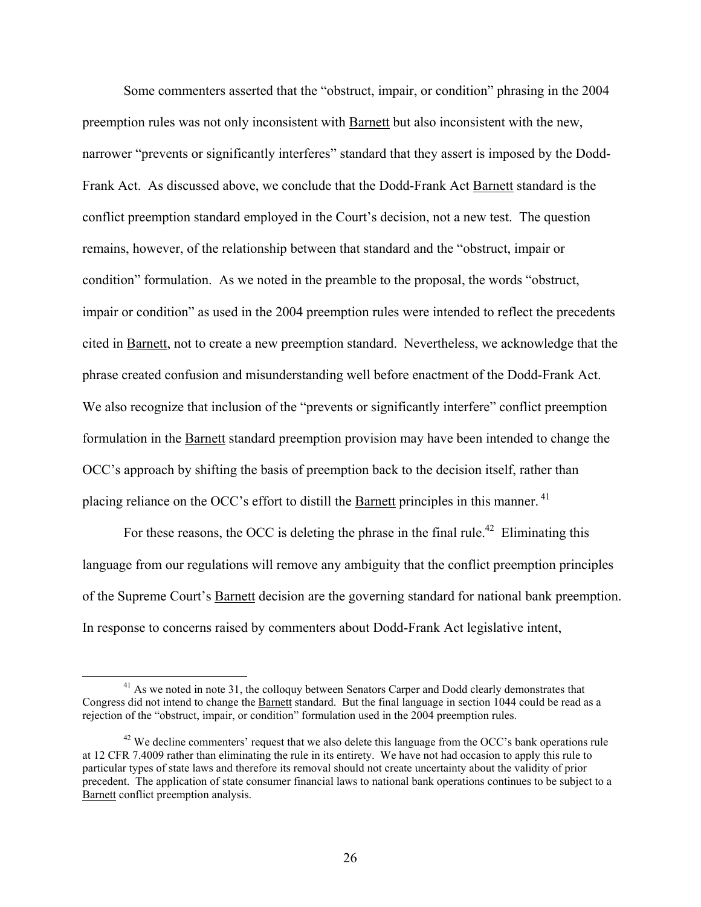Some commenters asserted that the "obstruct, impair, or condition" phrasing in the 2004 preemption rules was not only inconsistent with Barnett but also inconsistent with the new, narrower "prevents or significantly interferes" standard that they assert is imposed by the Dodd-Frank Act. As discussed above, we conclude that the Dodd-Frank Act Barnett standard is the conflict preemption standard employed in the Court's decision, not a new test. The question remains, however, of the relationship between that standard and the "obstruct, impair or condition" formulation. As we noted in the preamble to the proposal, the words "obstruct, impair or condition" as used in the 2004 preemption rules were intended to reflect the precedents cited in Barnett, not to create a new preemption standard. Nevertheless, we acknowledge that the phrase created confusion and misunderstanding well before enactment of the Dodd-Frank Act. We also recognize that inclusion of the "prevents or significantly interfere" conflict preemption formulation in the Barnett standard preemption provision may have been intended to change the OCC's approach by shifting the basis of preemption back to the decision itself, rather than placing reliance on the OCC's effort to distill the Barnett principles in this manner.[41]

For these reasons, the OCC is deleting the phrase in the final rule.[42] Eliminating this language from our regulations will remove any ambiguity that the conflict preemption principles of the Supreme Court's Barnett decision are the governing standard for national bank preemption. In response to concerns raised by commenters about Dodd-Frank Act legislative intent,

---

[41] As we noted in note 31, the colloquy between Senators Carper and Dodd clearly demonstrates that Congress did not intend to change the Barnett standard. But the final language in section 1044 could be read as a rejection of the "obstruct, impair, or condition" formulation used in the 2004 preemption rules.

[42] We decline commenters' request that we also delete this language from the OCC's bank operations rule at 12 CFR 7.4009 rather than eliminating the rule in its entirety. We have not had occasion to apply this rule to particular types of state laws and therefore its removal should not create uncertainty about the validity of prior precedent. The application of state consumer financial laws to national bank operations continues to be subject to a Barnett conflict preemption analysis.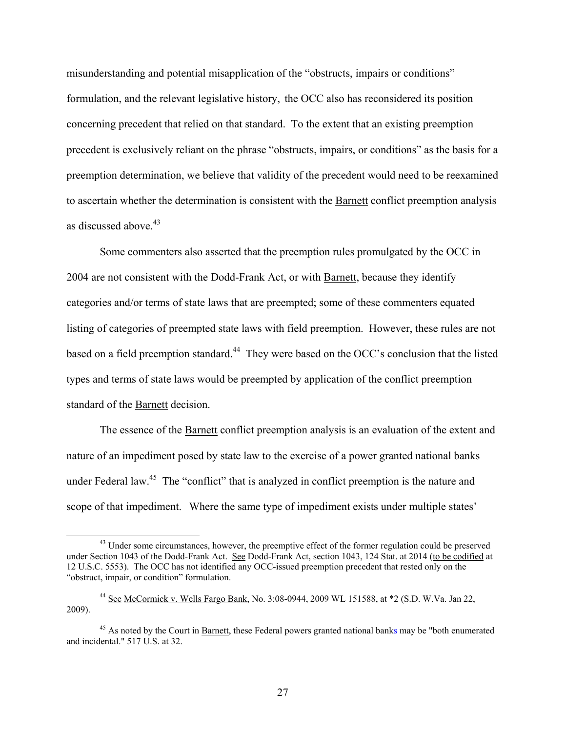misunderstanding and potential misapplication of the "obstructs, impairs or conditions" formulation, and the relevant legislative history, the OCC also has reconsidered its position concerning precedent that relied on that standard. To the extent that an existing preemption precedent is exclusively reliant on the phrase "obstructs, impairs, or conditions" as the basis for a preemption determination, we believe that validity of the precedent would need to be reexamined to ascertain whether the determination is consistent with the Barnett conflict preemption analysis as discussed above.[43]

Some commenters also asserted that the preemption rules promulgated by the OCC in 2004 are not consistent with the Dodd-Frank Act, or with Barnett, because they identify categories and/or terms of state laws that are preempted; some of these commenters equated listing of categories of preempted state laws with field preemption. However, these rules are not based on a field preemption standard.[44] They were based on the OCC's conclusion that the listed types and terms of state laws would be preempted by application of the conflict preemption standard of the Barnett decision.

The essence of the Barnett conflict preemption analysis is an evaluation of the extent and nature of an impediment posed by state law to the exercise of a power granted national banks under Federal law.[45] The "conflict" that is analyzed in conflict preemption is the nature and scope of that impediment. Where the same type of impediment exists under multiple states'

---

[43] Under some circumstances, however, the preemptive effect of the former regulation could be preserved under Section 1043 of the Dodd-Frank Act. See Dodd-Frank Act, section 1043, 124 Stat. at 2014 (to be codified at 12 U.S.C. 5553). The OCC has not identified any OCC-issued preemption precedent that rested only on the "obstruct, impair, or condition" formulation.

[44] See McCormick v. Wells Fargo Bank, No. 3:08-0944, 2009 WL 151588, at *2 (S.D. W.Va. Jan 22, 2009).

[45] As noted by the Court in Barnett, these Federal powers granted national banks may be "both enumerated and incidental." 517 U.S. at 32.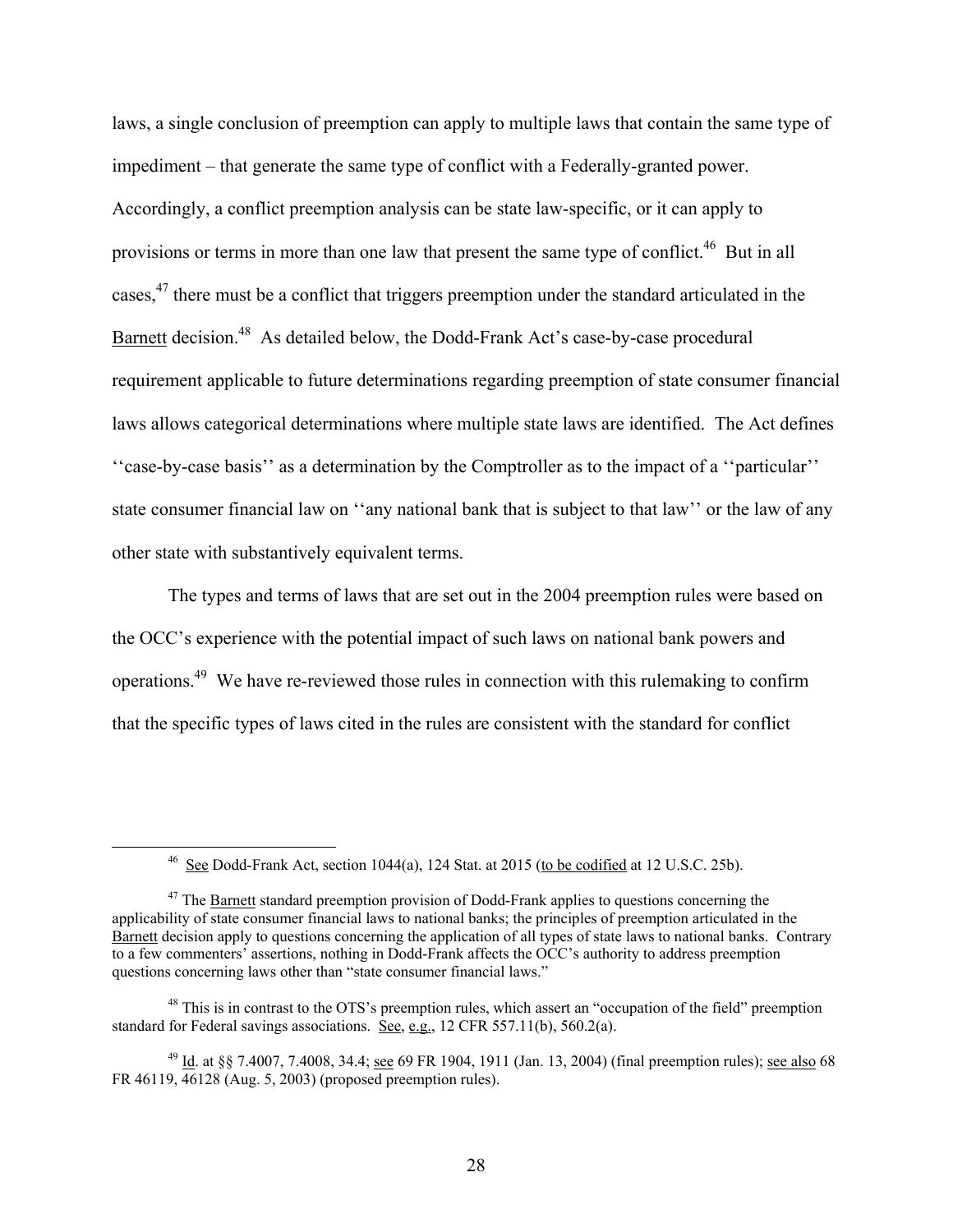laws, a single conclusion of preemption can apply to multiple laws that contain the same type of impediment – that generate the same type of conflict with a Federally-granted power. Accordingly, a conflict preemption analysis can be state law-specific, or it can apply to provisions or terms in more than one law that present the same type of conflict.[46] But in all cases,[47] there must be a conflict that triggers preemption under the standard articulated in the Barnett decision.[48] As detailed below, the Dodd-Frank Act's case-by-case procedural requirement applicable to future determinations regarding preemption of state consumer financial laws allows categorical determinations where multiple state laws are identified. The Act defines ''case-by-case basis'' as a determination by the Comptroller as to the impact of a ''particular'' state consumer financial law on ''any national bank that is subject to that law'' or the law of any other state with substantively equivalent terms.

The types and terms of laws that are set out in the 2004 preemption rules were based on the OCC's experience with the potential impact of such laws on national bank powers and operations.[49] We have re-reviewed those rules in connection with this rulemaking to confirm that the specific types of laws cited in the rules are consistent with the standard for conflict

---

[46] See Dodd-Frank Act, section 1044(a), 124 Stat. at 2015 (to be codified at 12 U.S.C. 25b).

[47] The Barnett standard preemption provision of Dodd-Frank applies to questions concerning the applicability of state consumer financial laws to national banks; the principles of preemption articulated in the Barnett decision apply to questions concerning the application of all types of state laws to national banks. Contrary to a few commenters' assertions, nothing in Dodd-Frank affects the OCC's authority to address preemption questions concerning laws other than "state consumer financial laws."

[48] This is in contrast to the OTS's preemption rules, which assert an "occupation of the field" preemption standard for Federal savings associations. See, e.g., 12 CFR 557.11(b), 560.2(a).

[49] Id. at §§ 7.4007, 7.4008, 34.4; see 69 FR 1904, 1911 (Jan. 13, 2004) (final preemption rules); see also 68 FR 46119, 46128 (Aug. 5, 2003) (proposed preemption rules).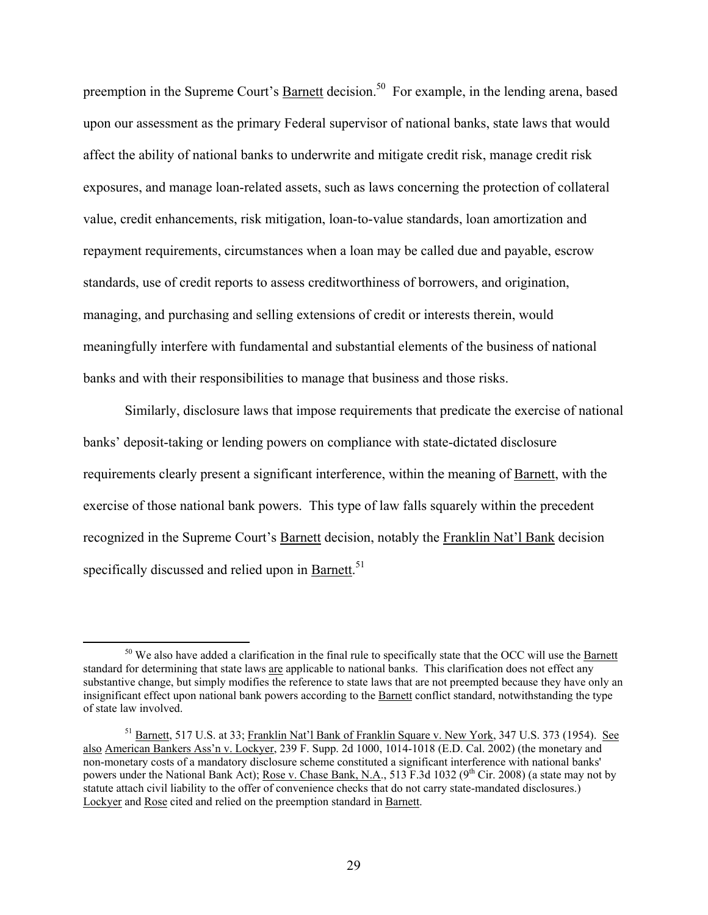preemption in the Supreme Court's Barnett decision.[50] For example, in the lending arena, based upon our assessment as the primary Federal supervisor of national banks, state laws that would affect the ability of national banks to underwrite and mitigate credit risk, manage credit risk exposures, and manage loan-related assets, such as laws concerning the protection of collateral value, credit enhancements, risk mitigation, loan-to-value standards, loan amortization and repayment requirements, circumstances when a loan may be called due and payable, escrow standards, use of credit reports to assess creditworthiness of borrowers, and origination, managing, and purchasing and selling extensions of credit or interests therein, would meaningfully interfere with fundamental and substantial elements of the business of national banks and with their responsibilities to manage that business and those risks.

Similarly, disclosure laws that impose requirements that predicate the exercise of national banks' deposit-taking or lending powers on compliance with state-dictated disclosure requirements clearly present a significant interference, within the meaning of Barnett, with the exercise of those national bank powers. This type of law falls squarely within the precedent recognized in the Supreme Court's Barnett decision, notably the Franklin Nat'l Bank decision specifically discussed and relied upon in Barnett.[51]

---

[50] We also have added a clarification in the final rule to specifically state that the OCC will use the Barnett standard for determining that state laws are applicable to national banks. This clarification does not effect any substantive change, but simply modifies the reference to state laws that are not preempted because they have only an insignificant effect upon national bank powers according to the Barnett conflict standard, notwithstanding the type of state law involved.

[51] Barnett, 517 U.S. at 33; Franklin Nat'l Bank of Franklin Square v. New York, 347 U.S. 373 (1954). See also American Bankers Ass'n v. Lockyer, 239 F. Supp. 2d 1000, 1014-1018 (E.D. Cal. 2002) (the monetary and non-monetary costs of a mandatory disclosure scheme constituted a significant interference with national banks' powers under the National Bank Act); Rose v. Chase Bank, N.A., 513 F.3d 1032 (9th Cir. 2008) (a state may not by statute attach civil liability to the offer of convenience checks that do not carry state-mandated disclosures.) Lockyer and Rose cited and relied on the preemption standard in Barnett.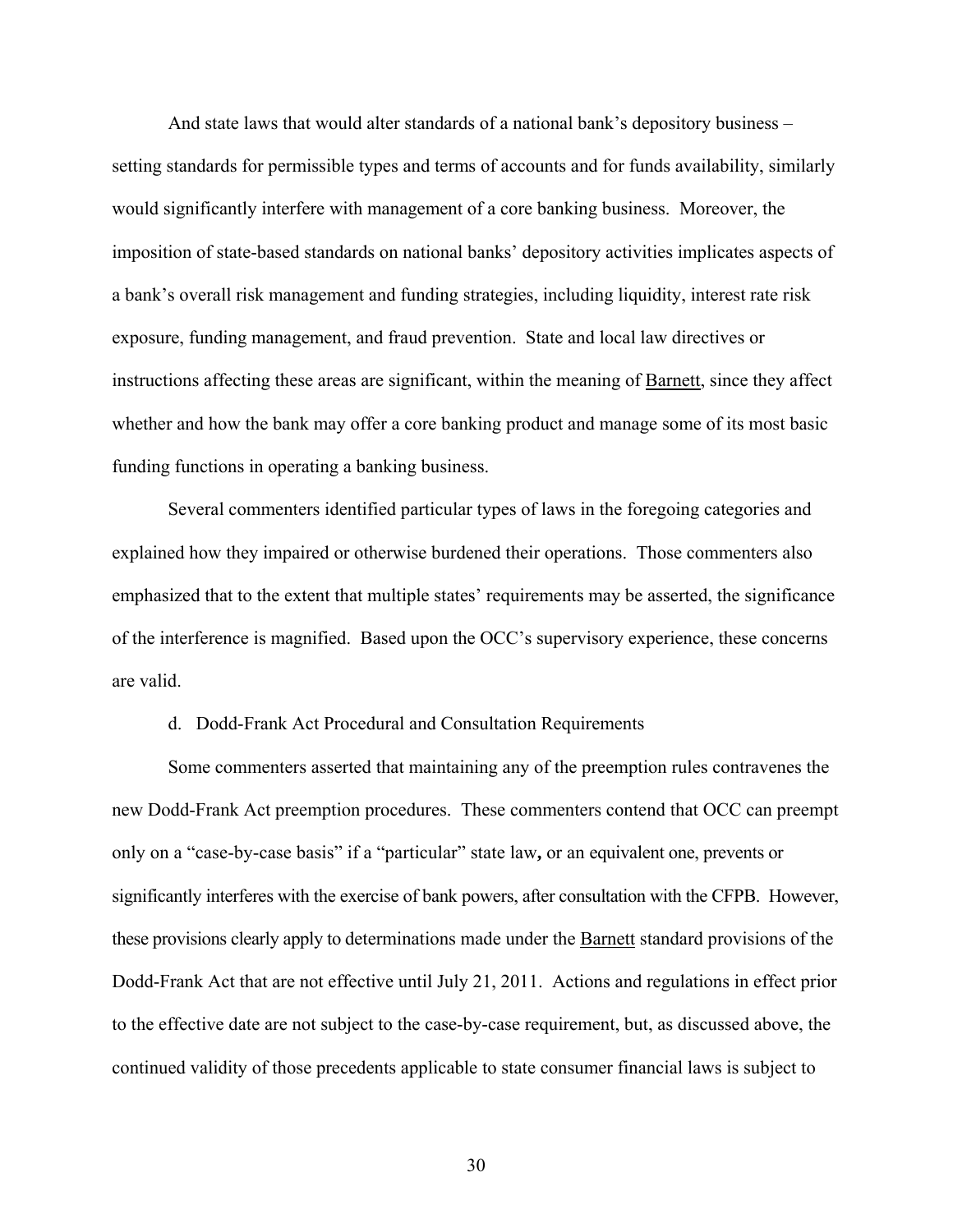And state laws that would alter standards of a national bank's depository business – setting standards for permissible types and terms of accounts and for funds availability, similarly would significantly interfere with management of a core banking business. Moreover, the imposition of state-based standards on national banks' depository activities implicates aspects of a bank's overall risk management and funding strategies, including liquidity, interest rate risk exposure, funding management, and fraud prevention. State and local law directives or instructions affecting these areas are significant, within the meaning of Barnett, since they affect whether and how the bank may offer a core banking product and manage some of its most basic funding functions in operating a banking business.

Several commenters identified particular types of laws in the foregoing categories and explained how they impaired or otherwise burdened their operations. Those commenters also emphasized that to the extent that multiple states' requirements may be asserted, the significance of the interference is magnified. Based upon the OCC's supervisory experience, these concerns are valid.

d. Dodd-Frank Act Procedural and Consultation Requirements

Some commenters asserted that maintaining any of the preemption rules contravenes the new Dodd-Frank Act preemption procedures. These commenters contend that OCC can preempt only on a "case-by-case basis" if a "particular" state law**,** or an equivalent one, prevents or significantly interferes with the exercise of bank powers, after consultation with the CFPB. However, these provisions clearly apply to determinations made under the Barnett standard provisions of the Dodd-Frank Act that are not effective until July 21, 2011. Actions and regulations in effect prior to the effective date are not subject to the case-by-case requirement, but, as discussed above, the continued validity of those precedents applicable to state consumer financial laws is subject to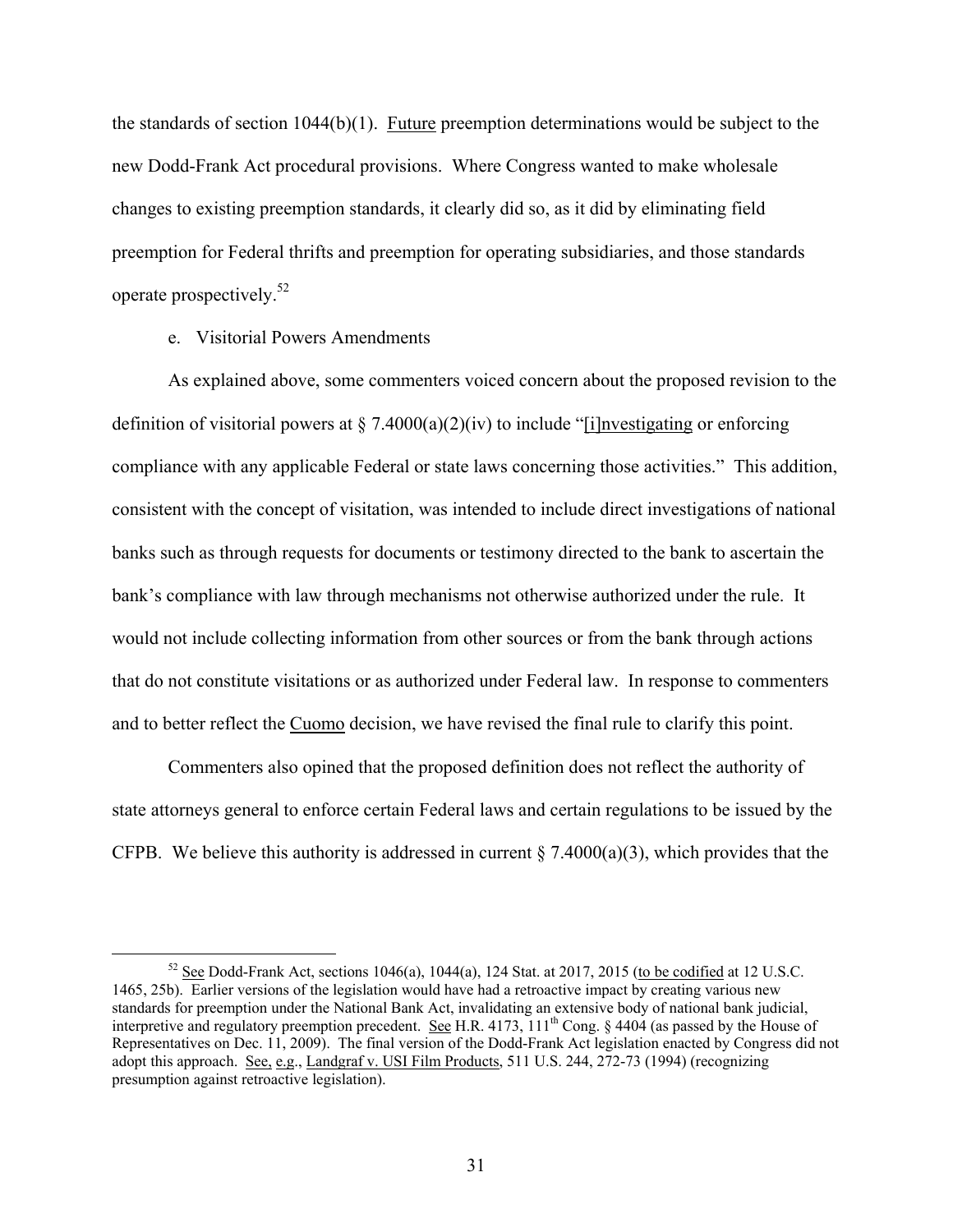the standards of section 1044(b)(1). Future preemption determinations would be subject to the new Dodd-Frank Act procedural provisions. Where Congress wanted to make wholesale changes to existing preemption standards, it clearly did so, as it did by eliminating field preemption for Federal thrifts and preemption for operating subsidiaries, and those standards operate prospectively.[52]

e. Visitorial Powers Amendments

As explained above, some commenters voiced concern about the proposed revision to the definition of visitorial powers at § 7.4000(a)(2)(iv) to include "[i]nvestigating or enforcing compliance with any applicable Federal or state laws concerning those activities." This addition, consistent with the concept of visitation, was intended to include direct investigations of national banks such as through requests for documents or testimony directed to the bank to ascertain the bank's compliance with law through mechanisms not otherwise authorized under the rule. It would not include collecting information from other sources or from the bank through actions that do not constitute visitations or as authorized under Federal law. In response to commenters and to better reflect the Cuomo decision, we have revised the final rule to clarify this point.

Commenters also opined that the proposed definition does not reflect the authority of state attorneys general to enforce certain Federal laws and certain regulations to be issued by the CFPB. We believe this authority is addressed in current § 7.4000(a)(3), which provides that the

---

[52] See Dodd-Frank Act, sections 1046(a), 1044(a), 124 Stat. at 2017, 2015 (to be codified at 12 U.S.C. 1465, 25b). Earlier versions of the legislation would have had a retroactive impact by creating various new standards for preemption under the National Bank Act, invalidating an extensive body of national bank judicial, interpretive and regulatory preemption precedent. See H.R. 4173, 111th Cong. § 4404 (as passed by the House of Representatives on Dec. 11, 2009). The final version of the Dodd-Frank Act legislation enacted by Congress did not adopt this approach. See, e.g., Landgraf v. USI Film Products, 511 U.S. 244, 272-73 (1994) (recognizing presumption against retroactive legislation).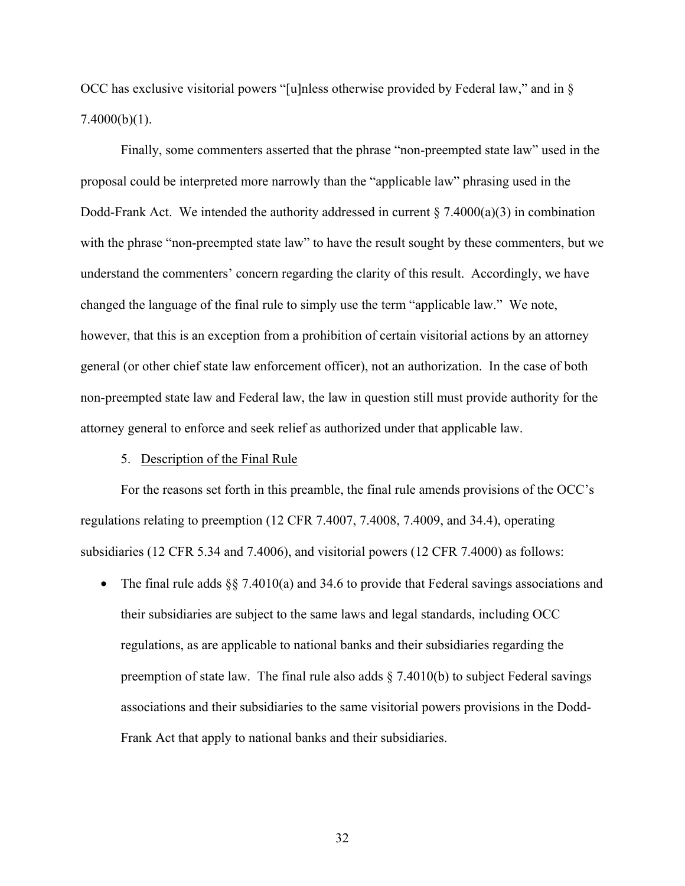OCC has exclusive visitorial powers "[u]nless otherwise provided by Federal law," and in § 7.4000(b)(1).

Finally, some commenters asserted that the phrase "non-preempted state law" used in the proposal could be interpreted more narrowly than the "applicable law" phrasing used in the Dodd-Frank Act. We intended the authority addressed in current § 7.4000(a)(3) in combination with the phrase "non-preempted state law" to have the result sought by these commenters, but we understand the commenters' concern regarding the clarity of this result. Accordingly, we have changed the language of the final rule to simply use the term "applicable law." We note, however, that this is an exception from a prohibition of certain visitorial actions by an attorney general (or other chief state law enforcement officer), not an authorization. In the case of both non-preempted state law and Federal law, the law in question still must provide authority for the attorney general to enforce and seek relief as authorized under that applicable law.

5. <u>Description of the Final Rule</u>

For the reasons set forth in this preamble, the final rule amends provisions of the OCC's regulations relating to preemption (12 CFR 7.4007, 7.4008, 7.4009, and 34.4), operating subsidiaries (12 CFR 5.34 and 7.4006), and visitorial powers (12 CFR 7.4000) as follows:

- The final rule adds §§ 7.4010(a) and 34.6 to provide that Federal savings associations and their subsidiaries are subject to the same laws and legal standards, including OCC regulations, as are applicable to national banks and their subsidiaries regarding the preemption of state law. The final rule also adds § 7.4010(b) to subject Federal savings associations and their subsidiaries to the same visitorial powers provisions in the Dodd-Frank Act that apply to national banks and their subsidiaries.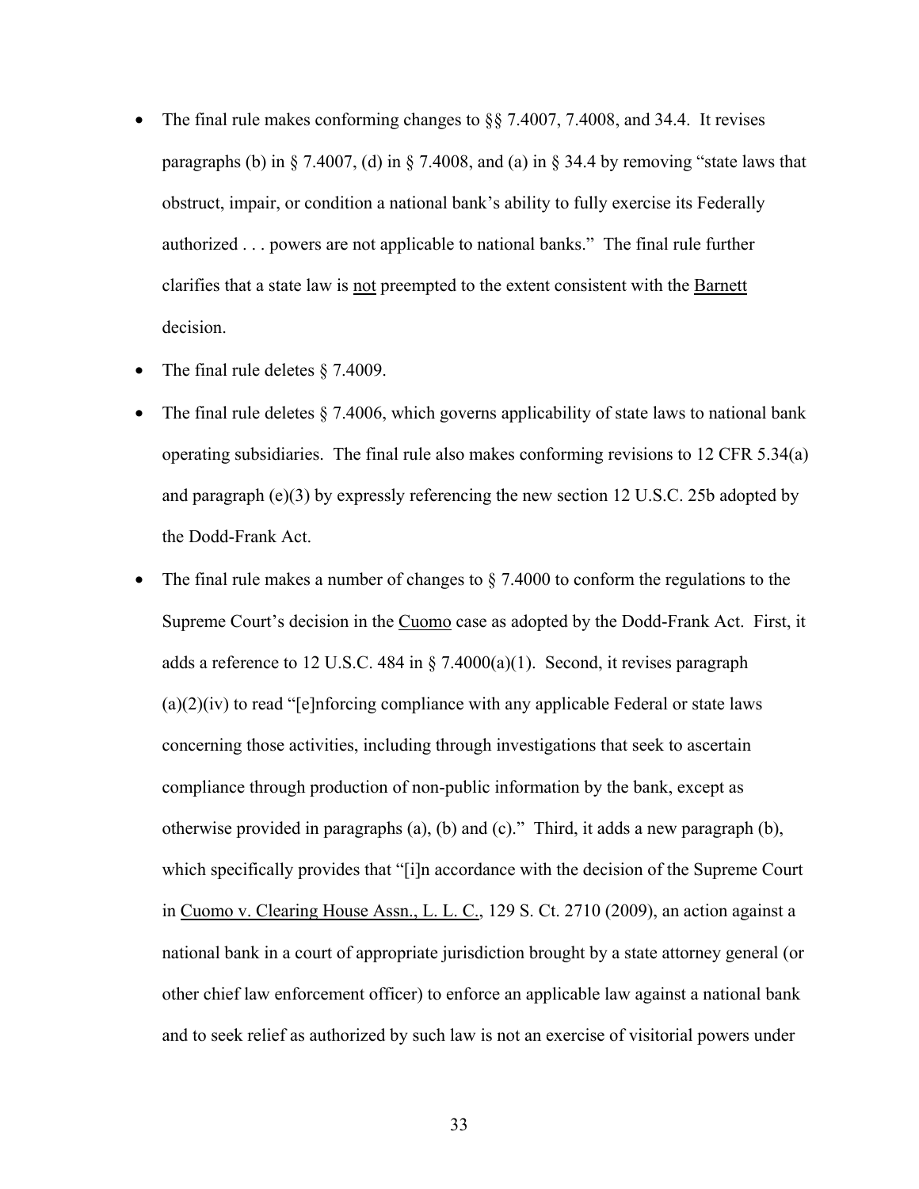- The final rule makes conforming changes to §§ 7.4007, 7.4008, and 34.4. It revises paragraphs (b) in § 7.4007, (d) in § 7.4008, and (a) in § 34.4 by removing "state laws that obstruct, impair, or condition a national bank's ability to fully exercise its Federally authorized . . . powers are not applicable to national banks." The final rule further clarifies that a state law is not preempted to the extent consistent with the Barnett decision.
- The final rule deletes § 7.4009.
- The final rule deletes § 7.4006, which governs applicability of state laws to national bank operating subsidiaries. The final rule also makes conforming revisions to 12 CFR 5.34(a) and paragraph (e)(3) by expressly referencing the new section 12 U.S.C. 25b adopted by the Dodd-Frank Act.
- The final rule makes a number of changes to § 7.4000 to conform the regulations to the Supreme Court's decision in the Cuomo case as adopted by the Dodd-Frank Act. First, it adds a reference to 12 U.S.C. 484 in § 7.4000(a)(1). Second, it revises paragraph (a)(2)(iv) to read "[e]nforcing compliance with any applicable Federal or state laws concerning those activities, including through investigations that seek to ascertain compliance through production of non-public information by the bank, except as otherwise provided in paragraphs (a), (b) and (c)." Third, it adds a new paragraph (b), which specifically provides that "[i]n accordance with the decision of the Supreme Court in Cuomo v. Clearing House Assn., L. L. C., 129 S. Ct. 2710 (2009), an action against a national bank in a court of appropriate jurisdiction brought by a state attorney general (or other chief law enforcement officer) to enforce an applicable law against a national bank and to seek relief as authorized by such law is not an exercise of visitorial powers under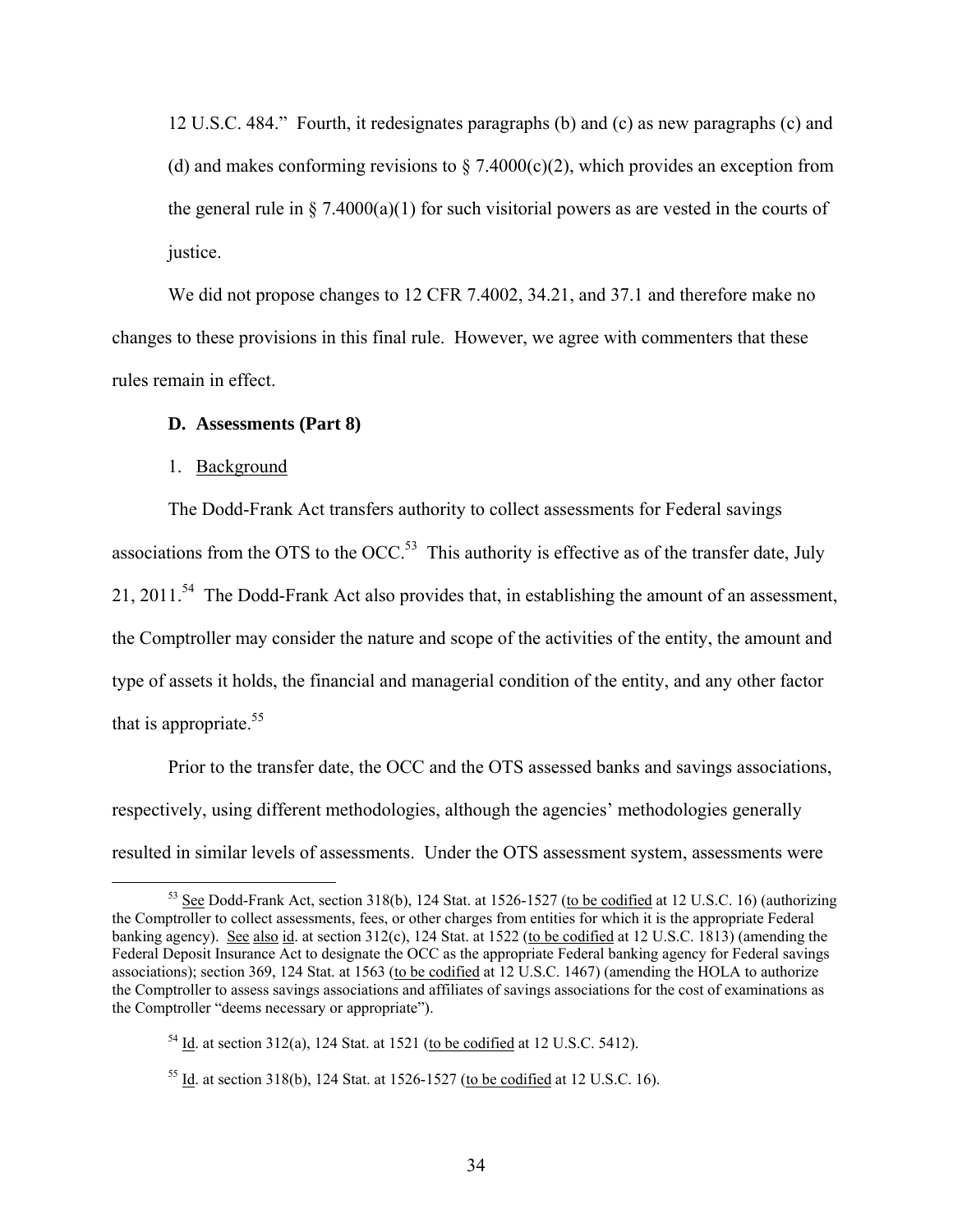12 U.S.C. 484." Fourth, it redesignates paragraphs (b) and (c) as new paragraphs (c) and (d) and makes conforming revisions to § 7.4000(c)(2), which provides an exception from the general rule in § 7.4000(a)(1) for such visitorial powers as are vested in the courts of justice.

We did not propose changes to 12 CFR 7.4002, 34.21, and 37.1 and therefore make no changes to these provisions in this final rule. However, we agree with commenters that these rules remain in effect.

**D. Assessments (Part 8)**

1. Background

The Dodd-Frank Act transfers authority to collect assessments for Federal savings associations from the OTS to the OCC.[53] This authority is effective as of the transfer date, July 21, 2011.[54] The Dodd-Frank Act also provides that, in establishing the amount of an assessment, the Comptroller may consider the nature and scope of the activities of the entity, the amount and type of assets it holds, the financial and managerial condition of the entity, and any other factor that is appropriate.[55]

Prior to the transfer date, the OCC and the OTS assessed banks and savings associations, respectively, using different methodologies, although the agencies' methodologies generally resulted in similar levels of assessments. Under the OTS assessment system, assessments were

---

[53] See Dodd-Frank Act, section 318(b), 124 Stat. at 1526-1527 (to be codified at 12 U.S.C. 16) (authorizing the Comptroller to collect assessments, fees, or other charges from entities for which it is the appropriate Federal banking agency). See also id. at section 312(c), 124 Stat. at 1522 (to be codified at 12 U.S.C. 1813) (amending the Federal Deposit Insurance Act to designate the OCC as the appropriate Federal banking agency for Federal savings associations); section 369, 124 Stat. at 1563 (to be codified at 12 U.S.C. 1467) (amending the HOLA to authorize the Comptroller to assess savings associations and affiliates of savings associations for the cost of examinations as the Comptroller "deems necessary or appropriate").

[54] Id. at section 312(a), 124 Stat. at 1521 (to be codified at 12 U.S.C. 5412).

[55] Id. at section 318(b), 124 Stat. at 1526-1527 (to be codified at 12 U.S.C. 16).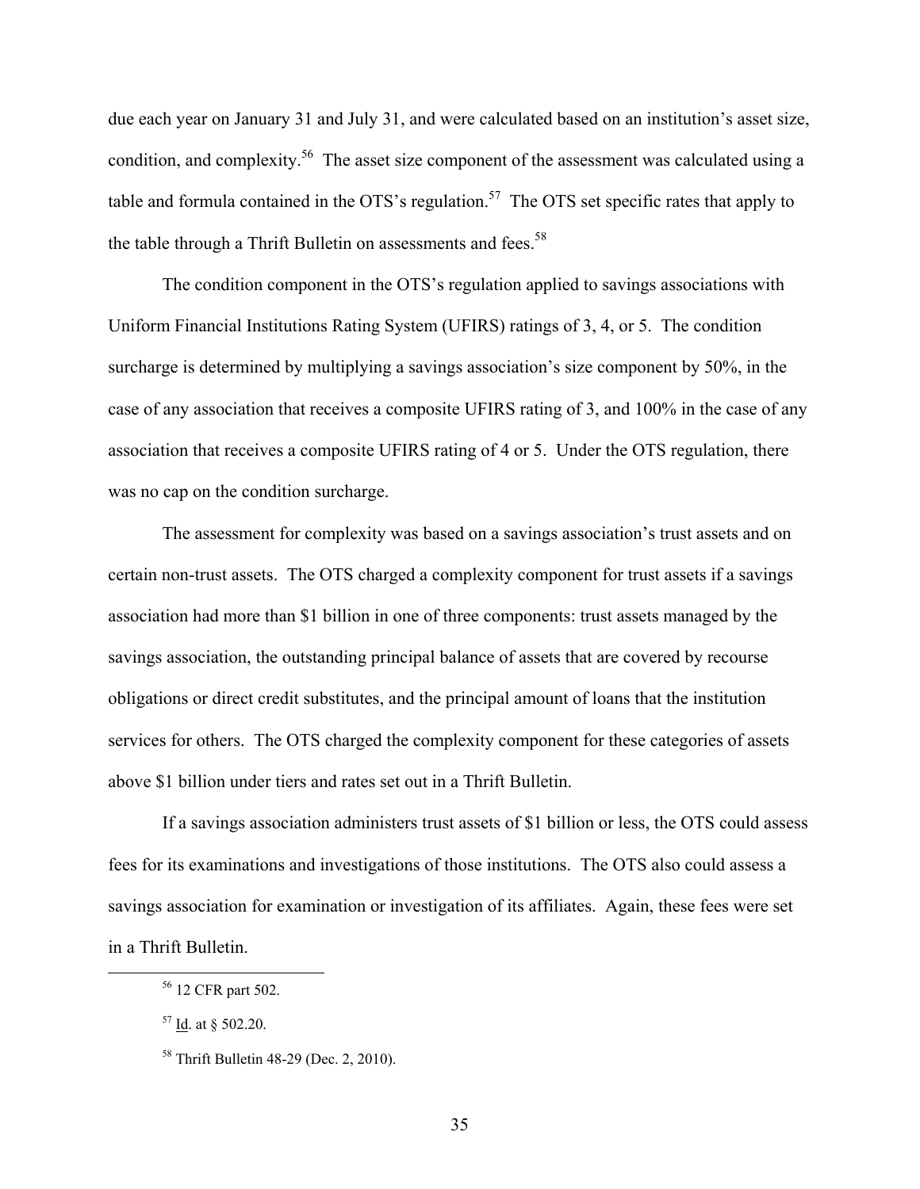due each year on January 31 and July 31, and were calculated based on an institution's asset size, condition, and complexity.[56] The asset size component of the assessment was calculated using a table and formula contained in the OTS's regulation.[57] The OTS set specific rates that apply to the table through a Thrift Bulletin on assessments and fees.[58]

The condition component in the OTS's regulation applied to savings associations with Uniform Financial Institutions Rating System (UFIRS) ratings of 3, 4, or 5. The condition surcharge is determined by multiplying a savings association's size component by 50%, in the case of any association that receives a composite UFIRS rating of 3, and 100% in the case of any association that receives a composite UFIRS rating of 4 or 5. Under the OTS regulation, there was no cap on the condition surcharge.

The assessment for complexity was based on a savings association's trust assets and on certain non-trust assets. The OTS charged a complexity component for trust assets if a savings association had more than $1 billion in one of three components: trust assets managed by the savings association, the outstanding principal balance of assets that are covered by recourse obligations or direct credit substitutes, and the principal amount of loans that the institution services for others. The OTS charged the complexity component for these categories of assets above $1 billion under tiers and rates set out in a Thrift Bulletin.

If a savings association administers trust assets of $1 billion or less, the OTS could assess fees for its examinations and investigations of those institutions. The OTS also could assess a savings association for examination or investigation of its affiliates. Again, these fees were set in a Thrift Bulletin.

---

[56] 12 CFR part 502.

[57] Id. at § 502.20.

[58] Thrift Bulletin 48-29 (Dec. 2, 2010).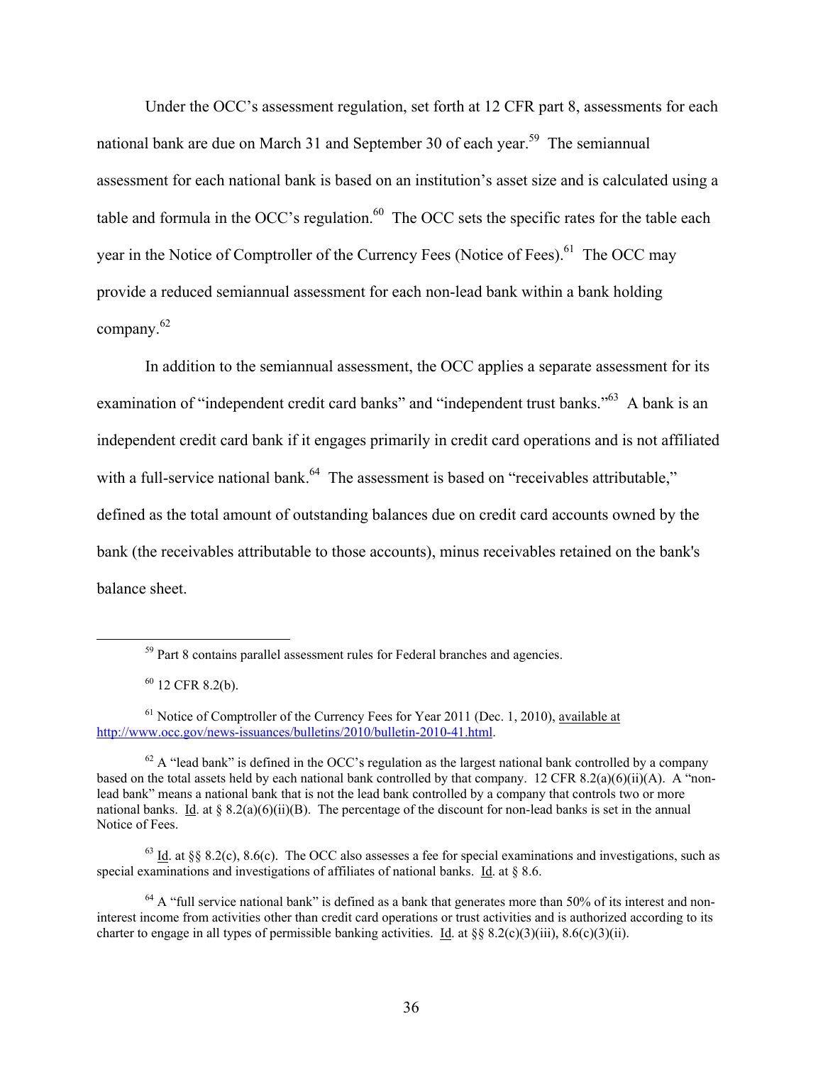Under the OCC's assessment regulation, set forth at 12 CFR part 8, assessments for each national bank are due on March 31 and September 30 of each year.[59] The semiannual assessment for each national bank is based on an institution's asset size and is calculated using a table and formula in the OCC's regulation.[60] The OCC sets the specific rates for the table each year in the Notice of Comptroller of the Currency Fees (Notice of Fees).[61] The OCC may provide a reduced semiannual assessment for each non-lead bank within a bank holding company.[62]

In addition to the semiannual assessment, the OCC applies a separate assessment for its examination of "independent credit card banks" and "independent trust banks."[63] A bank is an independent credit card bank if it engages primarily in credit card operations and is not affiliated with a full-service national bank.[64] The assessment is based on "receivables attributable," defined as the total amount of outstanding balances due on credit card accounts owned by the bank (the receivables attributable to those accounts), minus receivables retained on the bank's balance sheet.

---

[59] Part 8 contains parallel assessment rules for Federal branches and agencies.

[60] 12 CFR 8.2(b).

[61] Notice of Comptroller of the Currency Fees for Year 2011 (Dec. 1, 2010), available at http://www.occ.gov/news-issuances/bulletins/2010/bulletin-2010-41.html.

[62] A "lead bank" is defined in the OCC's regulation as the largest national bank controlled by a company based on the total assets held by each national bank controlled by that company. 12 CFR 8.2(a)(6)(ii)(A). A "non-lead bank" means a national bank that is not the lead bank controlled by a company that controls two or more national banks. Id. at § 8.2(a)(6)(ii)(B). The percentage of the discount for non-lead banks is set in the annual Notice of Fees.

[63] Id. at §§ 8.2(c), 8.6(c). The OCC also assesses a fee for special examinations and investigations, such as special examinations and investigations of affiliates of national banks. Id. at § 8.6.

[64] A "full service national bank" is defined as a bank that generates more than 50% of its interest and non-interest income from activities other than credit card operations or trust activities and is authorized according to its charter to engage in all types of permissible banking activities. Id. at §§ 8.2(c)(3)(iii), 8.6(c)(3)(ii).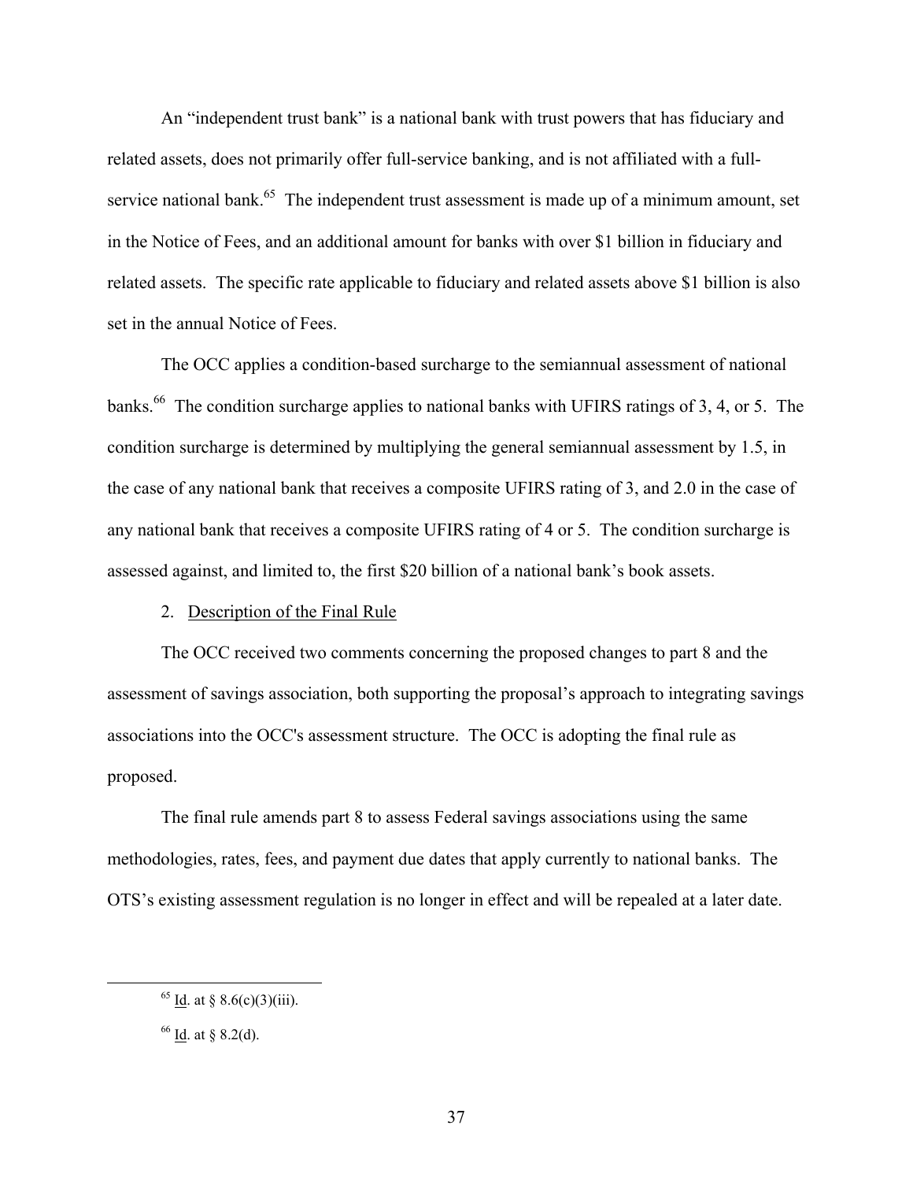An "independent trust bank" is a national bank with trust powers that has fiduciary and related assets, does not primarily offer full-service banking, and is not affiliated with a full-service national bank.[65] The independent trust assessment is made up of a minimum amount, set in the Notice of Fees, and an additional amount for banks with over $1 billion in fiduciary and related assets. The specific rate applicable to fiduciary and related assets above $1 billion is also set in the annual Notice of Fees.

The OCC applies a condition-based surcharge to the semiannual assessment of national banks.[66] The condition surcharge applies to national banks with UFIRS ratings of 3, 4, or 5. The condition surcharge is determined by multiplying the general semiannual assessment by 1.5, in the case of any national bank that receives a composite UFIRS rating of 3, and 2.0 in the case of any national bank that receives a composite UFIRS rating of 4 or 5. The condition surcharge is assessed against, and limited to, the first $20 billion of a national bank's book assets.

2. Description of the Final Rule

The OCC received two comments concerning the proposed changes to part 8 and the assessment of savings association, both supporting the proposal's approach to integrating savings associations into the OCC's assessment structure. The OCC is adopting the final rule as proposed.

The final rule amends part 8 to assess Federal savings associations using the same methodologies, rates, fees, and payment due dates that apply currently to national banks. The OTS's existing assessment regulation is no longer in effect and will be repealed at a later date.

---

[65] Id. at § 8.6(c)(3)(iii).

[66] Id. at § 8.2(d).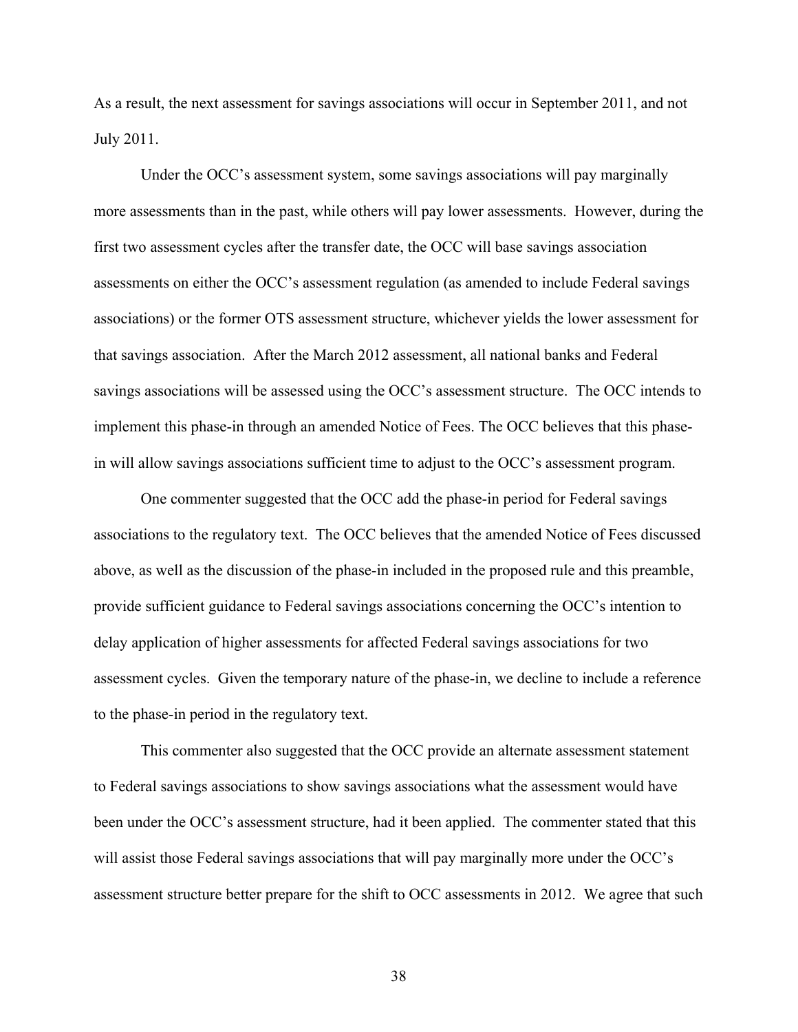As a result, the next assessment for savings associations will occur in September 2011, and not July 2011.

Under the OCC's assessment system, some savings associations will pay marginally more assessments than in the past, while others will pay lower assessments. However, during the first two assessment cycles after the transfer date, the OCC will base savings association assessments on either the OCC's assessment regulation (as amended to include Federal savings associations) or the former OTS assessment structure, whichever yields the lower assessment for that savings association. After the March 2012 assessment, all national banks and Federal savings associations will be assessed using the OCC's assessment structure. The OCC intends to implement this phase-in through an amended Notice of Fees. The OCC believes that this phase-in will allow savings associations sufficient time to adjust to the OCC's assessment program.

One commenter suggested that the OCC add the phase-in period for Federal savings associations to the regulatory text. The OCC believes that the amended Notice of Fees discussed above, as well as the discussion of the phase-in included in the proposed rule and this preamble, provide sufficient guidance to Federal savings associations concerning the OCC's intention to delay application of higher assessments for affected Federal savings associations for two assessment cycles. Given the temporary nature of the phase-in, we decline to include a reference to the phase-in period in the regulatory text.

This commenter also suggested that the OCC provide an alternate assessment statement to Federal savings associations to show savings associations what the assessment would have been under the OCC's assessment structure, had it been applied. The commenter stated that this will assist those Federal savings associations that will pay marginally more under the OCC's assessment structure better prepare for the shift to OCC assessments in 2012. We agree that such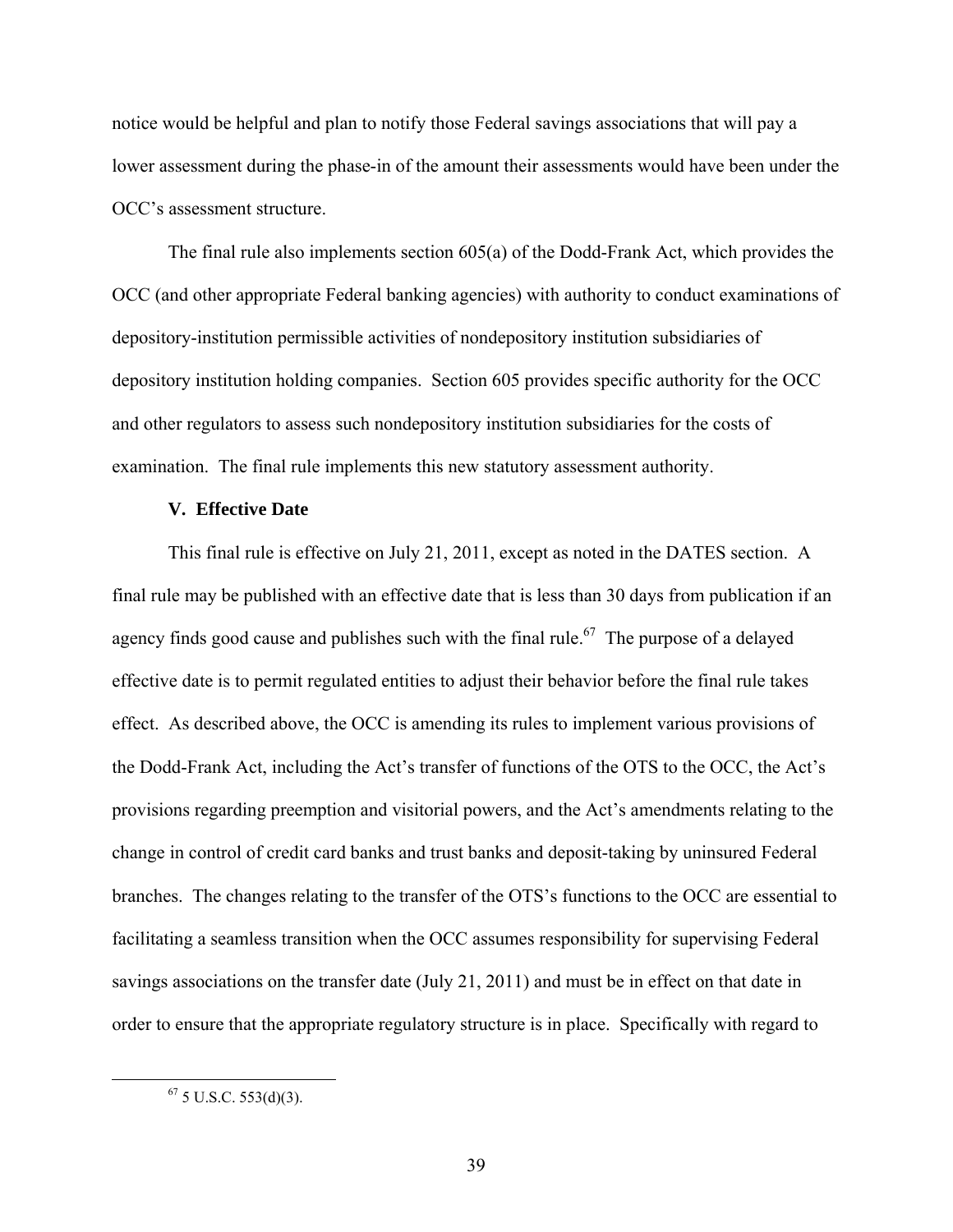notice would be helpful and plan to notify those Federal savings associations that will pay a lower assessment during the phase-in of the amount their assessments would have been under the OCC's assessment structure.

The final rule also implements section 605(a) of the Dodd-Frank Act, which provides the OCC (and other appropriate Federal banking agencies) with authority to conduct examinations of depository-institution permissible activities of nondepository institution subsidiaries of depository institution holding companies. Section 605 provides specific authority for the OCC and other regulators to assess such nondepository institution subsidiaries for the costs of examination. The final rule implements this new statutory assessment authority.

### V. Effective Date

This final rule is effective on July 21, 2011, except as noted in the DATES section. A final rule may be published with an effective date that is less than 30 days from publication if an agency finds good cause and publishes such with the final rule.[67] The purpose of a delayed effective date is to permit regulated entities to adjust their behavior before the final rule takes effect. As described above, the OCC is amending its rules to implement various provisions of the Dodd-Frank Act, including the Act's transfer of functions of the OTS to the OCC, the Act's provisions regarding preemption and visitorial powers, and the Act's amendments relating to the change in control of credit card banks and trust banks and deposit-taking by uninsured Federal branches. The changes relating to the transfer of the OTS's functions to the OCC are essential to facilitating a seamless transition when the OCC assumes responsibility for supervising Federal savings associations on the transfer date (July 21, 2011) and must be in effect on that date in order to ensure that the appropriate regulatory structure is in place. Specifically with regard to

[67] 5 U.S.C. 553(d)(3).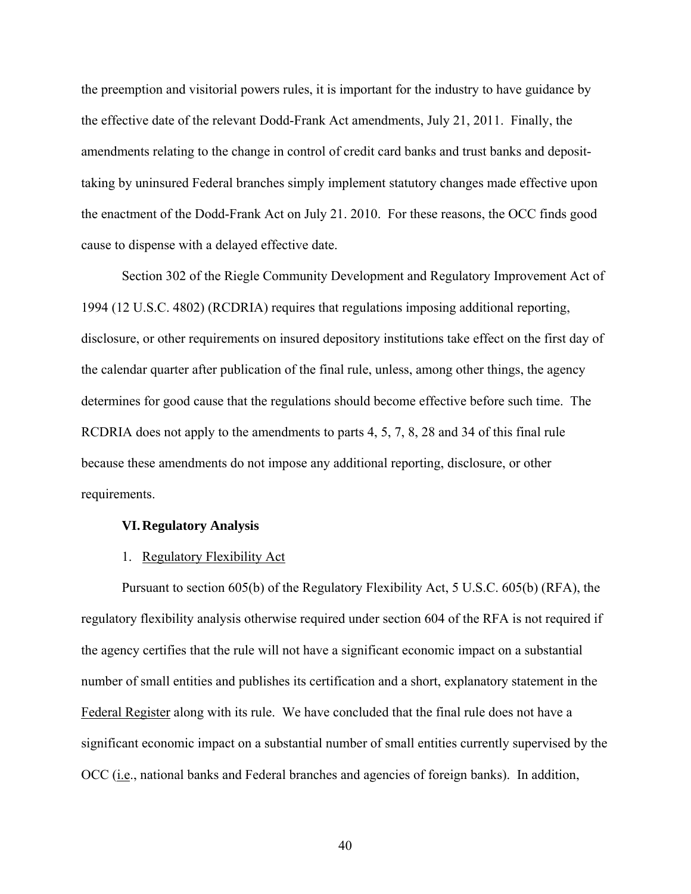the preemption and visitorial powers rules, it is important for the industry to have guidance by the effective date of the relevant Dodd-Frank Act amendments, July 21, 2011. Finally, the amendments relating to the change in control of credit card banks and trust banks and deposit-taking by uninsured Federal branches simply implement statutory changes made effective upon the enactment of the Dodd-Frank Act on July 21. 2010. For these reasons, the OCC finds good cause to dispense with a delayed effective date.

Section 302 of the Riegle Community Development and Regulatory Improvement Act of 1994 (12 U.S.C. 4802) (RCDRIA) requires that regulations imposing additional reporting, disclosure, or other requirements on insured depository institutions take effect on the first day of the calendar quarter after publication of the final rule, unless, among other things, the agency determines for good cause that the regulations should become effective before such time. The RCDRIA does not apply to the amendments to parts 4, 5, 7, 8, 28 and 34 of this final rule because these amendments do not impose any additional reporting, disclosure, or other requirements.

## VI. Regulatory Analysis

### 1. Regulatory Flexibility Act

Pursuant to section 605(b) of the Regulatory Flexibility Act, 5 U.S.C. 605(b) (RFA), the regulatory flexibility analysis otherwise required under section 604 of the RFA is not required if the agency certifies that the rule will not have a significant economic impact on a substantial number of small entities and publishes its certification and a short, explanatory statement in the Federal Register along with its rule. We have concluded that the final rule does not have a significant economic impact on a substantial number of small entities currently supervised by the OCC (i.e., national banks and Federal branches and agencies of foreign banks). In addition,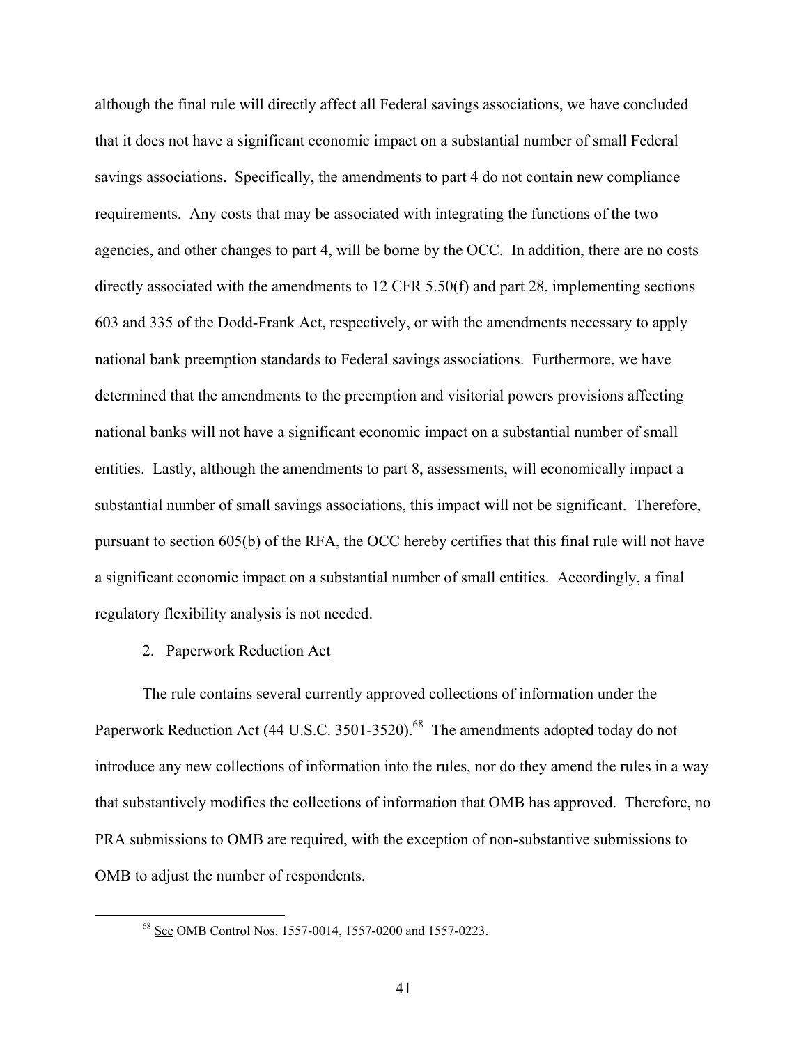although the final rule will directly affect all Federal savings associations, we have concluded that it does not have a significant economic impact on a substantial number of small Federal savings associations. Specifically, the amendments to part 4 do not contain new compliance requirements. Any costs that may be associated with integrating the functions of the two agencies, and other changes to part 4, will be borne by the OCC. In addition, there are no costs directly associated with the amendments to 12 CFR 5.50(f) and part 28, implementing sections 603 and 335 of the Dodd-Frank Act, respectively, or with the amendments necessary to apply national bank preemption standards to Federal savings associations. Furthermore, we have determined that the amendments to the preemption and visitorial powers provisions affecting national banks will not have a significant economic impact on a substantial number of small entities. Lastly, although the amendments to part 8, assessments, will economically impact a substantial number of small savings associations, this impact will not be significant. Therefore, pursuant to section 605(b) of the RFA, the OCC hereby certifies that this final rule will not have a significant economic impact on a substantial number of small entities. Accordingly, a final regulatory flexibility analysis is not needed.

2. Paperwork Reduction Act

The rule contains several currently approved collections of information under the Paperwork Reduction Act (44 U.S.C. 3501-3520).[68] The amendments adopted today do not introduce any new collections of information into the rules, nor do they amend the rules in a way that substantively modifies the collections of information that OMB has approved. Therefore, no PRA submissions to OMB are required, with the exception of non-substantive submissions to OMB to adjust the number of respondents.

---

[68] See OMB Control Nos. 1557-0014, 1557-0200 and 1557-0223.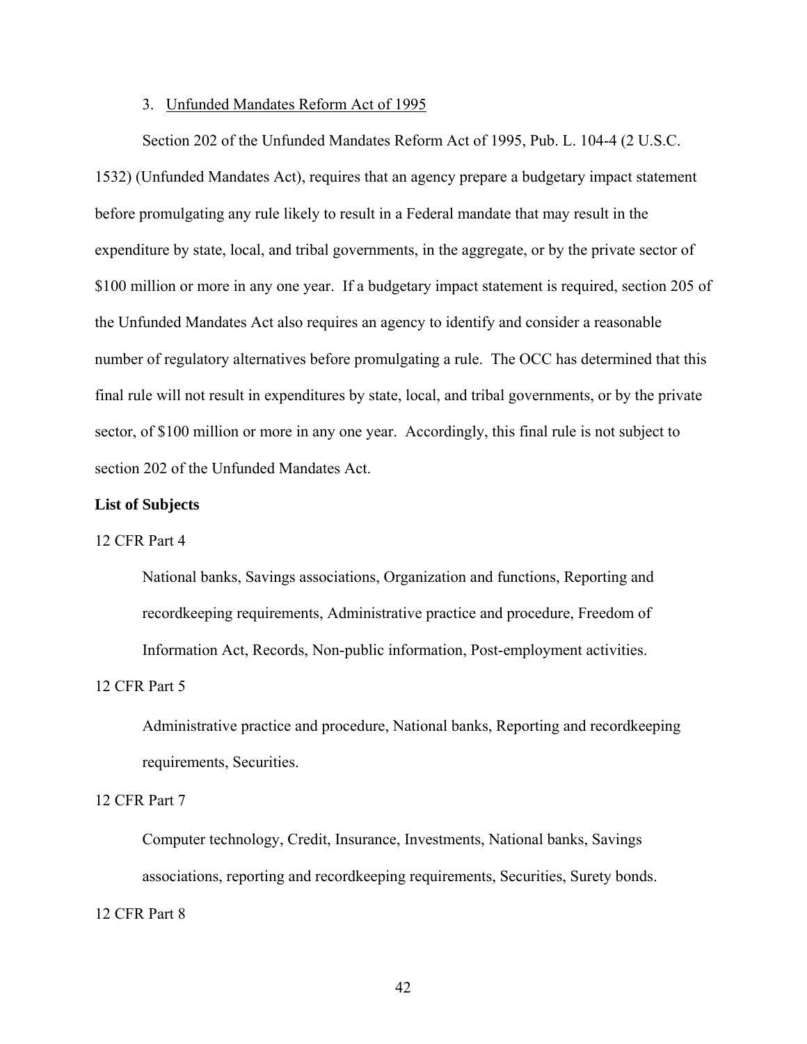3. <u>Unfunded Mandates Reform Act of 1995</u>

Section 202 of the Unfunded Mandates Reform Act of 1995, Pub. L. 104-4 (2 U.S.C. 1532) (Unfunded Mandates Act), requires that an agency prepare a budgetary impact statement before promulgating any rule likely to result in a Federal mandate that may result in the expenditure by state, local, and tribal governments, in the aggregate, or by the private sector of $100 million or more in any one year. If a budgetary impact statement is required, section 205 of the Unfunded Mandates Act also requires an agency to identify and consider a reasonable number of regulatory alternatives before promulgating a rule. The OCC has determined that this final rule will not result in expenditures by state, local, and tribal governments, or by the private sector, of $100 million or more in any one year. Accordingly, this final rule is not subject to section 202 of the Unfunded Mandates Act.

**List of Subjects**

12 CFR Part 4

National banks, Savings associations, Organization and functions, Reporting and recordkeeping requirements, Administrative practice and procedure, Freedom of Information Act, Records, Non-public information, Post-employment activities.

12 CFR Part 5

Administrative practice and procedure, National banks, Reporting and recordkeeping requirements, Securities.

12 CFR Part 7

Computer technology, Credit, Insurance, Investments, National banks, Savings associations, reporting and recordkeeping requirements, Securities, Surety bonds.

12 CFR Part 8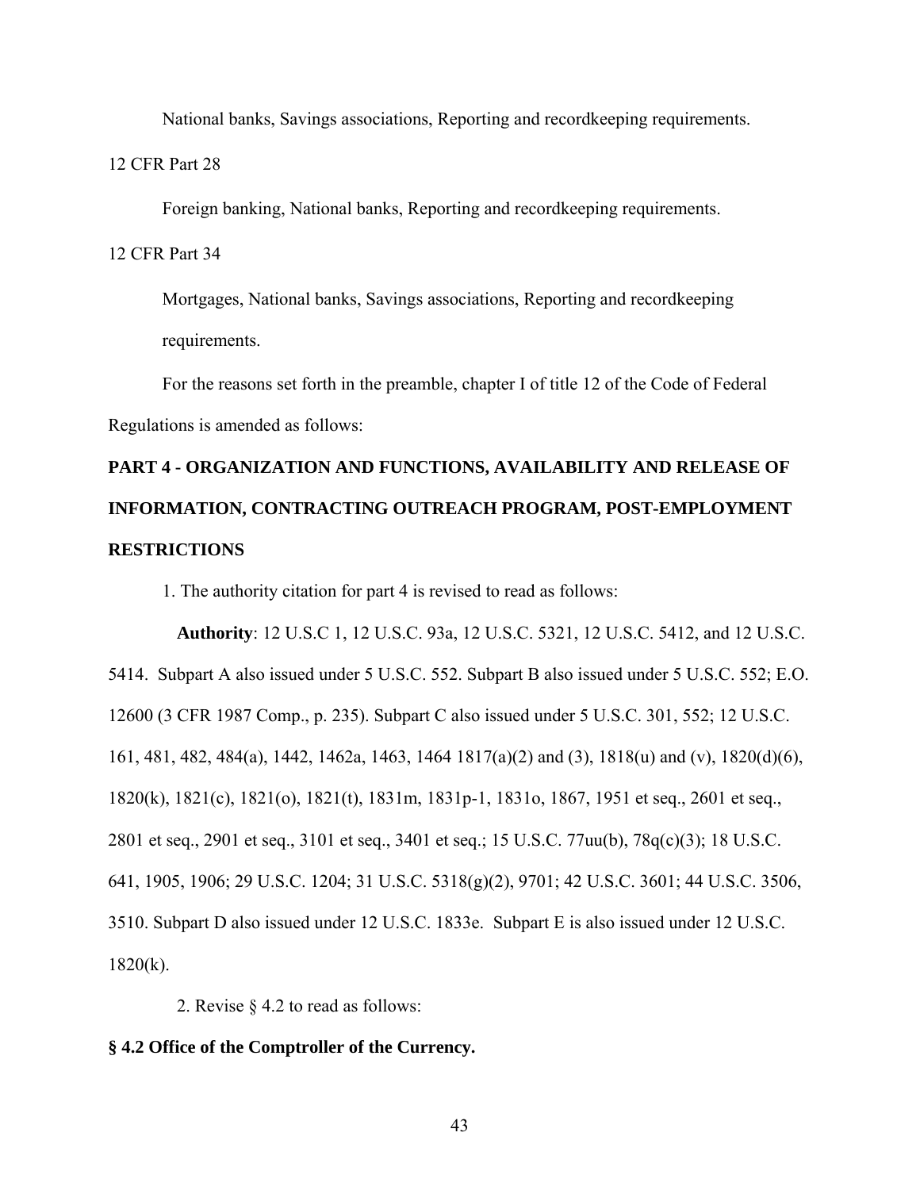National banks, Savings associations, Reporting and recordkeeping requirements.

12 CFR Part 28

Foreign banking, National banks, Reporting and recordkeeping requirements.

12 CFR Part 34

Mortgages, National banks, Savings associations, Reporting and recordkeeping requirements.

For the reasons set forth in the preamble, chapter I of title 12 of the Code of Federal Regulations is amended as follows:

## PART 4 - ORGANIZATION AND FUNCTIONS, AVAILABILITY AND RELEASE OF INFORMATION, CONTRACTING OUTREACH PROGRAM, POST-EMPLOYMENT RESTRICTIONS

1. The authority citation for part 4 is revised to read as follows:

**Authority**: 12 U.S.C 1, 12 U.S.C. 93a, 12 U.S.C. 5321, 12 U.S.C. 5412, and 12 U.S.C. 5414. Subpart A also issued under 5 U.S.C. 552. Subpart B also issued under 5 U.S.C. 552; E.O. 12600 (3 CFR 1987 Comp., p. 235). Subpart C also issued under 5 U.S.C. 301, 552; 12 U.S.C. 161, 481, 482, 484(a), 1442, 1462a, 1463, 1464 1817(a)(2) and (3), 1818(u) and (v), 1820(d)(6), 1820(k), 1821(c), 1821(o), 1821(t), 1831m, 1831p-1, 1831o, 1867, 1951 et seq., 2601 et seq., 2801 et seq., 2901 et seq., 3101 et seq., 3401 et seq.; 15 U.S.C. 77uu(b), 78q(c)(3); 18 U.S.C. 641, 1905, 1906; 29 U.S.C. 1204; 31 U.S.C. 5318(g)(2), 9701; 42 U.S.C. 3601; 44 U.S.C. 3506, 3510. Subpart D also issued under 12 U.S.C. 1833e. Subpart E is also issued under 12 U.S.C. 1820(k).

2. Revise § 4.2 to read as follows:

**§ 4.2 Office of the Comptroller of the Currency.**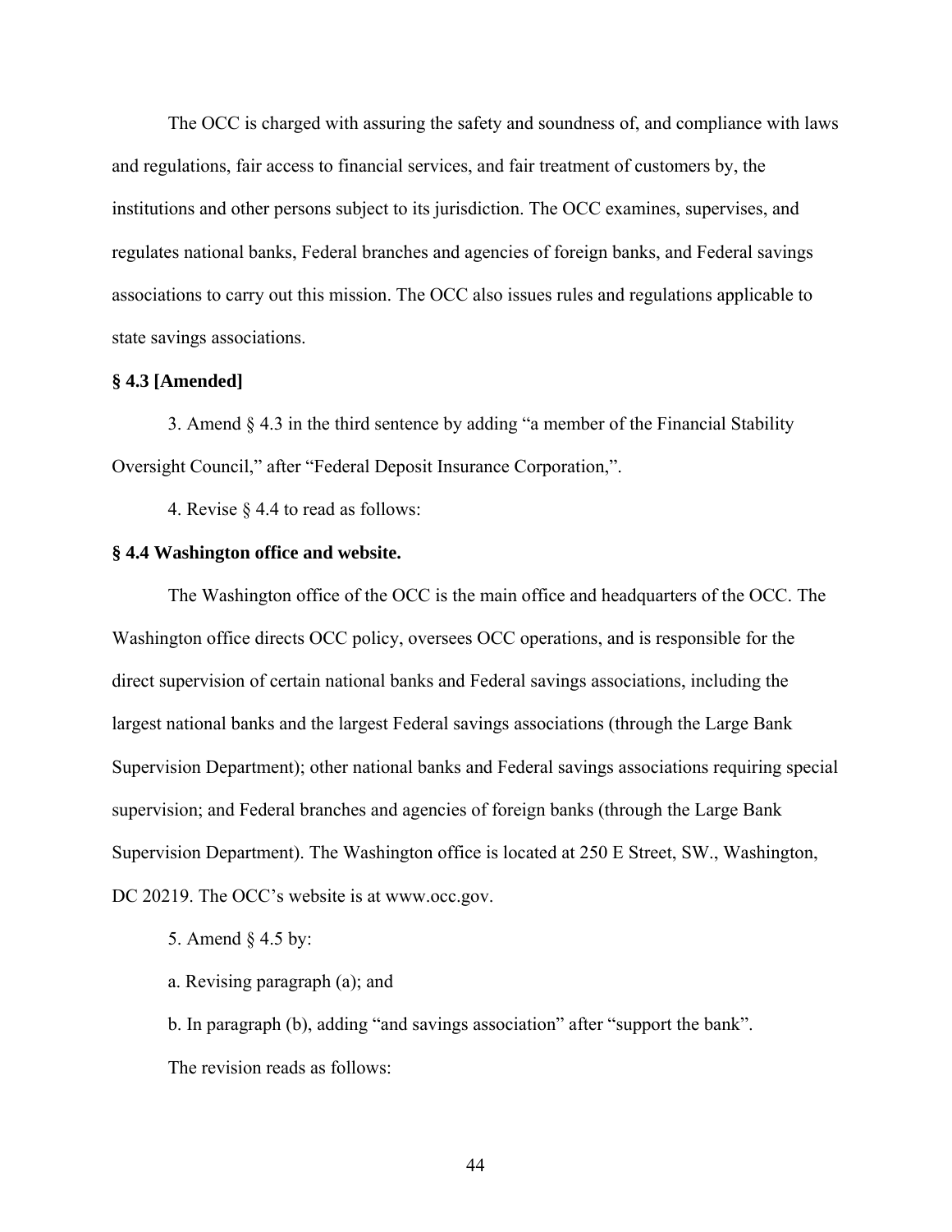The OCC is charged with assuring the safety and soundness of, and compliance with laws and regulations, fair access to financial services, and fair treatment of customers by, the institutions and other persons subject to its jurisdiction. The OCC examines, supervises, and regulates national banks, Federal branches and agencies of foreign banks, and Federal savings associations to carry out this mission. The OCC also issues rules and regulations applicable to state savings associations.

**§ 4.3 [Amended]**

3. Amend § 4.3 in the third sentence by adding "a member of the Financial Stability Oversight Council," after "Federal Deposit Insurance Corporation,".

4. Revise § 4.4 to read as follows:

**§ 4.4 Washington office and website.**

The Washington office of the OCC is the main office and headquarters of the OCC. The Washington office directs OCC policy, oversees OCC operations, and is responsible for the direct supervision of certain national banks and Federal savings associations, including the largest national banks and the largest Federal savings associations (through the Large Bank Supervision Department); other national banks and Federal savings associations requiring special supervision; and Federal branches and agencies of foreign banks (through the Large Bank Supervision Department). The Washington office is located at 250 E Street, SW., Washington, DC 20219. The OCC's website is at www.occ.gov.

5. Amend § 4.5 by:

a. Revising paragraph (a); and

b. In paragraph (b), adding "and savings association" after "support the bank".

The revision reads as follows: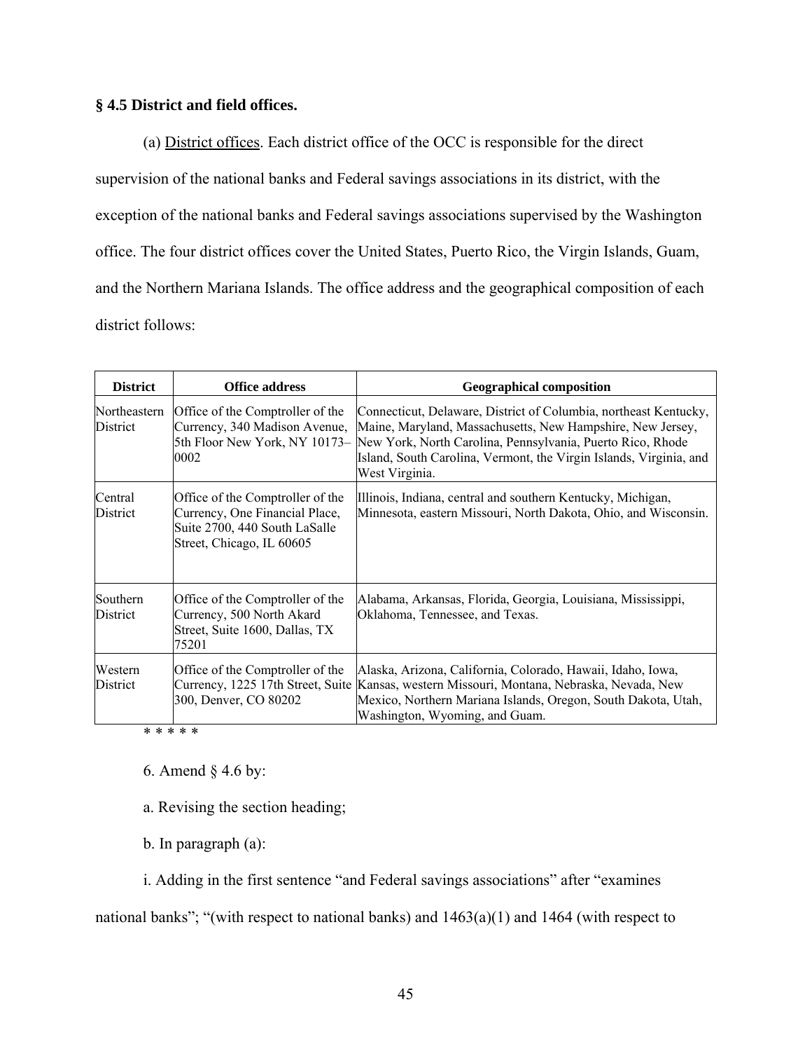**§ 4.5 District and field offices.**

(a) District offices. Each district office of the OCC is responsible for the direct supervision of the national banks and Federal savings associations in its district, with the exception of the national banks and Federal savings associations supervised by the Washington office. The four district offices cover the United States, Puerto Rico, the Virgin Islands, Guam, and the Northern Mariana Islands. The office address and the geographical composition of each district follows:

| District | Office address | Geographical composition |
|---|---|---|
| Northeastern District | Office of the Comptroller of the Currency, 340 Madison Avenue, 5th Floor New York, NY 10173–0002 | Connecticut, Delaware, District of Columbia, northeast Kentucky, Maine, Maryland, Massachusetts, New Hampshire, New Jersey, New York, North Carolina, Pennsylvania, Puerto Rico, Rhode Island, South Carolina, Vermont, the Virgin Islands, Virginia, and West Virginia. |
| Central District | Office of the Comptroller of the Currency, One Financial Place, Suite 2700, 440 South LaSalle Street, Chicago, IL 60605 | Illinois, Indiana, central and southern Kentucky, Michigan, Minnesota, eastern Missouri, North Dakota, Ohio, and Wisconsin. |
| Southern District | Office of the Comptroller of the Currency, 500 North Akard Street, Suite 1600, Dallas, TX 75201 | Alabama, Arkansas, Florida, Georgia, Louisiana, Mississippi, Oklahoma, Tennessee, and Texas. |
| Western District | Office of the Comptroller of the Currency, 1225 17th Street, Suite 300, Denver, CO 80202 | Alaska, Arizona, California, Colorado, Hawaii, Idaho, Iowa, Kansas, western Missouri, Montana, Nebraska, Nevada, New Mexico, Northern Mariana Islands, Oregon, South Dakota, Utah, Washington, Wyoming, and Guam. |

\* \* \* \* \*

6. Amend § 4.6 by:

a. Revising the section heading;

b. In paragraph (a):

i. Adding in the first sentence "and Federal savings associations" after "examines national banks"; "(with respect to national banks) and 1463(a)(1) and 1464 (with respect to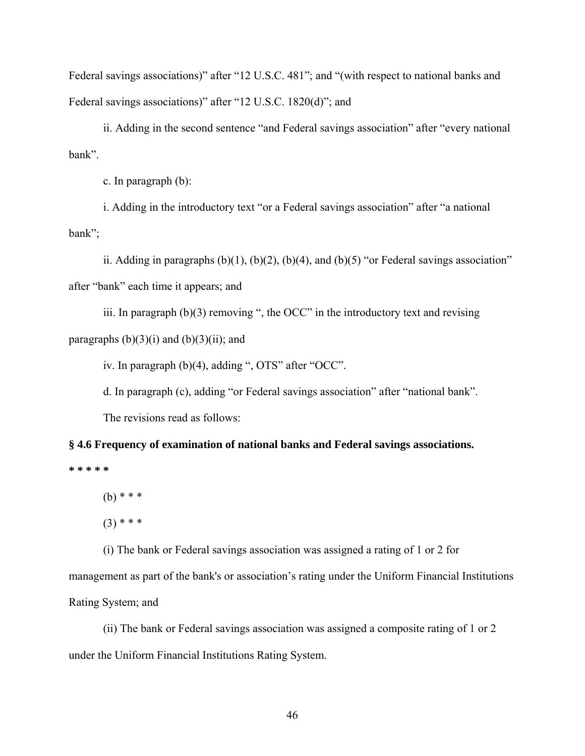Federal savings associations)" after "12 U.S.C. 481"; and "(with respect to national banks and Federal savings associations)" after "12 U.S.C. 1820(d)"; and

ii. Adding in the second sentence "and Federal savings association" after "every national bank".

c. In paragraph (b):

i. Adding in the introductory text "or a Federal savings association" after "a national bank";

ii. Adding in paragraphs (b)(1), (b)(2), (b)(4), and (b)(5) "or Federal savings association" after "bank" each time it appears; and

iii. In paragraph (b)(3) removing ", the OCC" in the introductory text and revising paragraphs (b)(3)(i) and (b)(3)(ii); and

iv. In paragraph (b)(4), adding ", OTS" after "OCC".

d. In paragraph (c), adding "or Federal savings association" after "national bank".

The revisions read as follows:

**§ 4.6 Frequency of examination of national banks and Federal savings associations.**

**\* \* \* \* \***

(b) * * *

(3) * * *

(i) The bank or Federal savings association was assigned a rating of 1 or 2 for management as part of the bank's or association's rating under the Uniform Financial Institutions Rating System; and

(ii) The bank or Federal savings association was assigned a composite rating of 1 or 2 under the Uniform Financial Institutions Rating System.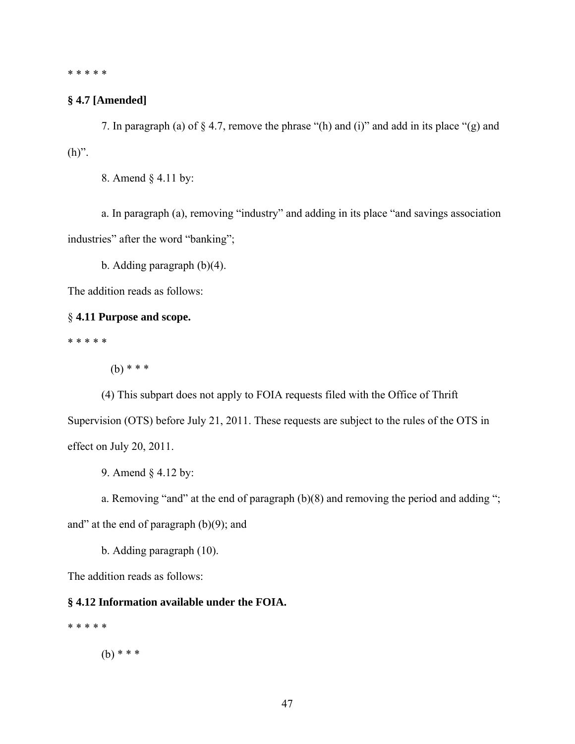* * * * *

**§ 4.7 [Amended]**

7. In paragraph (a) of § 4.7, remove the phrase "(h) and (i)" and add in its place "(g) and (h)".

8. Amend § 4.11 by:

a. In paragraph (a), removing "industry" and adding in its place "and savings association industries" after the word "banking";

b. Adding paragraph (b)(4).

The addition reads as follows:

§ **4.11 Purpose and scope.**

* * * * *

(b) * * *

(4) This subpart does not apply to FOIA requests filed with the Office of Thrift Supervision (OTS) before July 21, 2011. These requests are subject to the rules of the OTS in effect on July 20, 2011.

9. Amend § 4.12 by:

a. Removing "and" at the end of paragraph (b)(8) and removing the period and adding "; and" at the end of paragraph (b)(9); and

b. Adding paragraph (10).

The addition reads as follows:

**§ 4.12 Information available under the FOIA.**

* * * * *

(b) * * *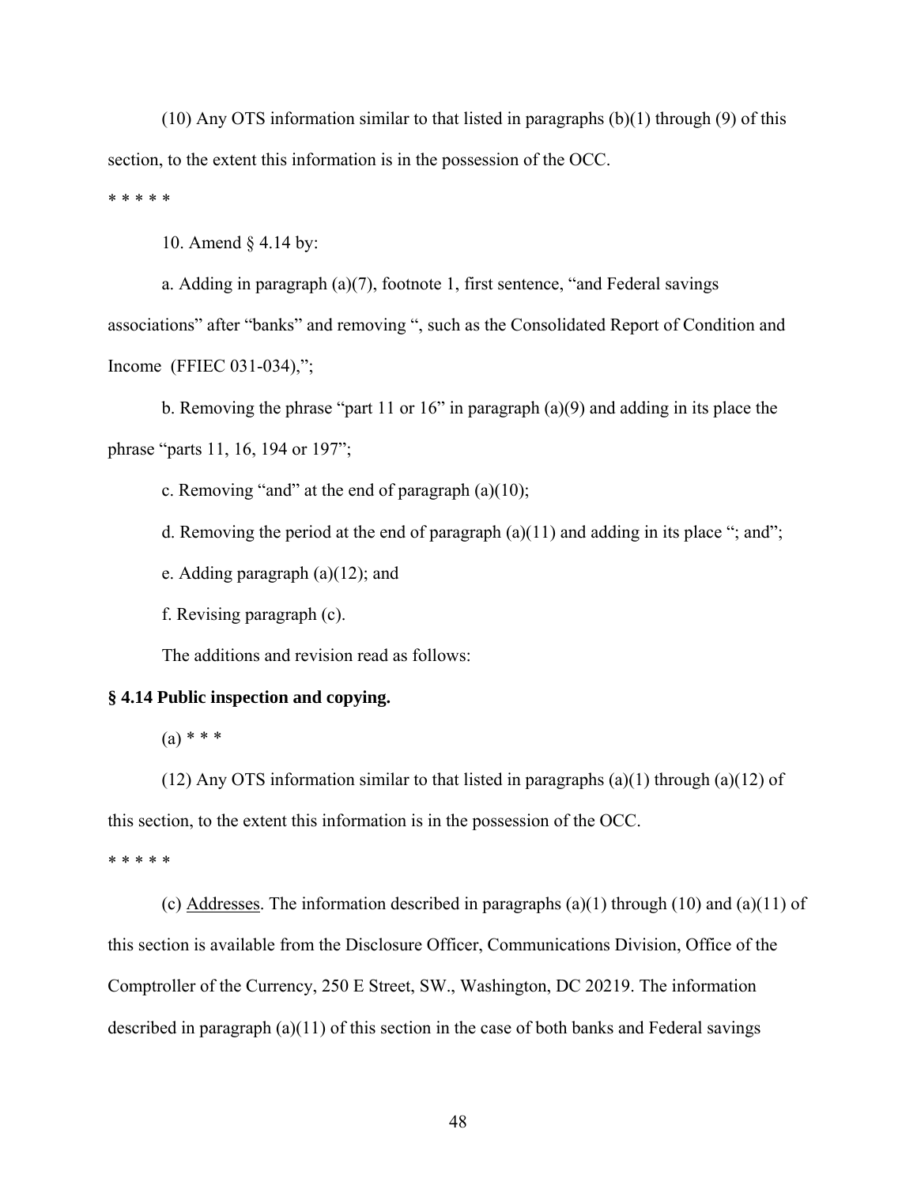(10) Any OTS information similar to that listed in paragraphs (b)(1) through (9) of this section, to the extent this information is in the possession of the OCC.

* * * * *

10. Amend § 4.14 by:

a. Adding in paragraph (a)(7), footnote 1, first sentence, "and Federal savings associations" after "banks" and removing ", such as the Consolidated Report of Condition and Income (FFIEC 031-034),";

b. Removing the phrase "part 11 or 16" in paragraph (a)(9) and adding in its place the phrase "parts 11, 16, 194 or 197";

c. Removing "and" at the end of paragraph (a)(10);

d. Removing the period at the end of paragraph (a)(11) and adding in its place "; and";

e. Adding paragraph (a)(12); and

f. Revising paragraph (c).

The additions and revision read as follows:

**§ 4.14 Public inspection and copying.**

(a) * * *

(12) Any OTS information similar to that listed in paragraphs (a)(1) through (a)(12) of this section, to the extent this information is in the possession of the OCC.

* * * * *

(c) Addresses. The information described in paragraphs (a)(1) through (10) and (a)(11) of this section is available from the Disclosure Officer, Communications Division, Office of the Comptroller of the Currency, 250 E Street, SW., Washington, DC 20219. The information described in paragraph (a)(11) of this section in the case of both banks and Federal savings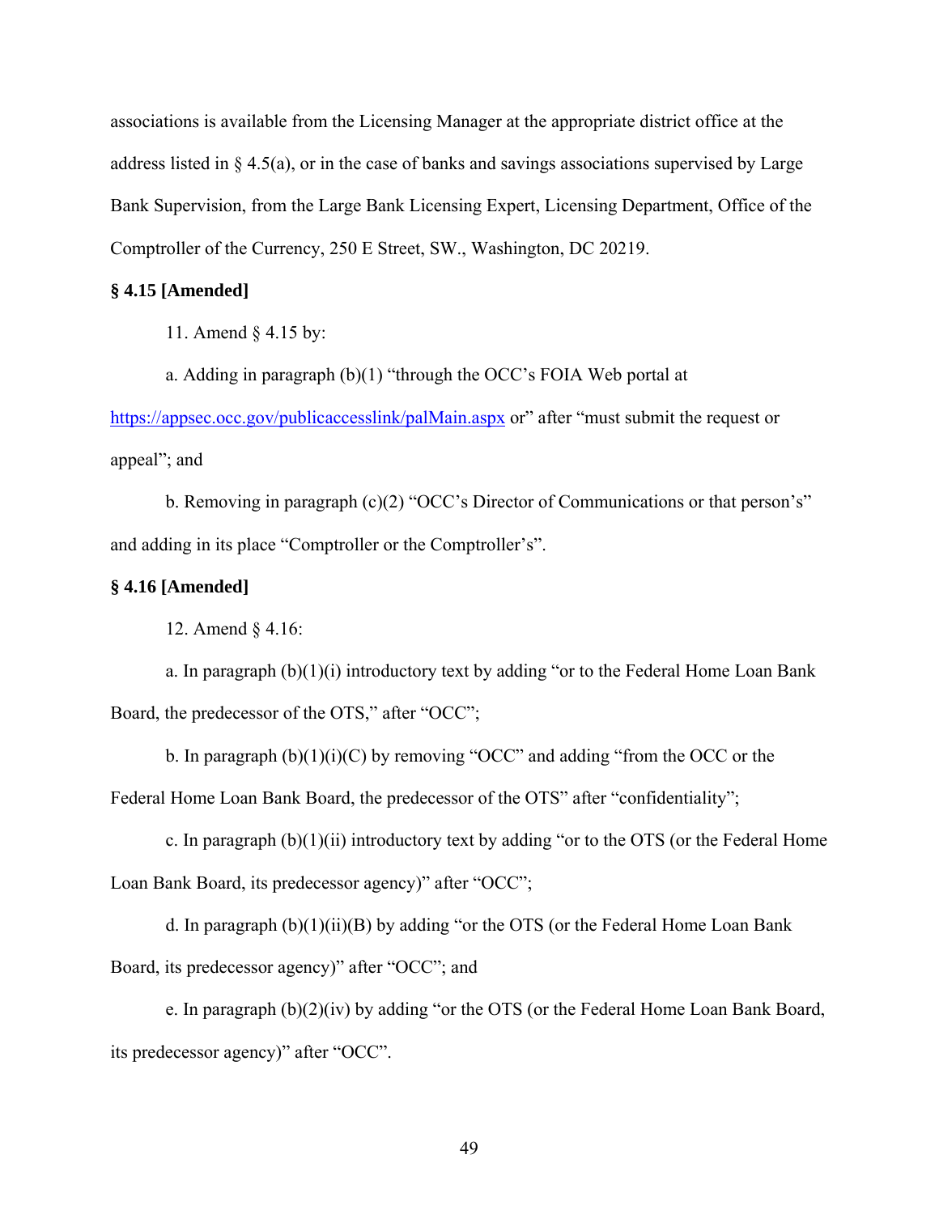associations is available from the Licensing Manager at the appropriate district office at the address listed in § 4.5(a), or in the case of banks and savings associations supervised by Large Bank Supervision, from the Large Bank Licensing Expert, Licensing Department, Office of the Comptroller of the Currency, 250 E Street, SW., Washington, DC 20219.

**§ 4.15 [Amended]**

11. Amend § 4.15 by:

a. Adding in paragraph (b)(1) "through the OCC's FOIA Web portal at https://appsec.occ.gov/publicaccesslink/palMain.aspx or" after "must submit the request or appeal"; and

b. Removing in paragraph (c)(2) "OCC's Director of Communications or that person's" and adding in its place "Comptroller or the Comptroller's".

**§ 4.16 [Amended]**

12. Amend § 4.16:

a. In paragraph (b)(1)(i) introductory text by adding "or to the Federal Home Loan Bank Board, the predecessor of the OTS," after "OCC";

b. In paragraph (b)(1)(i)(C) by removing "OCC" and adding "from the OCC or the Federal Home Loan Bank Board, the predecessor of the OTS" after "confidentiality";

c. In paragraph (b)(1)(ii) introductory text by adding "or to the OTS (or the Federal Home Loan Bank Board, its predecessor agency)" after "OCC";

d. In paragraph (b)(1)(ii)(B) by adding "or the OTS (or the Federal Home Loan Bank Board, its predecessor agency)" after "OCC"; and

e. In paragraph (b)(2)(iv) by adding "or the OTS (or the Federal Home Loan Bank Board, its predecessor agency)" after "OCC".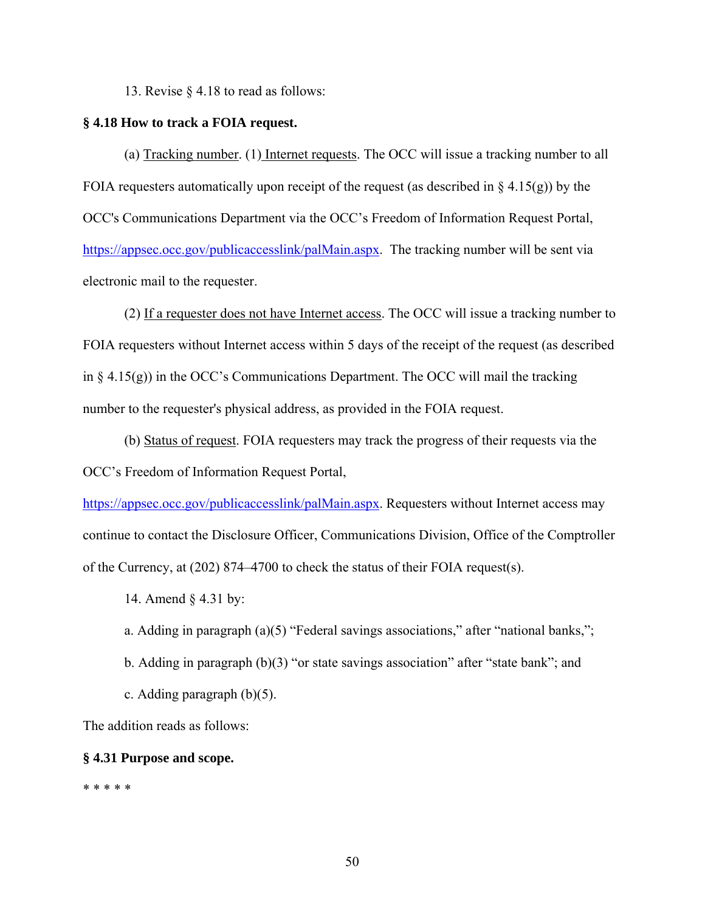13. Revise § 4.18 to read as follows:

**§ 4.18 How to track a FOIA request.**

(a) Tracking number. (1) Internet requests. The OCC will issue a tracking number to all FOIA requesters automatically upon receipt of the request (as described in § 4.15(g)) by the OCC's Communications Department via the OCC's Freedom of Information Request Portal, https://appsec.occ.gov/publicaccesslink/palMain.aspx. The tracking number will be sent via electronic mail to the requester.

(2) If a requester does not have Internet access. The OCC will issue a tracking number to FOIA requesters without Internet access within 5 days of the receipt of the request (as described in § 4.15(g)) in the OCC's Communications Department. The OCC will mail the tracking number to the requester's physical address, as provided in the FOIA request.

(b) Status of request. FOIA requesters may track the progress of their requests via the OCC's Freedom of Information Request Portal, https://appsec.occ.gov/publicaccesslink/palMain.aspx. Requesters without Internet access may continue to contact the Disclosure Officer, Communications Division, Office of the Comptroller of the Currency, at (202) 874–4700 to check the status of their FOIA request(s).

14. Amend § 4.31 by:

a. Adding in paragraph (a)(5) "Federal savings associations," after "national banks,";

b. Adding in paragraph (b)(3) "or state savings association" after "state bank"; and

c. Adding paragraph (b)(5).

The addition reads as follows:

**§ 4.31 Purpose and scope.**

* * * * *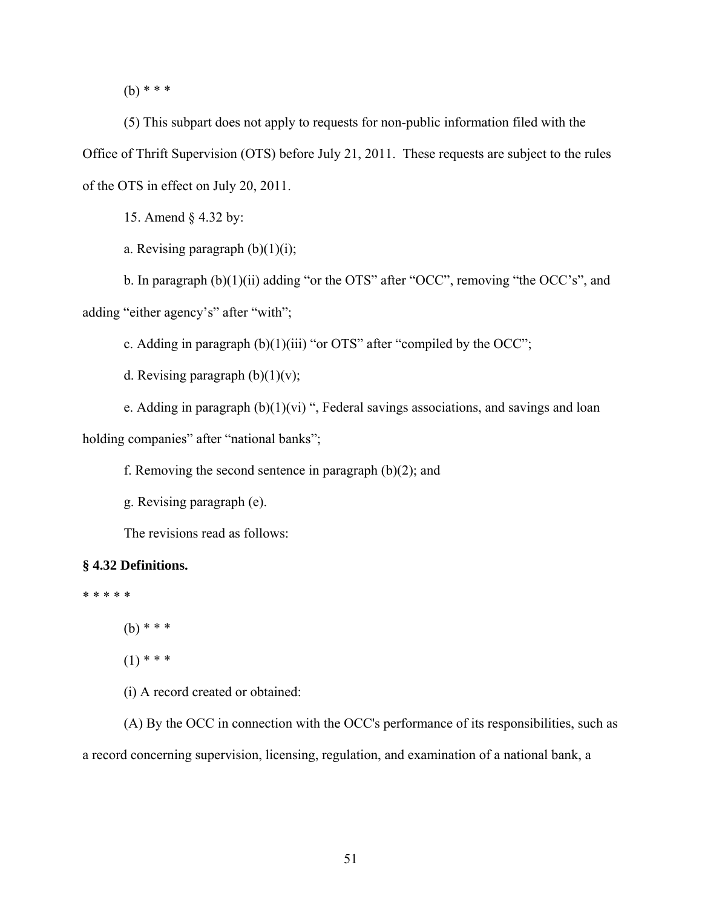(b) * * *

(5) This subpart does not apply to requests for non-public information filed with the Office of Thrift Supervision (OTS) before July 21, 2011. These requests are subject to the rules of the OTS in effect on July 20, 2011.

15. Amend § 4.32 by:

a. Revising paragraph (b)(1)(i);

b. In paragraph (b)(1)(ii) adding "or the OTS" after "OCC", removing "the OCC's", and adding "either agency's" after "with";

c. Adding in paragraph (b)(1)(iii) "or OTS" after "compiled by the OCC";

d. Revising paragraph (b)(1)(v);

e. Adding in paragraph (b)(1)(vi) ", Federal savings associations, and savings and loan holding companies" after "national banks";

f. Removing the second sentence in paragraph (b)(2); and

g. Revising paragraph (e).

The revisions read as follows:

**§ 4.32 Definitions.**

* * * * *

(b) * * *

(1) * * *

(i) A record created or obtained:

(A) By the OCC in connection with the OCC's performance of its responsibilities, such as a record concerning supervision, licensing, regulation, and examination of a national bank, a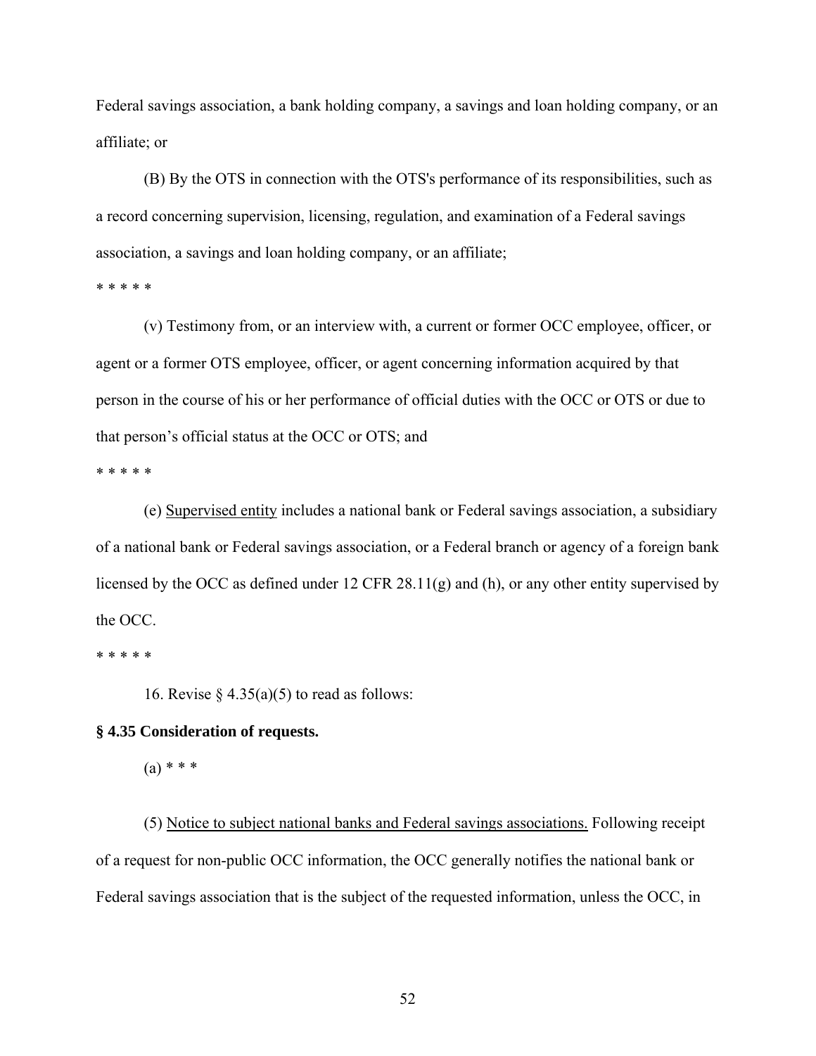Federal savings association, a bank holding company, a savings and loan holding company, or an affiliate; or

(B) By the OTS in connection with the OTS's performance of its responsibilities, such as a record concerning supervision, licensing, regulation, and examination of a Federal savings association, a savings and loan holding company, or an affiliate;

* * * * *

(v) Testimony from, or an interview with, a current or former OCC employee, officer, or agent or a former OTS employee, officer, or agent concerning information acquired by that person in the course of his or her performance of official duties with the OCC or OTS or due to that person's official status at the OCC or OTS; and

* * * * *

(e) <u>Supervised entity</u> includes a national bank or Federal savings association, a subsidiary of a national bank or Federal savings association, or a Federal branch or agency of a foreign bank licensed by the OCC as defined under 12 CFR 28.11(g) and (h), or any other entity supervised by the OCC.

* * * * *

16. Revise § 4.35(a)(5) to read as follows:

**§ 4.35 Consideration of requests.**

(a) * * *

(5) <u>Notice to subject national banks and Federal savings associations.</u> Following receipt of a request for non-public OCC information, the OCC generally notifies the national bank or Federal savings association that is the subject of the requested information, unless the OCC, in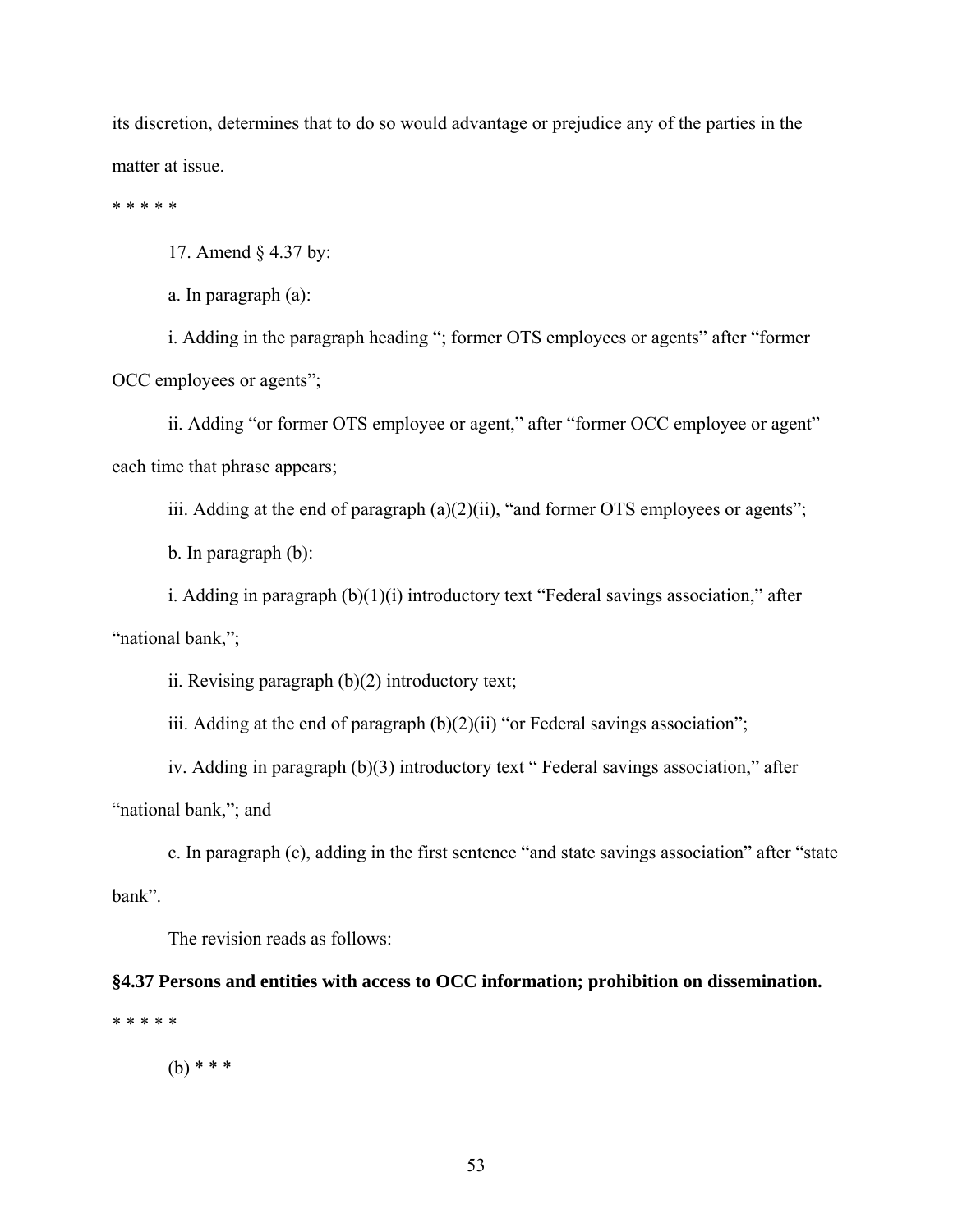its discretion, determines that to do so would advantage or prejudice any of the parties in the matter at issue.

* * * * *

17. Amend § 4.37 by:

a. In paragraph (a):

i. Adding in the paragraph heading "; former OTS employees or agents" after "former OCC employees or agents";

ii. Adding "or former OTS employee or agent," after "former OCC employee or agent" each time that phrase appears;

iii. Adding at the end of paragraph (a)(2)(ii), "and former OTS employees or agents";

b. In paragraph (b):

i. Adding in paragraph (b)(1)(i) introductory text "Federal savings association," after "national bank,";

ii. Revising paragraph (b)(2) introductory text;

iii. Adding at the end of paragraph (b)(2)(ii) "or Federal savings association";

iv. Adding in paragraph (b)(3) introductory text " Federal savings association," after "national bank,"; and

c. In paragraph (c), adding in the first sentence "and state savings association" after "state bank".

The revision reads as follows:

**§4.37 Persons and entities with access to OCC information; prohibition on dissemination.**

* * * * *

(b) * * *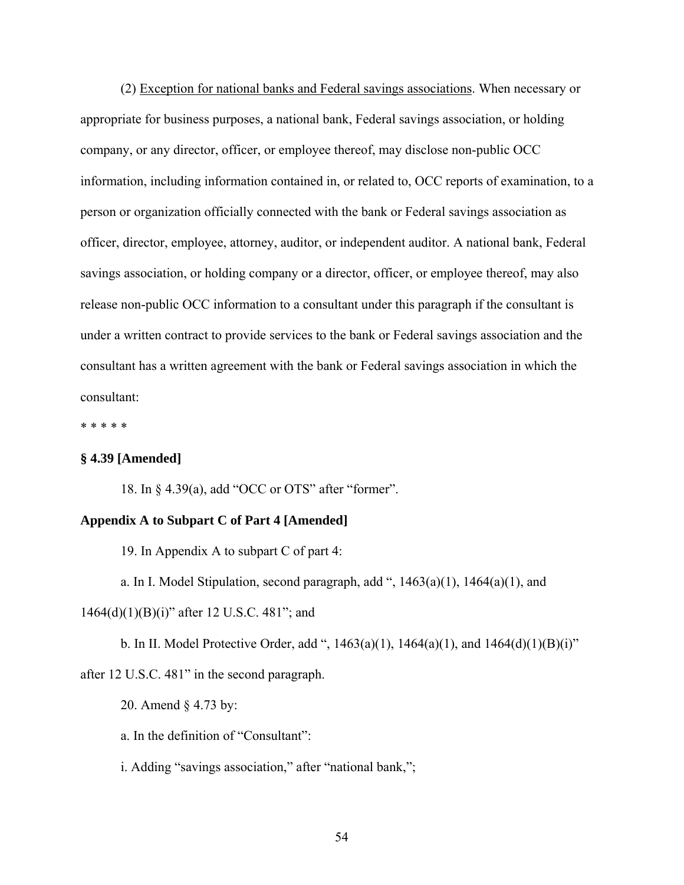(2) Exception for national banks and Federal savings associations. When necessary or appropriate for business purposes, a national bank, Federal savings association, or holding company, or any director, officer, or employee thereof, may disclose non-public OCC information, including information contained in, or related to, OCC reports of examination, to a person or organization officially connected with the bank or Federal savings association as officer, director, employee, attorney, auditor, or independent auditor. A national bank, Federal savings association, or holding company or a director, officer, or employee thereof, may also release non-public OCC information to a consultant under this paragraph if the consultant is under a written contract to provide services to the bank or Federal savings association and the consultant has a written agreement with the bank or Federal savings association in which the consultant:

* * * * *

**§ 4.39 [Amended]**

18. In § 4.39(a), add "OCC or OTS" after "former".

**Appendix A to Subpart C of Part 4 [Amended]**

19. In Appendix A to subpart C of part 4:

a. In I. Model Stipulation, second paragraph, add ", 1463(a)(1), 1464(a)(1), and 1464(d)(1)(B)(i)" after 12 U.S.C. 481"; and

b. In II. Model Protective Order, add ", 1463(a)(1), 1464(a)(1), and 1464(d)(1)(B)(i)" after 12 U.S.C. 481" in the second paragraph.

20. Amend § 4.73 by:

a. In the definition of "Consultant":

i. Adding "savings association," after "national bank,";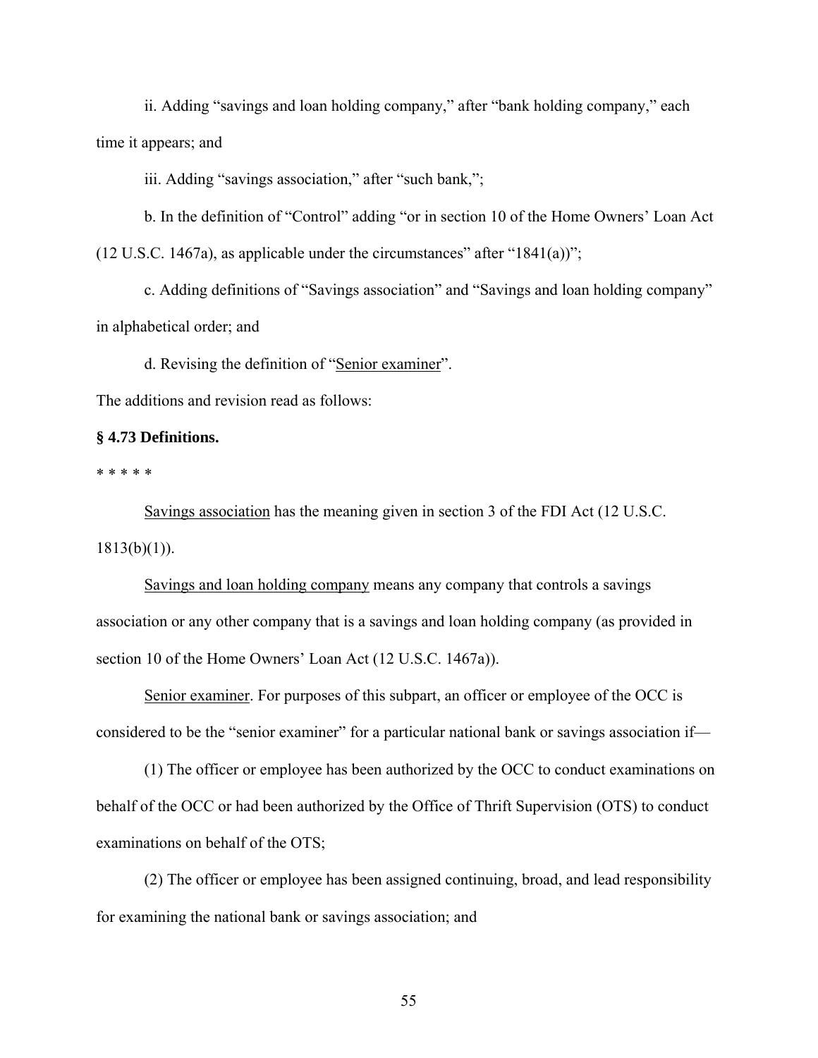ii. Adding “savings and loan holding company,” after “bank holding company,” each time it appears; and

iii. Adding “savings association,” after “such bank,”;

b. In the definition of “Control” adding “or in section 10 of the Home Owners’ Loan Act (12 U.S.C. 1467a), as applicable under the circumstances” after “1841(a))”;

c. Adding definitions of “Savings association” and “Savings and loan holding company” in alphabetical order; and

d. Revising the definition of “Senior examiner”.

The additions and revision read as follows:

**§ 4.73 Definitions.**

* * * * *

Savings association has the meaning given in section 3 of the FDI Act (12 U.S.C. 1813(b)(1)).

Savings and loan holding company means any company that controls a savings association or any other company that is a savings and loan holding company (as provided in section 10 of the Home Owners’ Loan Act (12 U.S.C. 1467a)).

Senior examiner. For purposes of this subpart, an officer or employee of the OCC is considered to be the “senior examiner” for a particular national bank or savings association if—

(1) The officer or employee has been authorized by the OCC to conduct examinations on behalf of the OCC or had been authorized by the Office of Thrift Supervision (OTS) to conduct examinations on behalf of the OTS;

(2) The officer or employee has been assigned continuing, broad, and lead responsibility for examining the national bank or savings association; and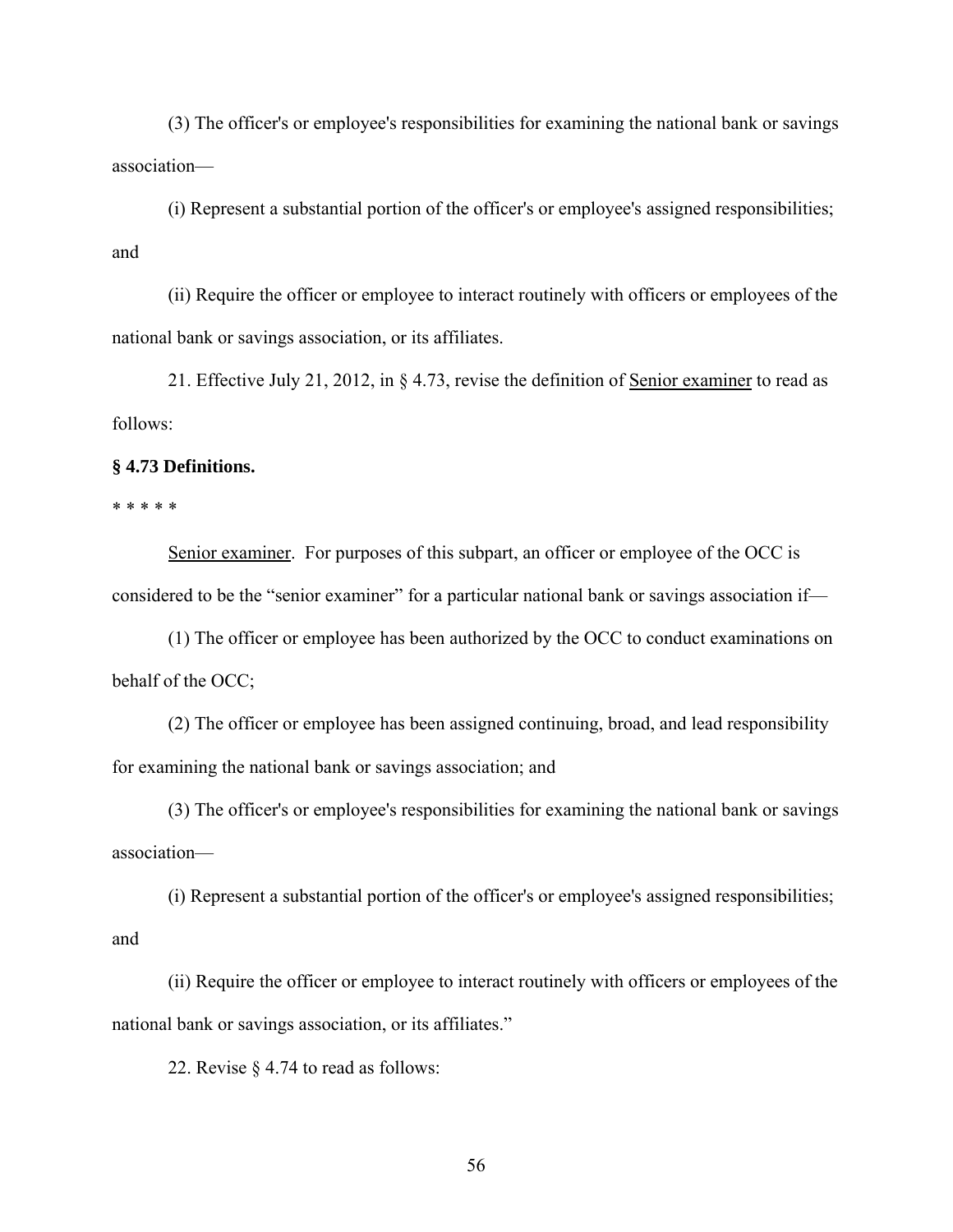(3) The officer's or employee's responsibilities for examining the national bank or savings association—

(i) Represent a substantial portion of the officer's or employee's assigned responsibilities; and

(ii) Require the officer or employee to interact routinely with officers or employees of the national bank or savings association, or its affiliates.

21. Effective July 21, 2012, in § 4.73, revise the definition of Senior examiner to read as follows:

**§ 4.73 Definitions.**

* * * * *

Senior examiner. For purposes of this subpart, an officer or employee of the OCC is considered to be the "senior examiner" for a particular national bank or savings association if—

(1) The officer or employee has been authorized by the OCC to conduct examinations on behalf of the OCC;

(2) The officer or employee has been assigned continuing, broad, and lead responsibility for examining the national bank or savings association; and

(3) The officer's or employee's responsibilities for examining the national bank or savings association—

(i) Represent a substantial portion of the officer's or employee's assigned responsibilities; and

(ii) Require the officer or employee to interact routinely with officers or employees of the national bank or savings association, or its affiliates."

22. Revise § 4.74 to read as follows: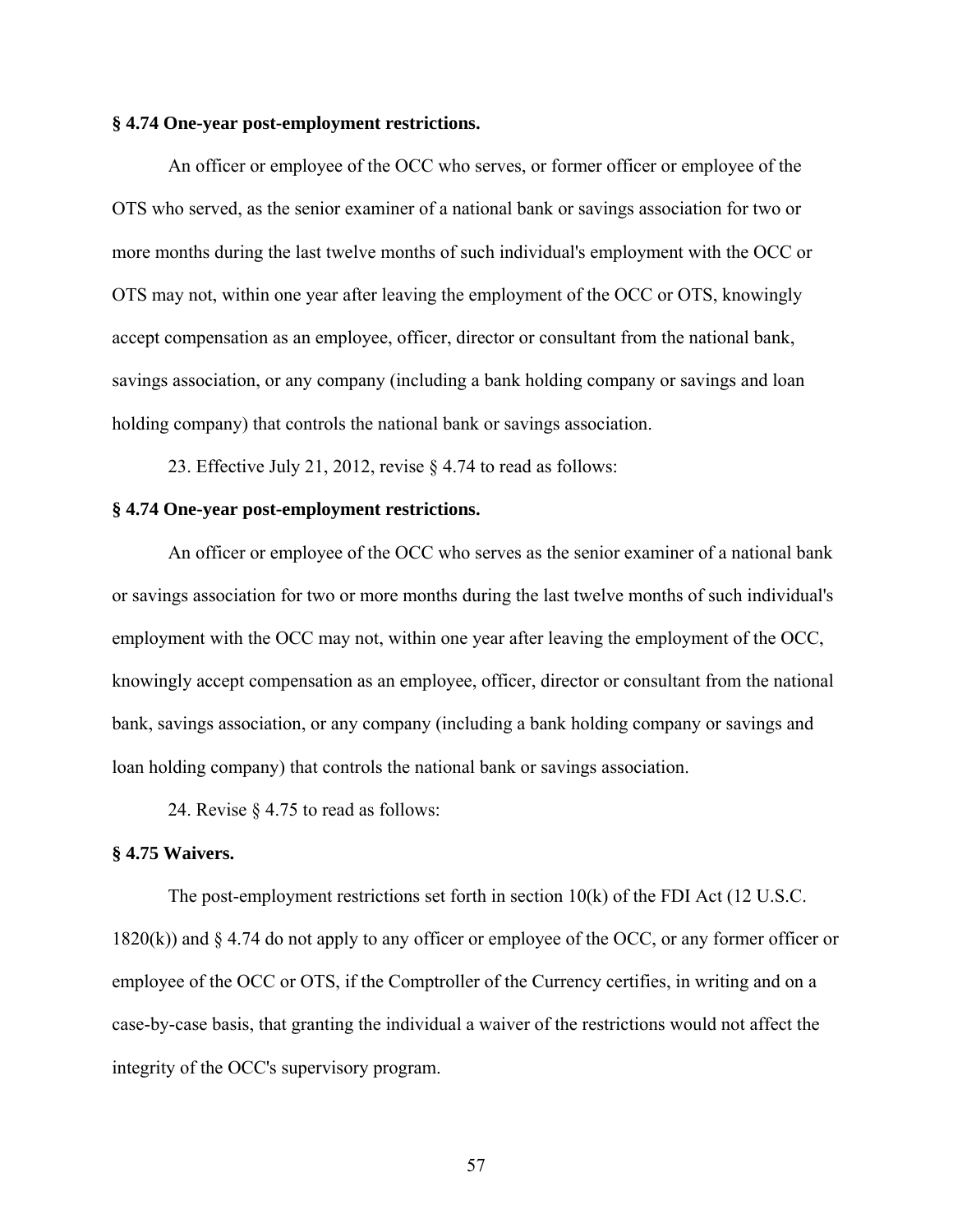**§ 4.74 One-year post-employment restrictions.**

An officer or employee of the OCC who serves, or former officer or employee of the OTS who served, as the senior examiner of a national bank or savings association for two or more months during the last twelve months of such individual's employment with the OCC or OTS may not, within one year after leaving the employment of the OCC or OTS, knowingly accept compensation as an employee, officer, director or consultant from the national bank, savings association, or any company (including a bank holding company or savings and loan holding company) that controls the national bank or savings association.

23. Effective July 21, 2012, revise § 4.74 to read as follows:

**§ 4.74 One-year post-employment restrictions.**

An officer or employee of the OCC who serves as the senior examiner of a national bank or savings association for two or more months during the last twelve months of such individual's employment with the OCC may not, within one year after leaving the employment of the OCC, knowingly accept compensation as an employee, officer, director or consultant from the national bank, savings association, or any company (including a bank holding company or savings and loan holding company) that controls the national bank or savings association.

24. Revise § 4.75 to read as follows:

**§ 4.75 Waivers.**

The post-employment restrictions set forth in section 10(k) of the FDI Act (12 U.S.C. 1820(k)) and § 4.74 do not apply to any officer or employee of the OCC, or any former officer or employee of the OCC or OTS, if the Comptroller of the Currency certifies, in writing and on a case-by-case basis, that granting the individual a waiver of the restrictions would not affect the integrity of the OCC's supervisory program.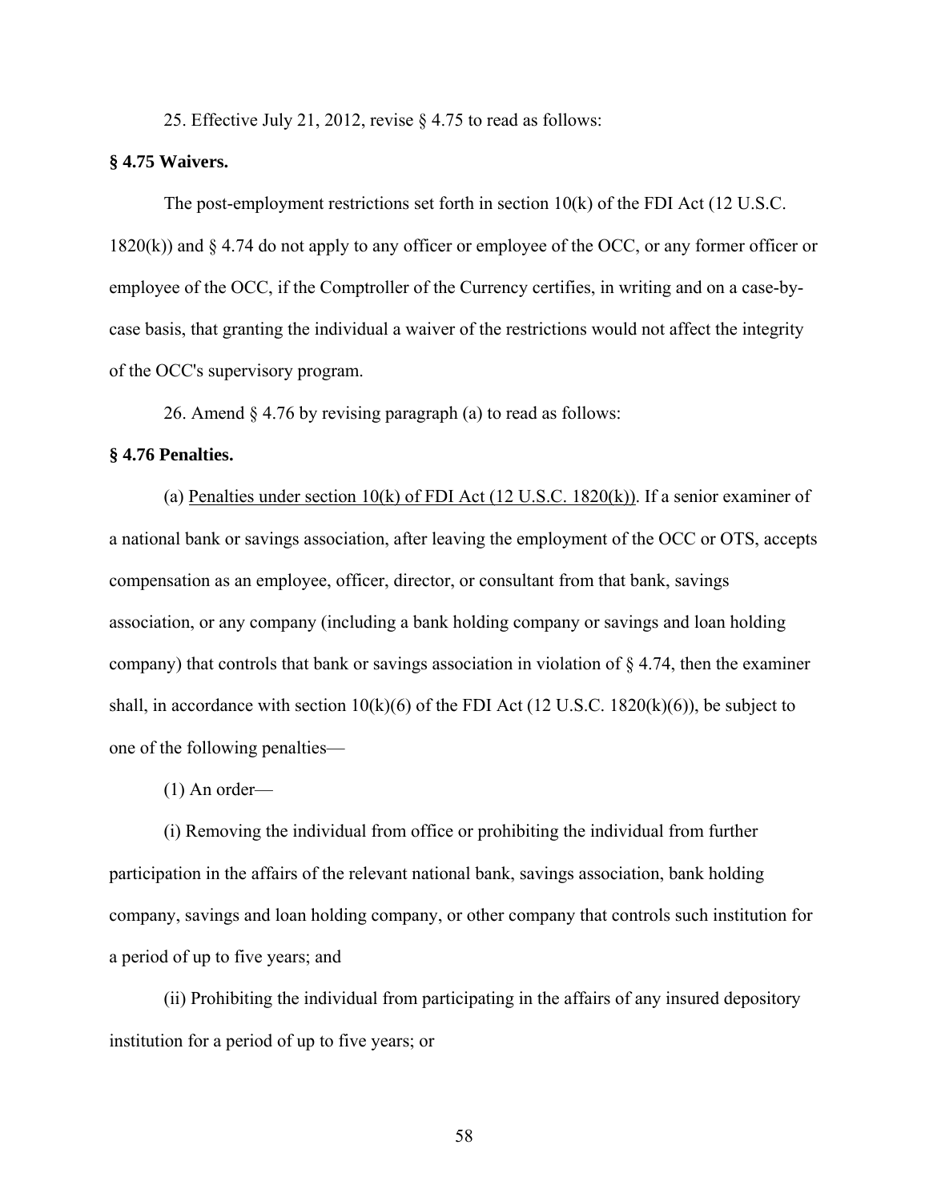25. Effective July 21, 2012, revise § 4.75 to read as follows:

**§ 4.75 Waivers.**

The post-employment restrictions set forth in section 10(k) of the FDI Act (12 U.S.C. 1820(k)) and § 4.74 do not apply to any officer or employee of the OCC, or any former officer or employee of the OCC, if the Comptroller of the Currency certifies, in writing and on a case-by-case basis, that granting the individual a waiver of the restrictions would not affect the integrity of the OCC's supervisory program.

26. Amend § 4.76 by revising paragraph (a) to read as follows:

**§ 4.76 Penalties.**

(a) Penalties under section 10(k) of FDI Act (12 U.S.C. 1820(k)). If a senior examiner of a national bank or savings association, after leaving the employment of the OCC or OTS, accepts compensation as an employee, officer, director, or consultant from that bank, savings association, or any company (including a bank holding company or savings and loan holding company) that controls that bank or savings association in violation of § 4.74, then the examiner shall, in accordance with section 10(k)(6) of the FDI Act (12 U.S.C. 1820(k)(6)), be subject to one of the following penalties—

(1) An order—

(i) Removing the individual from office or prohibiting the individual from further participation in the affairs of the relevant national bank, savings association, bank holding company, savings and loan holding company, or other company that controls such institution for a period of up to five years; and

(ii) Prohibiting the individual from participating in the affairs of any insured depository institution for a period of up to five years; or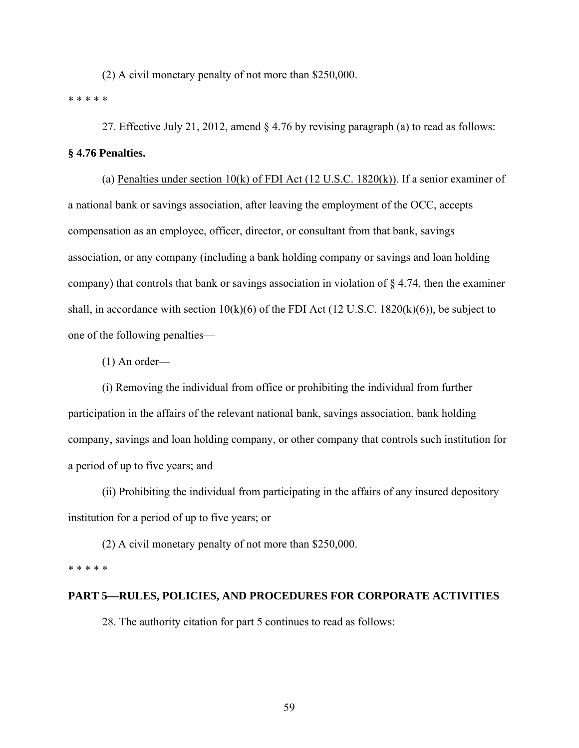(2) A civil monetary penalty of not more than $250,000.

* * * * *

27. Effective July 21, 2012, amend § 4.76 by revising paragraph (a) to read as follows:

**§ 4.76 Penalties.**

(a) Penalties under section 10(k) of FDI Act (12 U.S.C. 1820(k)). If a senior examiner of a national bank or savings association, after leaving the employment of the OCC, accepts compensation as an employee, officer, director, or consultant from that bank, savings association, or any company (including a bank holding company or savings and loan holding company) that controls that bank or savings association in violation of § 4.74, then the examiner shall, in accordance with section 10(k)(6) of the FDI Act (12 U.S.C. 1820(k)(6)), be subject to one of the following penalties—

(1) An order—

(i) Removing the individual from office or prohibiting the individual from further participation in the affairs of the relevant national bank, savings association, bank holding company, savings and loan holding company, or other company that controls such institution for a period of up to five years; and

(ii) Prohibiting the individual from participating in the affairs of any insured depository institution for a period of up to five years; or

(2) A civil monetary penalty of not more than $250,000.

* * * * *

**PART 5—RULES, POLICIES, AND PROCEDURES FOR CORPORATE ACTIVITIES**

28. The authority citation for part 5 continues to read as follows: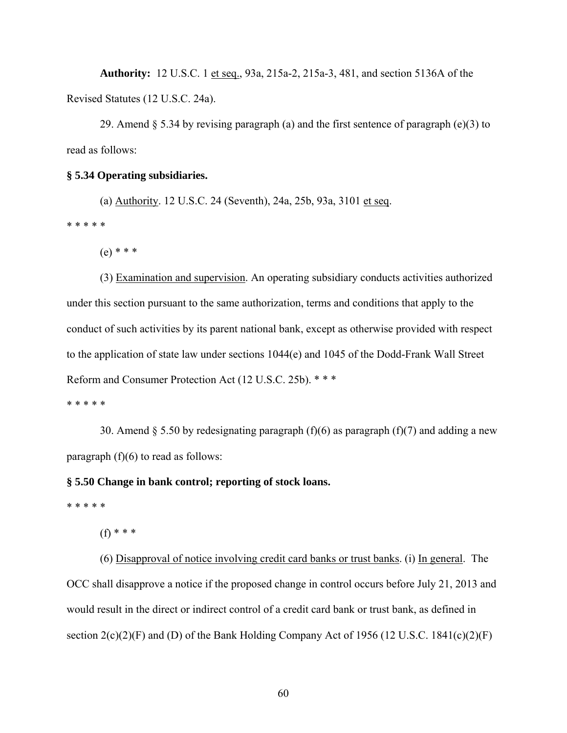**Authority:** 12 U.S.C. 1 et seq., 93a, 215a-2, 215a-3, 481, and section 5136A of the Revised Statutes (12 U.S.C. 24a).

29. Amend § 5.34 by revising paragraph (a) and the first sentence of paragraph (e)(3) to read as follows:

**§ 5.34 Operating subsidiaries.**

(a) Authority. 12 U.S.C. 24 (Seventh), 24a, 25b, 93a, 3101 et seq.

* * * * *

(e) * * *

(3) Examination and supervision. An operating subsidiary conducts activities authorized under this section pursuant to the same authorization, terms and conditions that apply to the conduct of such activities by its parent national bank, except as otherwise provided with respect to the application of state law under sections 1044(e) and 1045 of the Dodd-Frank Wall Street Reform and Consumer Protection Act (12 U.S.C. 25b). * * *

* * * * *

30. Amend § 5.50 by redesignating paragraph (f)(6) as paragraph (f)(7) and adding a new paragraph (f)(6) to read as follows:

**§ 5.50 Change in bank control; reporting of stock loans.**

* * * * *

(f) * * *

(6) Disapproval of notice involving credit card banks or trust banks. (i) In general. The OCC shall disapprove a notice if the proposed change in control occurs before July 21, 2013 and would result in the direct or indirect control of a credit card bank or trust bank, as defined in section 2(c)(2)(F) and (D) of the Bank Holding Company Act of 1956 (12 U.S.C. 1841(c)(2)(F)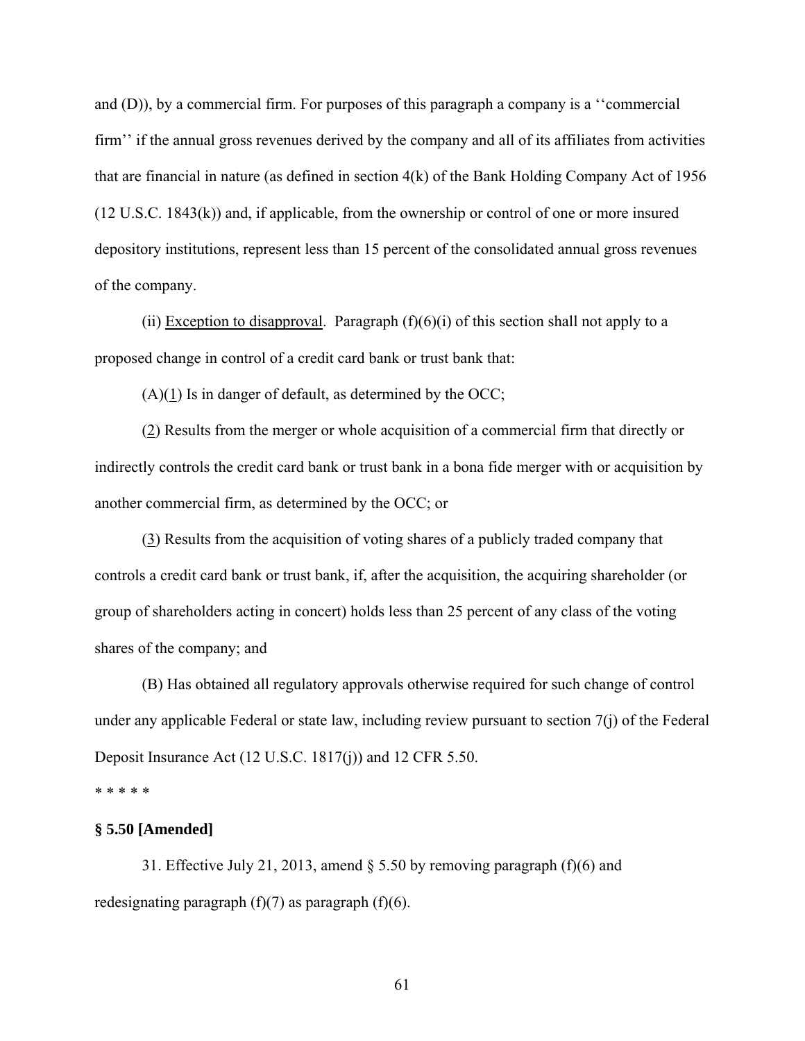and (D)), by a commercial firm. For purposes of this paragraph a company is a ''commercial firm'' if the annual gross revenues derived by the company and all of its affiliates from activities that are financial in nature (as defined in section 4(k) of the Bank Holding Company Act of 1956 (12 U.S.C. 1843(k)) and, if applicable, from the ownership or control of one or more insured depository institutions, represent less than 15 percent of the consolidated annual gross revenues of the company.

(ii) Exception to disapproval. Paragraph (f)(6)(i) of this section shall not apply to a proposed change in control of a credit card bank or trust bank that:

(A)(1) Is in danger of default, as determined by the OCC;

(2) Results from the merger or whole acquisition of a commercial firm that directly or indirectly controls the credit card bank or trust bank in a bona fide merger with or acquisition by another commercial firm, as determined by the OCC; or

(3) Results from the acquisition of voting shares of a publicly traded company that controls a credit card bank or trust bank, if, after the acquisition, the acquiring shareholder (or group of shareholders acting in concert) holds less than 25 percent of any class of the voting shares of the company; and

(B) Has obtained all regulatory approvals otherwise required for such change of control under any applicable Federal or state law, including review pursuant to section 7(j) of the Federal Deposit Insurance Act (12 U.S.C. 1817(j)) and 12 CFR 5.50.

* * * * *

**§ 5.50 [Amended]**

31. Effective July 21, 2013, amend § 5.50 by removing paragraph (f)(6) and redesignating paragraph (f)(7) as paragraph (f)(6).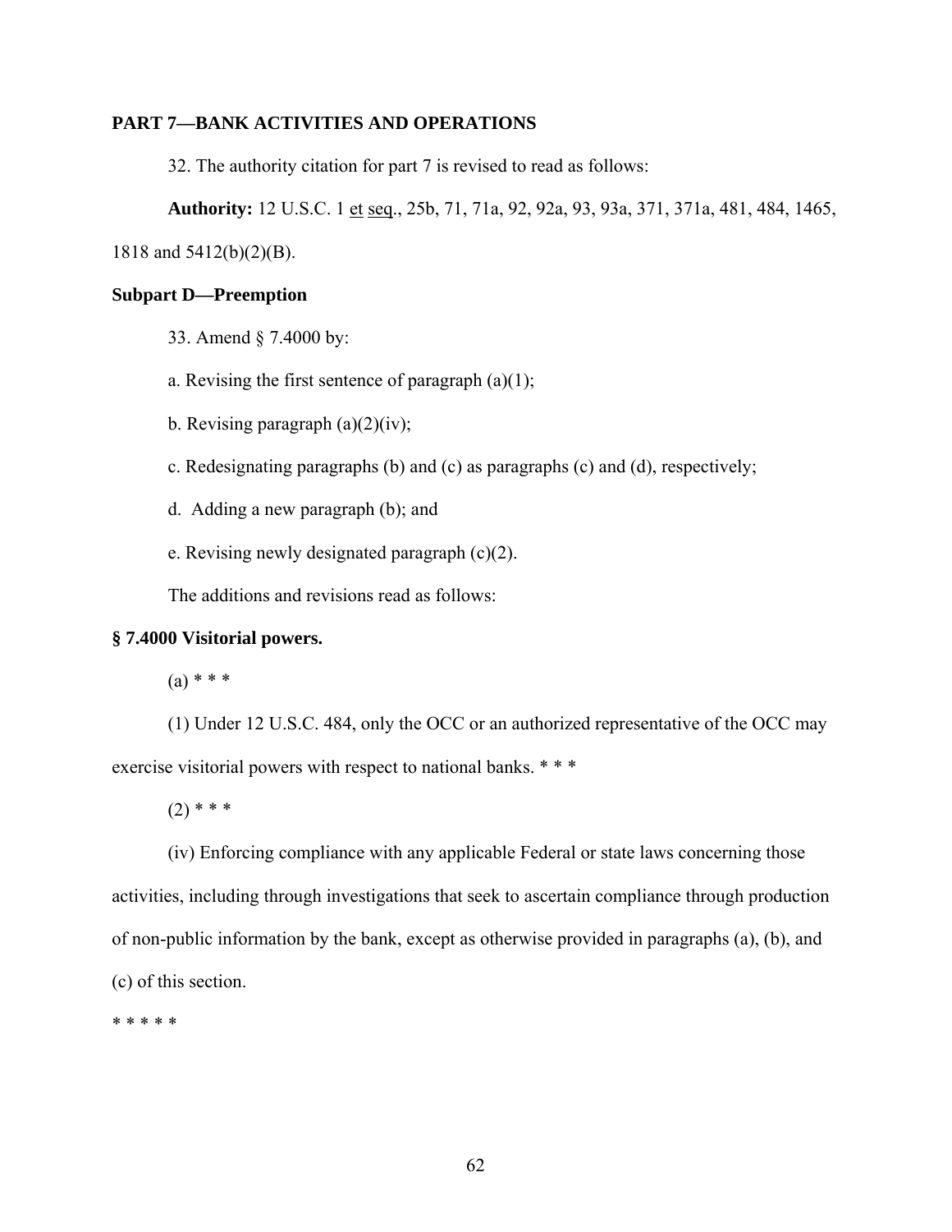**PART 7—BANK ACTIVITIES AND OPERATIONS**

32. The authority citation for part 7 is revised to read as follows:

**Authority:** 12 U.S.C. 1 et seq., 25b, 71, 71a, 92, 92a, 93, 93a, 371, 371a, 481, 484, 1465, 1818 and 5412(b)(2)(B).

**Subpart D—Preemption**

33. Amend § 7.4000 by:

a. Revising the first sentence of paragraph (a)(1);

b. Revising paragraph (a)(2)(iv);

c. Redesignating paragraphs (b) and (c) as paragraphs (c) and (d), respectively;

d. Adding a new paragraph (b); and

e. Revising newly designated paragraph (c)(2).

The additions and revisions read as follows:

**§ 7.4000 Visitorial powers.**

(a) * * *

(1) Under 12 U.S.C. 484, only the OCC or an authorized representative of the OCC may exercise visitorial powers with respect to national banks. * * *

(2) * * *

(iv) Enforcing compliance with any applicable Federal or state laws concerning those activities, including through investigations that seek to ascertain compliance through production of non-public information by the bank, except as otherwise provided in paragraphs (a), (b), and (c) of this section.

* * * * *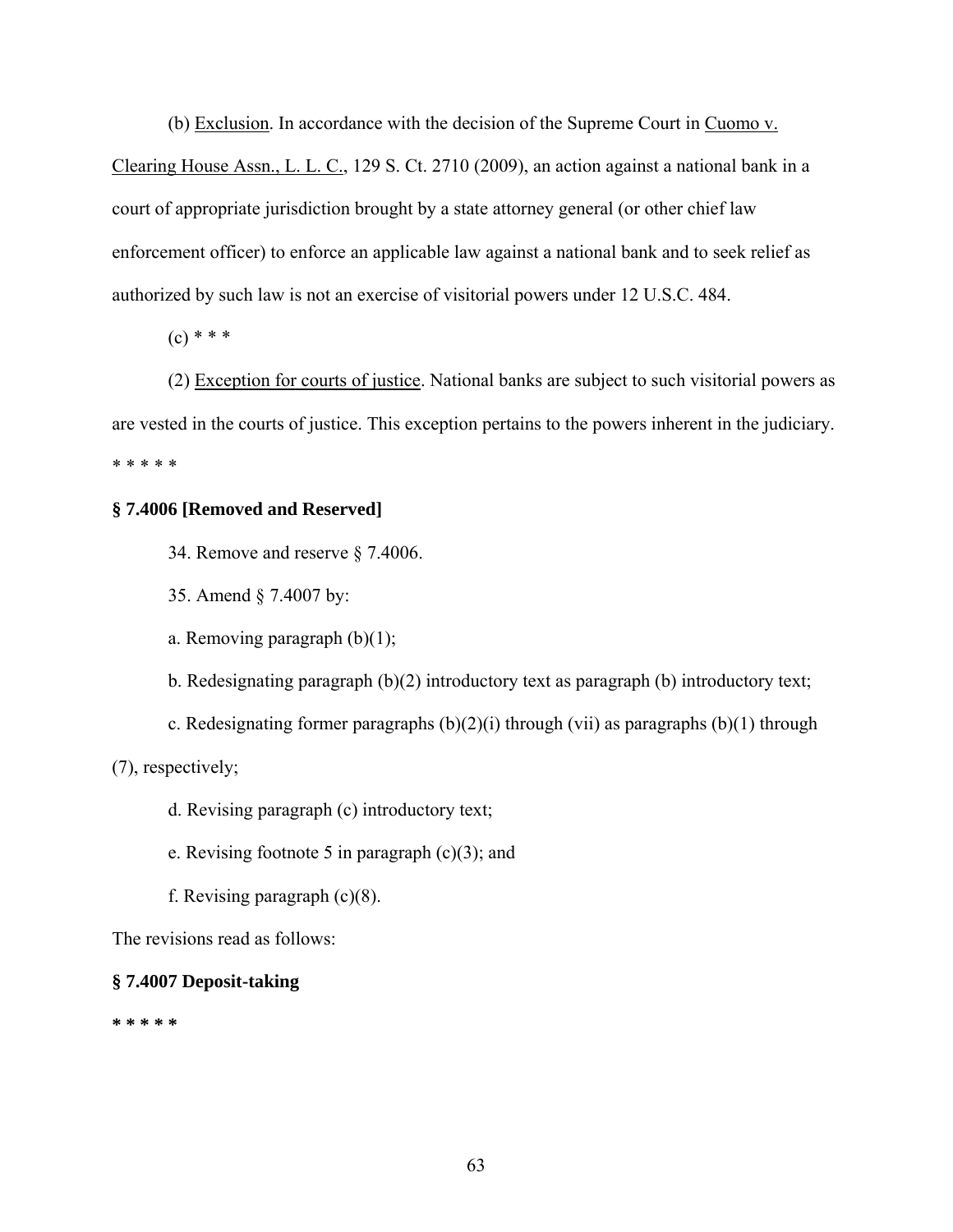(b) Exclusion. In accordance with the decision of the Supreme Court in Cuomo v. Clearing House Assn., L. L. C., 129 S. Ct. 2710 (2009), an action against a national bank in a court of appropriate jurisdiction brought by a state attorney general (or other chief law enforcement officer) to enforce an applicable law against a national bank and to seek relief as authorized by such law is not an exercise of visitorial powers under 12 U.S.C. 484.

(c) * * *

(2) Exception for courts of justice. National banks are subject to such visitorial powers as are vested in the courts of justice. This exception pertains to the powers inherent in the judiciary.

* * * * *

**§ 7.4006 [Removed and Reserved]**

34. Remove and reserve § 7.4006.

35. Amend § 7.4007 by:

a. Removing paragraph (b)(1);

b. Redesignating paragraph (b)(2) introductory text as paragraph (b) introductory text;

c. Redesignating former paragraphs (b)(2)(i) through (vii) as paragraphs (b)(1) through (7), respectively;

d. Revising paragraph (c) introductory text;

e. Revising footnote 5 in paragraph (c)(3); and

f. Revising paragraph (c)(8).

The revisions read as follows:

**§ 7.4007 Deposit-taking**

**\* \* \* \* \***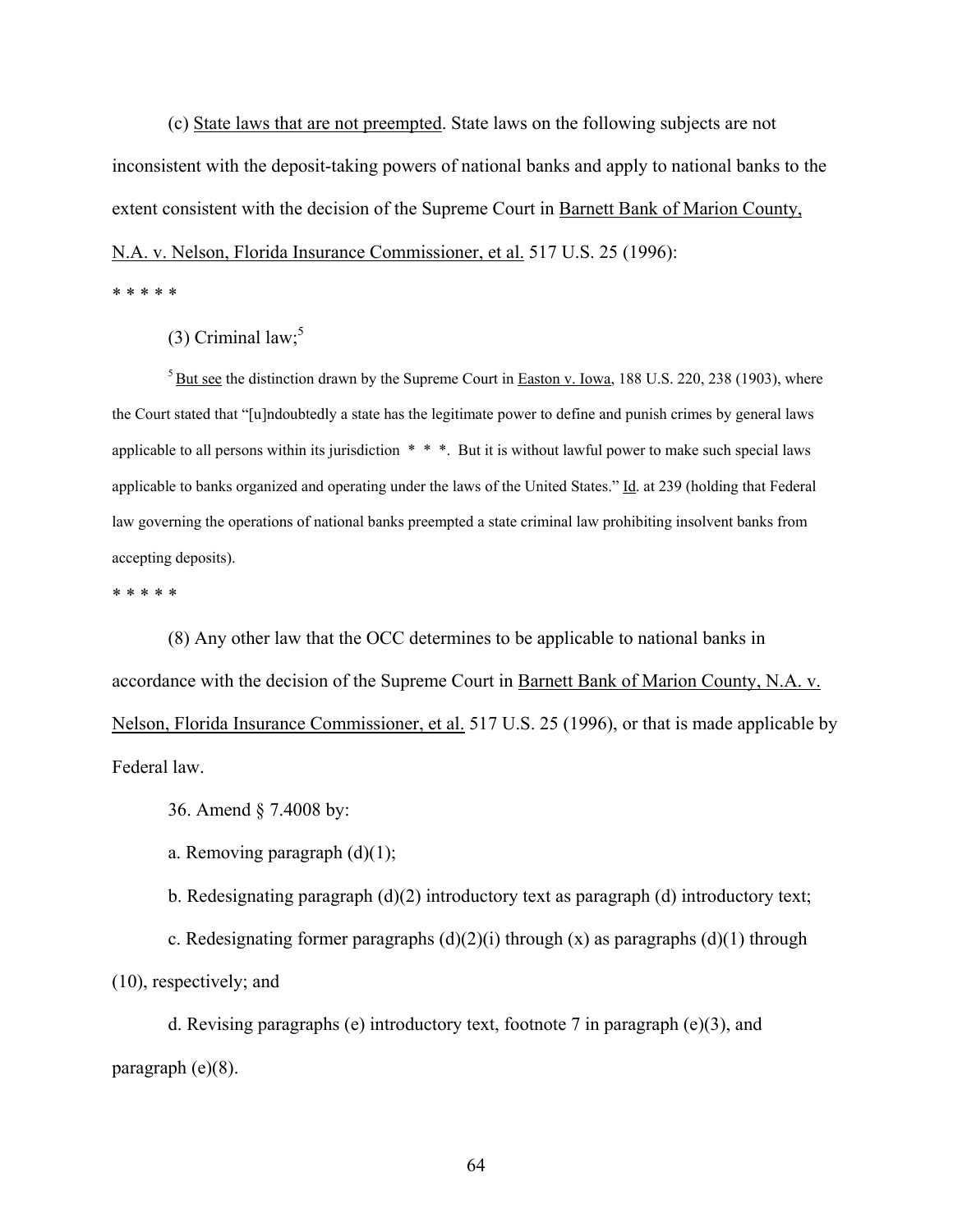(c) State laws that are not preempted. State laws on the following subjects are not inconsistent with the deposit-taking powers of national banks and apply to national banks to the extent consistent with the decision of the Supreme Court in Barnett Bank of Marion County, N.A. v. Nelson, Florida Insurance Commissioner, et al. 517 U.S. 25 (1996):

* * * * *

(3) Criminal law;[5]

[5] But see the distinction drawn by the Supreme Court in Easton v. Iowa, 188 U.S. 220, 238 (1903), where the Court stated that "[u]ndoubtedly a state has the legitimate power to define and punish crimes by general laws applicable to all persons within its jurisdiction * * *. But it is without lawful power to make such special laws applicable to banks organized and operating under the laws of the United States." Id. at 239 (holding that Federal law governing the operations of national banks preempted a state criminal law prohibiting insolvent banks from accepting deposits).

* * * * *

(8) Any other law that the OCC determines to be applicable to national banks in accordance with the decision of the Supreme Court in Barnett Bank of Marion County, N.A. v. Nelson, Florida Insurance Commissioner, et al. 517 U.S. 25 (1996), or that is made applicable by Federal law.

36. Amend § 7.4008 by:

a. Removing paragraph (d)(1);

b. Redesignating paragraph (d)(2) introductory text as paragraph (d) introductory text;

c. Redesignating former paragraphs (d)(2)(i) through (x) as paragraphs (d)(1) through (10), respectively; and

d. Revising paragraphs (e) introductory text, footnote 7 in paragraph (e)(3), and paragraph (e)(8).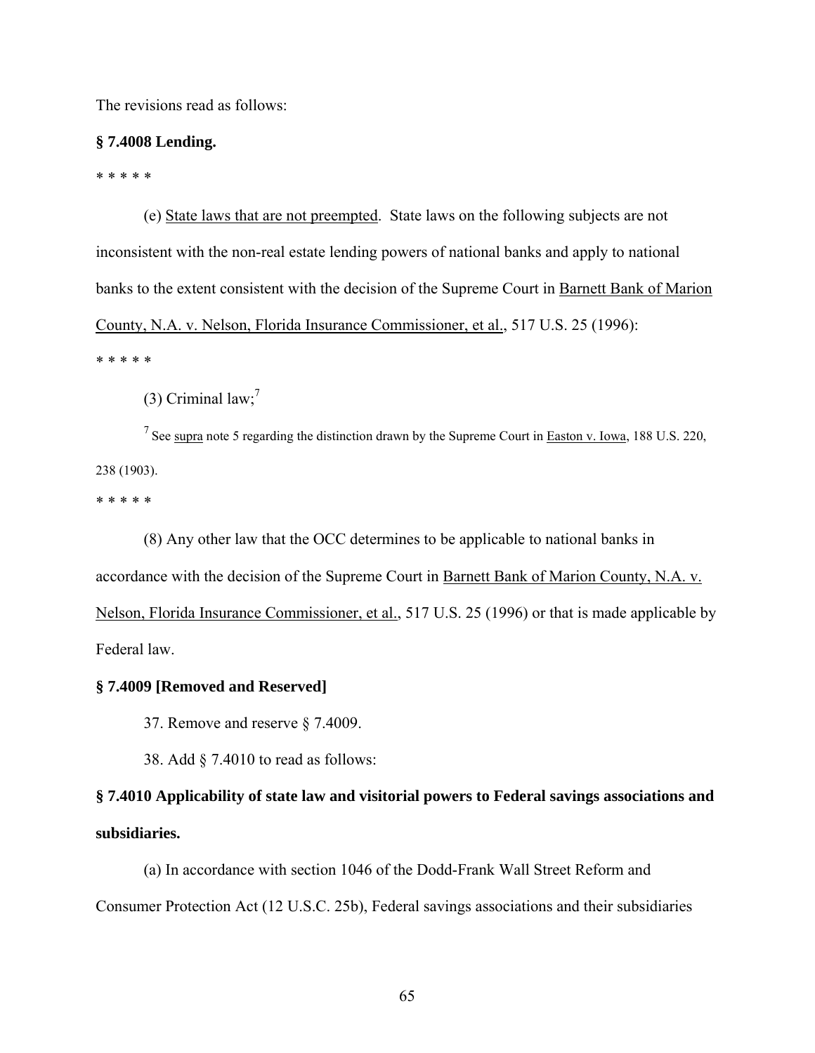The revisions read as follows:

**§ 7.4008 Lending.**

* * * * *

(e) State laws that are not preempted. State laws on the following subjects are not inconsistent with the non-real estate lending powers of national banks and apply to national banks to the extent consistent with the decision of the Supreme Court in Barnett Bank of Marion County, N.A. v. Nelson, Florida Insurance Commissioner, et al., 517 U.S. 25 (1996):

* * * * *

(3) Criminal law;[7]

[7] See supra note 5 regarding the distinction drawn by the Supreme Court in Easton v. Iowa, 188 U.S. 220, 238 (1903).

* * * * *

(8) Any other law that the OCC determines to be applicable to national banks in accordance with the decision of the Supreme Court in Barnett Bank of Marion County, N.A. v. Nelson, Florida Insurance Commissioner, et al., 517 U.S. 25 (1996) or that is made applicable by Federal law.

**§ 7.4009 [Removed and Reserved]**

37. Remove and reserve § 7.4009.

38. Add § 7.4010 to read as follows:

**§ 7.4010 Applicability of state law and visitorial powers to Federal savings associations and subsidiaries.**

(a) In accordance with section 1046 of the Dodd-Frank Wall Street Reform and Consumer Protection Act (12 U.S.C. 25b), Federal savings associations and their subsidiaries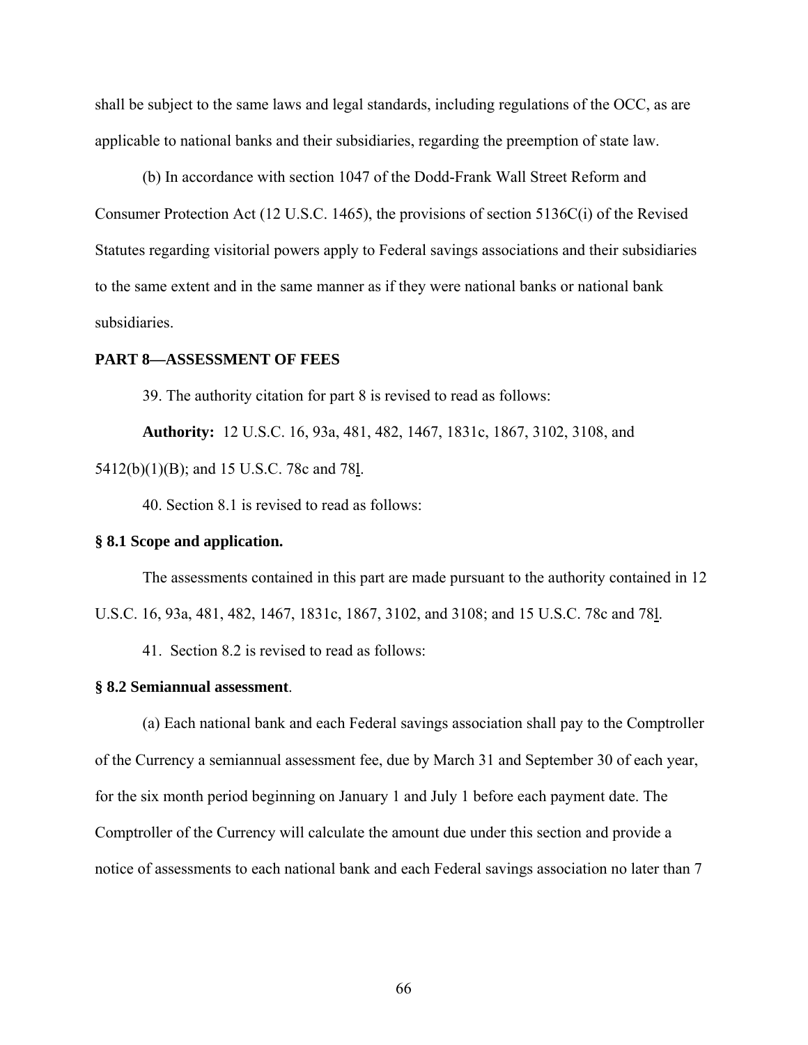shall be subject to the same laws and legal standards, including regulations of the OCC, as are applicable to national banks and their subsidiaries, regarding the preemption of state law.

(b) In accordance with section 1047 of the Dodd-Frank Wall Street Reform and Consumer Protection Act (12 U.S.C. 1465), the provisions of section 5136C(i) of the Revised Statutes regarding visitorial powers apply to Federal savings associations and their subsidiaries to the same extent and in the same manner as if they were national banks or national bank subsidiaries.

**PART 8—ASSESSMENT OF FEES**

39. The authority citation for part 8 is revised to read as follows:

**Authority:** 12 U.S.C. 16, 93a, 481, 482, 1467, 1831c, 1867, 3102, 3108, and 5412(b)(1)(B); and 15 U.S.C. 78c and 78l.

40. Section 8.1 is revised to read as follows:

**§ 8.1 Scope and application.**

The assessments contained in this part are made pursuant to the authority contained in 12 U.S.C. 16, 93a, 481, 482, 1467, 1831c, 1867, 3102, and 3108; and 15 U.S.C. 78c and 78l.

41. Section 8.2 is revised to read as follows:

**§ 8.2 Semiannual assessment**.

(a) Each national bank and each Federal savings association shall pay to the Comptroller of the Currency a semiannual assessment fee, due by March 31 and September 30 of each year, for the six month period beginning on January 1 and July 1 before each payment date. The Comptroller of the Currency will calculate the amount due under this section and provide a notice of assessments to each national bank and each Federal savings association no later than 7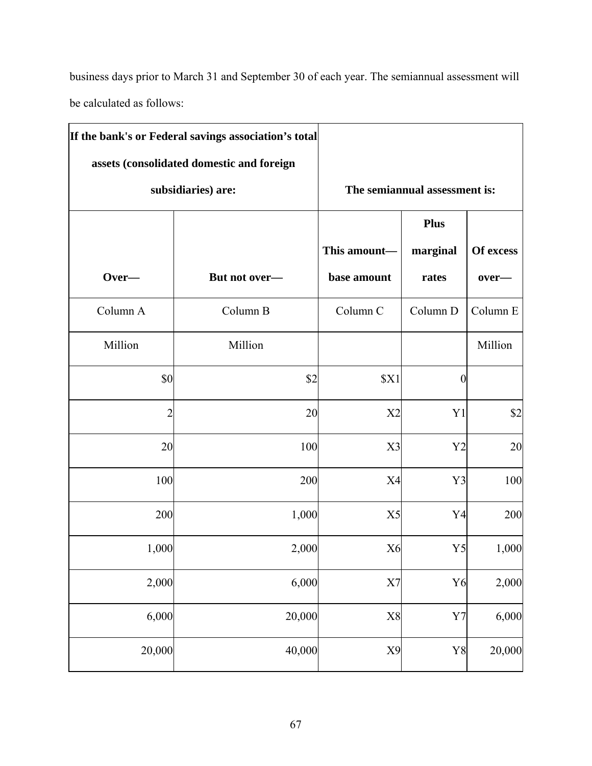business days prior to March 31 and September 30 of each year. The semiannual assessment will be calculated as follows:

| If the bank's or Federal savings association's total assets (consolidated domestic and foreign subsidiaries) are: | | The semiannual assessment is: | | |
|---|---|---|---|---|
| **Over—** | **But not over—** | **This amount—base amount** | **Plus marginal rates** | **Of excess over—** |
| Column A | Column B | Column C | Column D | Column E |
| Million | Million | | | Million |
| $0 | $2 | $X1 | 0 | |
| 2 | 20 | X2 | Y1 | $2 |
| 20 | 100 | X3 | Y2 | 20 |
| 100 | 200 | X4 | Y3 | 100 |
| 200 | 1,000 | X5 | Y4 | 200 |
| 1,000 | 2,000 | X6 | Y5 | 1,000 |
| 2,000 | 6,000 | X7 | Y6 | 2,000 |
| 6,000 | 20,000 | X8 | Y7 | 6,000 |
| 20,000 | 40,000 | X9 | Y8 | 20,000 |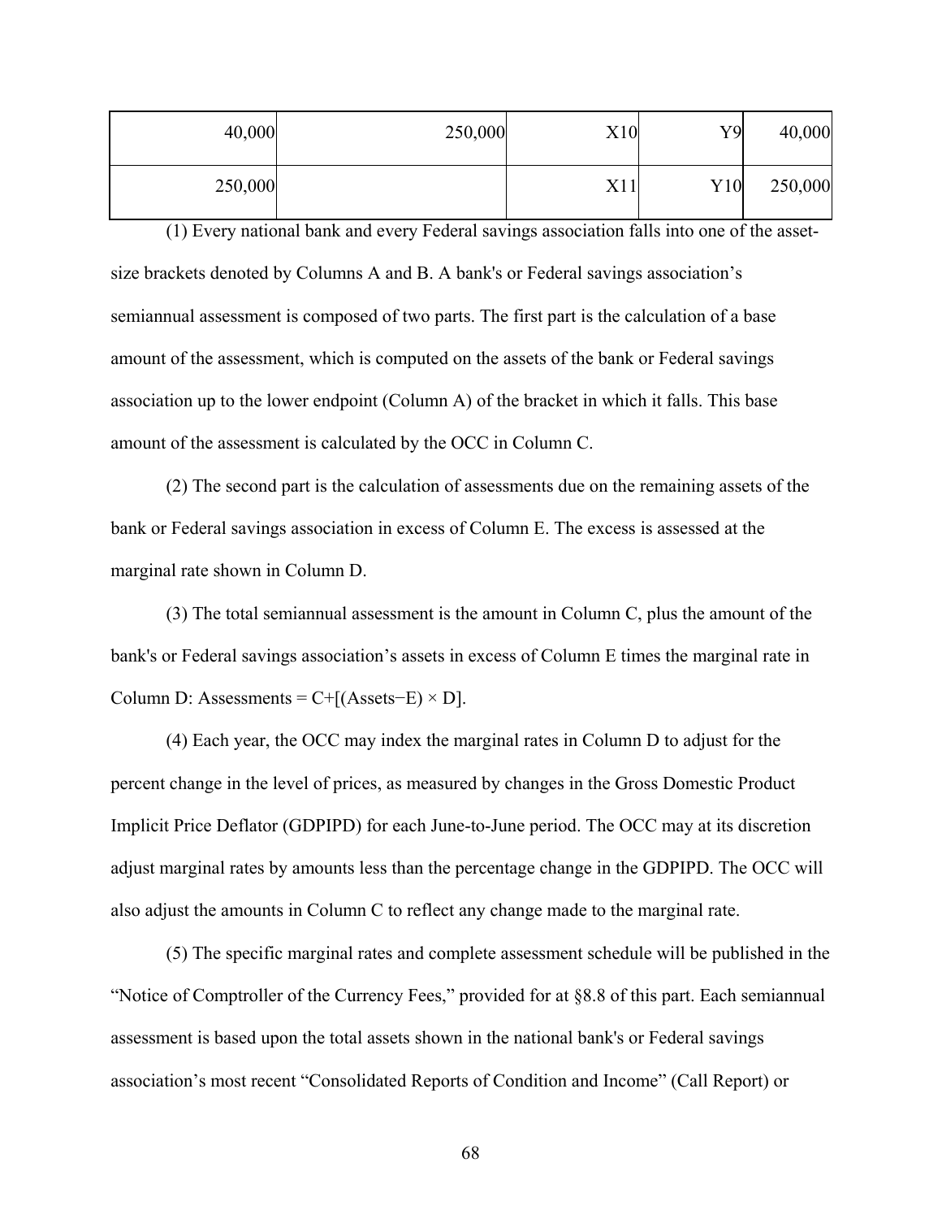| | | | | |
|---|---|---|---|---|
| 40,000 | 250,000 | X10 | Y9 | 40,000 |
| 250,000 | | X11 | Y10 | 250,000 |

(1) Every national bank and every Federal savings association falls into one of the asset-size brackets denoted by Columns A and B. A bank's or Federal savings association's semiannual assessment is composed of two parts. The first part is the calculation of a base amount of the assessment, which is computed on the assets of the bank or Federal savings association up to the lower endpoint (Column A) of the bracket in which it falls. This base amount of the assessment is calculated by the OCC in Column C.

(2) The second part is the calculation of assessments due on the remaining assets of the bank or Federal savings association in excess of Column E. The excess is assessed at the marginal rate shown in Column D.

(3) The total semiannual assessment is the amount in Column C, plus the amount of the bank's or Federal savings association's assets in excess of Column E times the marginal rate in Column D: Assessments = C+[(Assets−E) × D].

(4) Each year, the OCC may index the marginal rates in Column D to adjust for the percent change in the level of prices, as measured by changes in the Gross Domestic Product Implicit Price Deflator (GDPIPD) for each June-to-June period. The OCC may at its discretion adjust marginal rates by amounts less than the percentage change in the GDPIPD. The OCC will also adjust the amounts in Column C to reflect any change made to the marginal rate.

(5) The specific marginal rates and complete assessment schedule will be published in the "Notice of Comptroller of the Currency Fees," provided for at §8.8 of this part. Each semiannual assessment is based upon the total assets shown in the national bank's or Federal savings association's most recent "Consolidated Reports of Condition and Income" (Call Report) or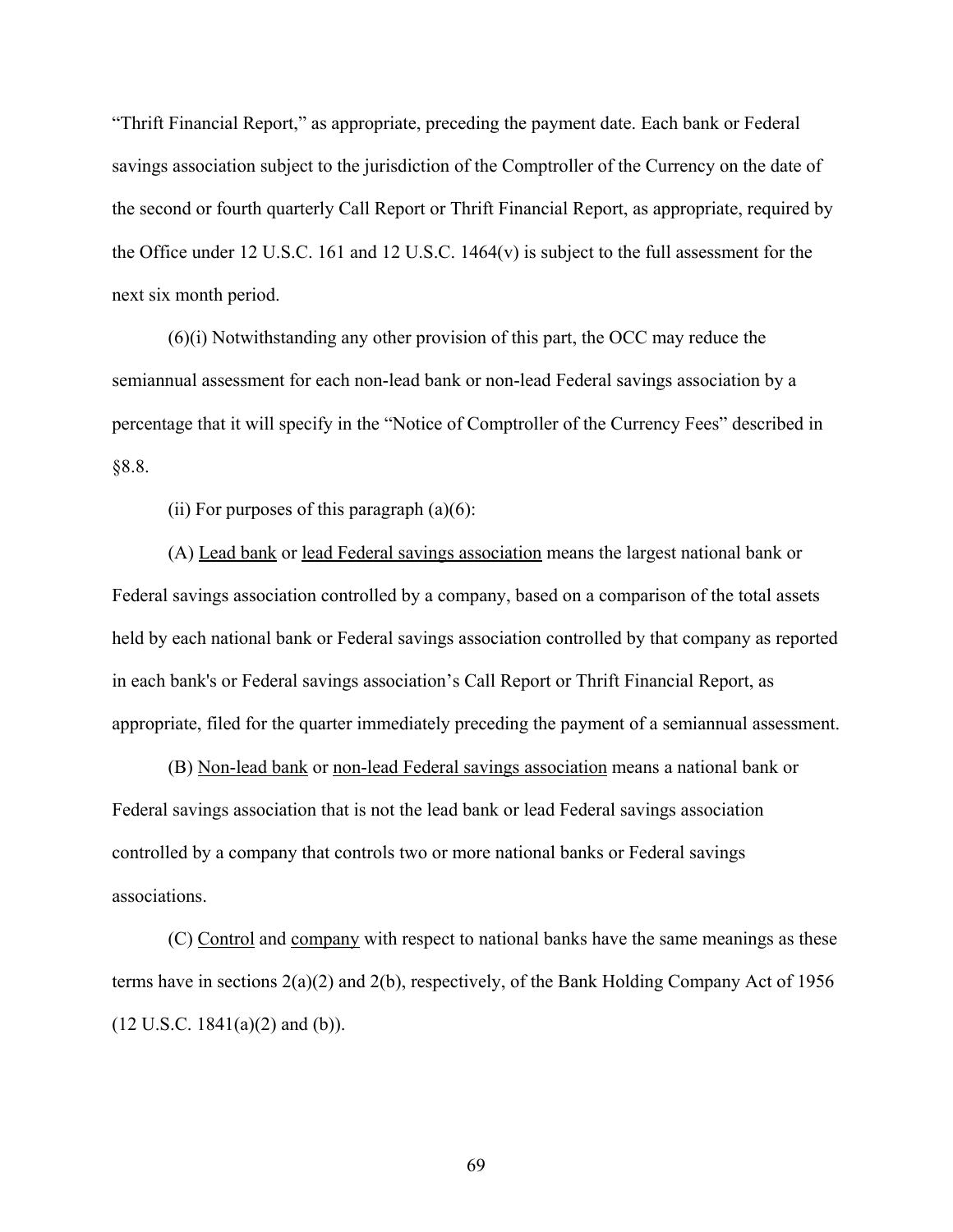"Thrift Financial Report," as appropriate, preceding the payment date. Each bank or Federal savings association subject to the jurisdiction of the Comptroller of the Currency on the date of the second or fourth quarterly Call Report or Thrift Financial Report, as appropriate, required by the Office under 12 U.S.C. 161 and 12 U.S.C. 1464(v) is subject to the full assessment for the next six month period.

(6)(i) Notwithstanding any other provision of this part, the OCC may reduce the semiannual assessment for each non-lead bank or non-lead Federal savings association by a percentage that it will specify in the "Notice of Comptroller of the Currency Fees" described in §8.8.

(ii) For purposes of this paragraph (a)(6):

(A) Lead bank or lead Federal savings association means the largest national bank or Federal savings association controlled by a company, based on a comparison of the total assets held by each national bank or Federal savings association controlled by that company as reported in each bank's or Federal savings association's Call Report or Thrift Financial Report, as appropriate, filed for the quarter immediately preceding the payment of a semiannual assessment.

(B) Non-lead bank or non-lead Federal savings association means a national bank or Federal savings association that is not the lead bank or lead Federal savings association controlled by a company that controls two or more national banks or Federal savings associations.

(C) Control and company with respect to national banks have the same meanings as these terms have in sections 2(a)(2) and 2(b), respectively, of the Bank Holding Company Act of 1956 (12 U.S.C. 1841(a)(2) and (b)).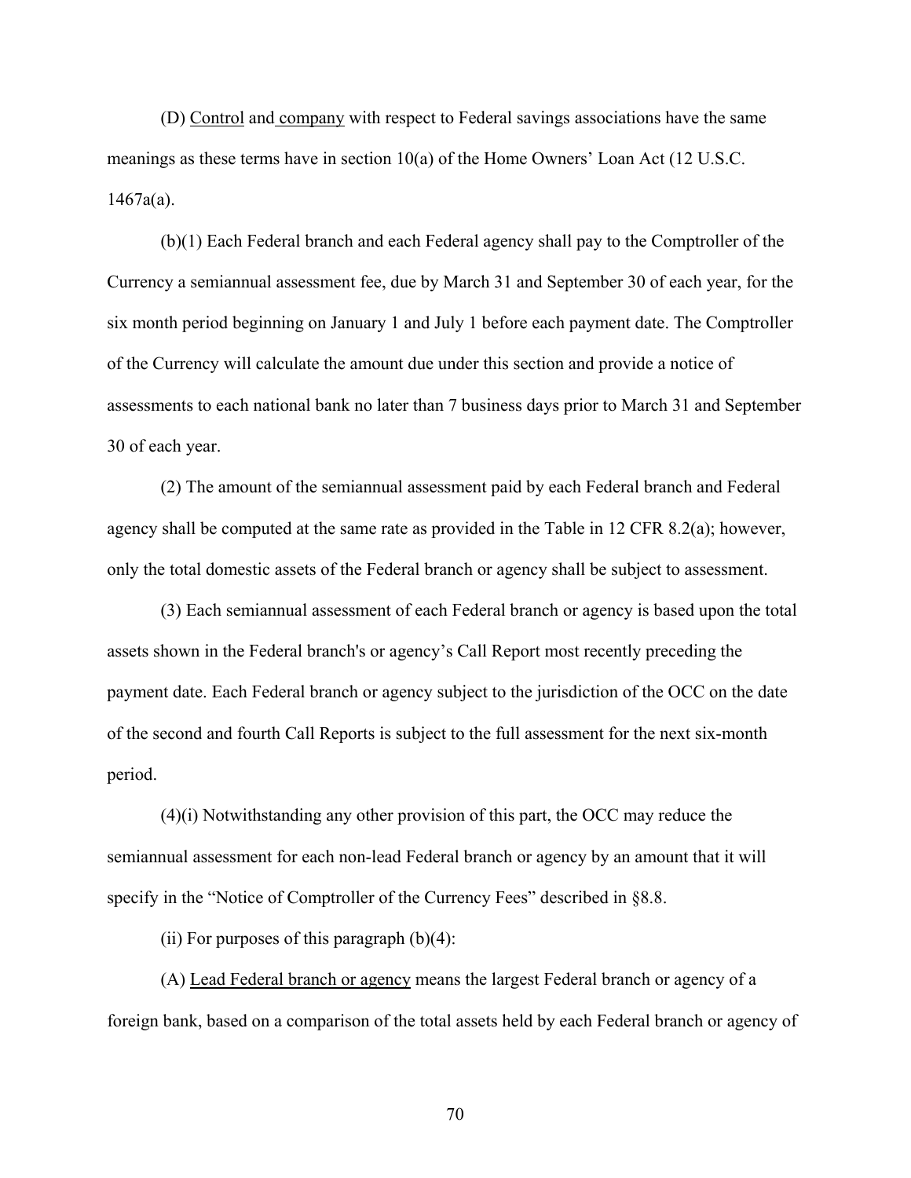(D) Control and company with respect to Federal savings associations have the same meanings as these terms have in section 10(a) of the Home Owners' Loan Act (12 U.S.C. 1467a(a).

(b)(1) Each Federal branch and each Federal agency shall pay to the Comptroller of the Currency a semiannual assessment fee, due by March 31 and September 30 of each year, for the six month period beginning on January 1 and July 1 before each payment date. The Comptroller of the Currency will calculate the amount due under this section and provide a notice of assessments to each national bank no later than 7 business days prior to March 31 and September 30 of each year.

(2) The amount of the semiannual assessment paid by each Federal branch and Federal agency shall be computed at the same rate as provided in the Table in 12 CFR 8.2(a); however, only the total domestic assets of the Federal branch or agency shall be subject to assessment.

(3) Each semiannual assessment of each Federal branch or agency is based upon the total assets shown in the Federal branch's or agency's Call Report most recently preceding the payment date. Each Federal branch or agency subject to the jurisdiction of the OCC on the date of the second and fourth Call Reports is subject to the full assessment for the next six-month period.

(4)(i) Notwithstanding any other provision of this part, the OCC may reduce the semiannual assessment for each non-lead Federal branch or agency by an amount that it will specify in the "Notice of Comptroller of the Currency Fees" described in §8.8.

(ii) For purposes of this paragraph (b)(4):

(A) Lead Federal branch or agency means the largest Federal branch or agency of a foreign bank, based on a comparison of the total assets held by each Federal branch or agency of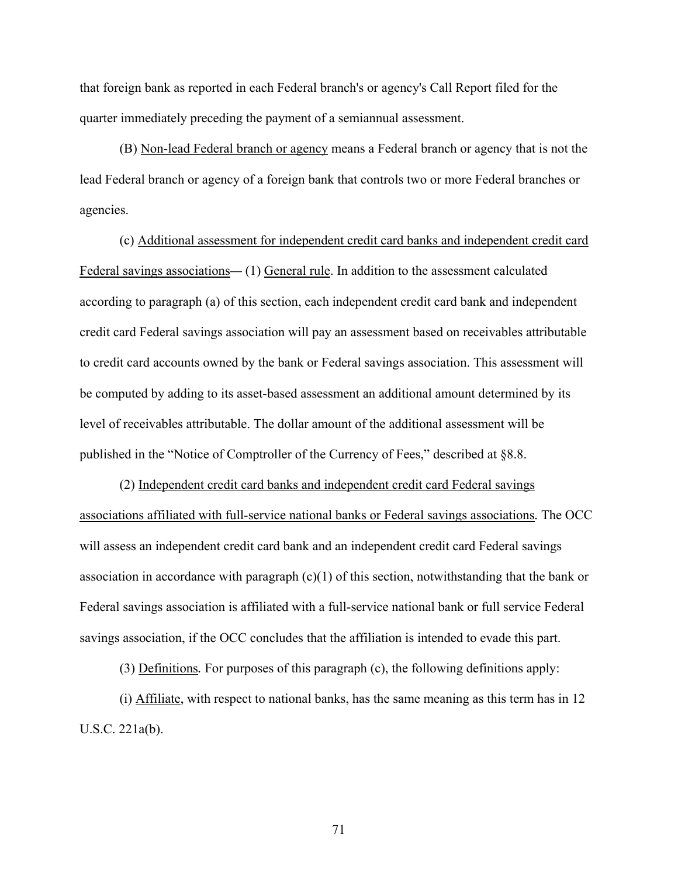that foreign bank as reported in each Federal branch's or agency's Call Report filed for the quarter immediately preceding the payment of a semiannual assessment.

(B) Non-lead Federal branch or agency means a Federal branch or agency that is not the lead Federal branch or agency of a foreign bank that controls two or more Federal branches or agencies.

(c) Additional assessment for independent credit card banks and independent credit card Federal savings associations— (1) General rule. In addition to the assessment calculated according to paragraph (a) of this section, each independent credit card bank and independent credit card Federal savings association will pay an assessment based on receivables attributable to credit card accounts owned by the bank or Federal savings association. This assessment will be computed by adding to its asset-based assessment an additional amount determined by its level of receivables attributable. The dollar amount of the additional assessment will be published in the "Notice of Comptroller of the Currency of Fees," described at §8.8.

(2) Independent credit card banks and independent credit card Federal savings associations affiliated with full-service national banks or Federal savings associations. The OCC will assess an independent credit card bank and an independent credit card Federal savings association in accordance with paragraph (c)(1) of this section, notwithstanding that the bank or Federal savings association is affiliated with a full-service national bank or full service Federal savings association, if the OCC concludes that the affiliation is intended to evade this part.

(3) Definitions. For purposes of this paragraph (c), the following definitions apply:

(i) Affiliate, with respect to national banks, has the same meaning as this term has in 12 U.S.C. 221a(b).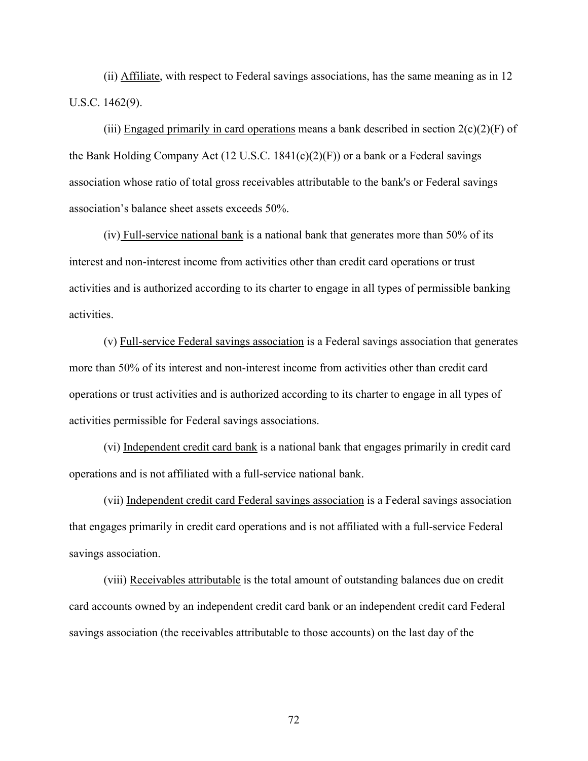(ii) Affiliate, with respect to Federal savings associations, has the same meaning as in 12 U.S.C. 1462(9).

(iii) Engaged primarily in card operations means a bank described in section 2(c)(2)(F) of the Bank Holding Company Act (12 U.S.C. 1841(c)(2)(F)) or a bank or a Federal savings association whose ratio of total gross receivables attributable to the bank's or Federal savings association's balance sheet assets exceeds 50%.

(iv) Full-service national bank is a national bank that generates more than 50% of its interest and non-interest income from activities other than credit card operations or trust activities and is authorized according to its charter to engage in all types of permissible banking activities.

(v) Full-service Federal savings association is a Federal savings association that generates more than 50% of its interest and non-interest income from activities other than credit card operations or trust activities and is authorized according to its charter to engage in all types of activities permissible for Federal savings associations.

(vi) Independent credit card bank is a national bank that engages primarily in credit card operations and is not affiliated with a full-service national bank.

(vii) Independent credit card Federal savings association is a Federal savings association that engages primarily in credit card operations and is not affiliated with a full-service Federal savings association.

(viii) Receivables attributable is the total amount of outstanding balances due on credit card accounts owned by an independent credit card bank or an independent credit card Federal savings association (the receivables attributable to those accounts) on the last day of the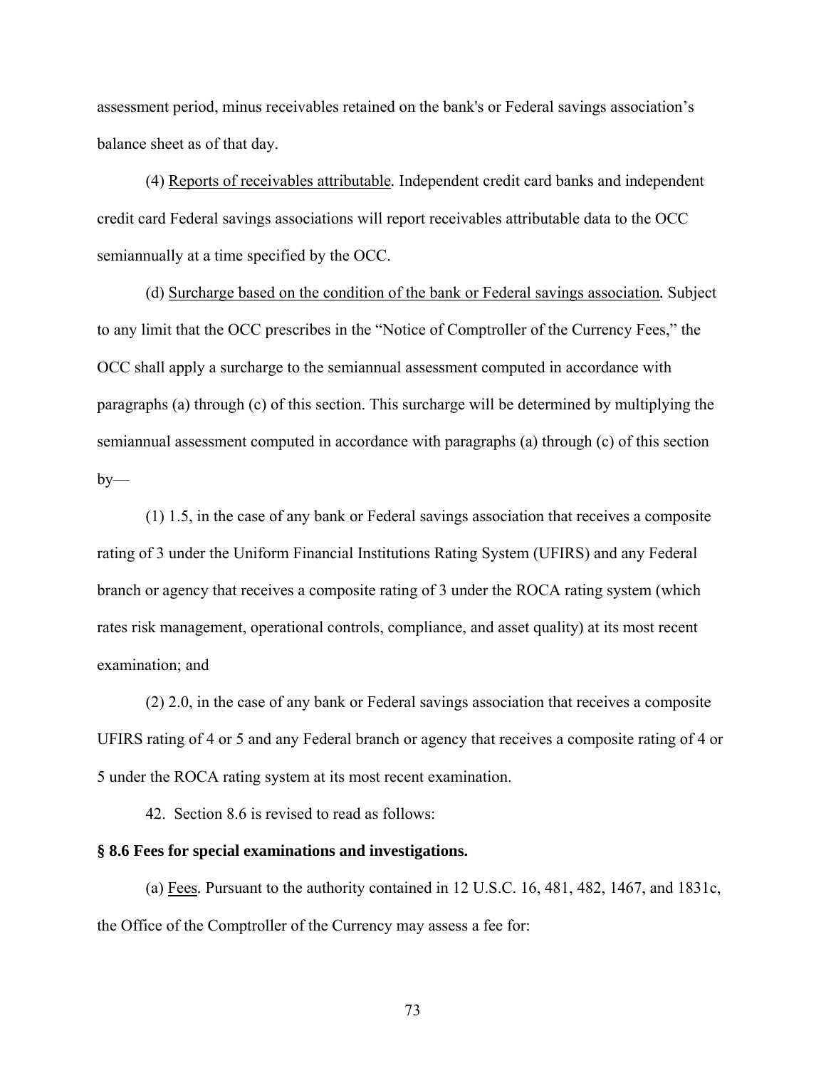assessment period, minus receivables retained on the bank's or Federal savings association's balance sheet as of that day.

(4) Reports of receivables attributable. Independent credit card banks and independent credit card Federal savings associations will report receivables attributable data to the OCC semiannually at a time specified by the OCC.

(d) Surcharge based on the condition of the bank or Federal savings association. Subject to any limit that the OCC prescribes in the "Notice of Comptroller of the Currency Fees," the OCC shall apply a surcharge to the semiannual assessment computed in accordance with paragraphs (a) through (c) of this section. This surcharge will be determined by multiplying the semiannual assessment computed in accordance with paragraphs (a) through (c) of this section by—

(1) 1.5, in the case of any bank or Federal savings association that receives a composite rating of 3 under the Uniform Financial Institutions Rating System (UFIRS) and any Federal branch or agency that receives a composite rating of 3 under the ROCA rating system (which rates risk management, operational controls, compliance, and asset quality) at its most recent examination; and

(2) 2.0, in the case of any bank or Federal savings association that receives a composite UFIRS rating of 4 or 5 and any Federal branch or agency that receives a composite rating of 4 or 5 under the ROCA rating system at its most recent examination.

42. Section 8.6 is revised to read as follows:

**§ 8.6 Fees for special examinations and investigations.**

(a) Fees. Pursuant to the authority contained in 12 U.S.C. 16, 481, 482, 1467, and 1831c, the Office of the Comptroller of the Currency may assess a fee for: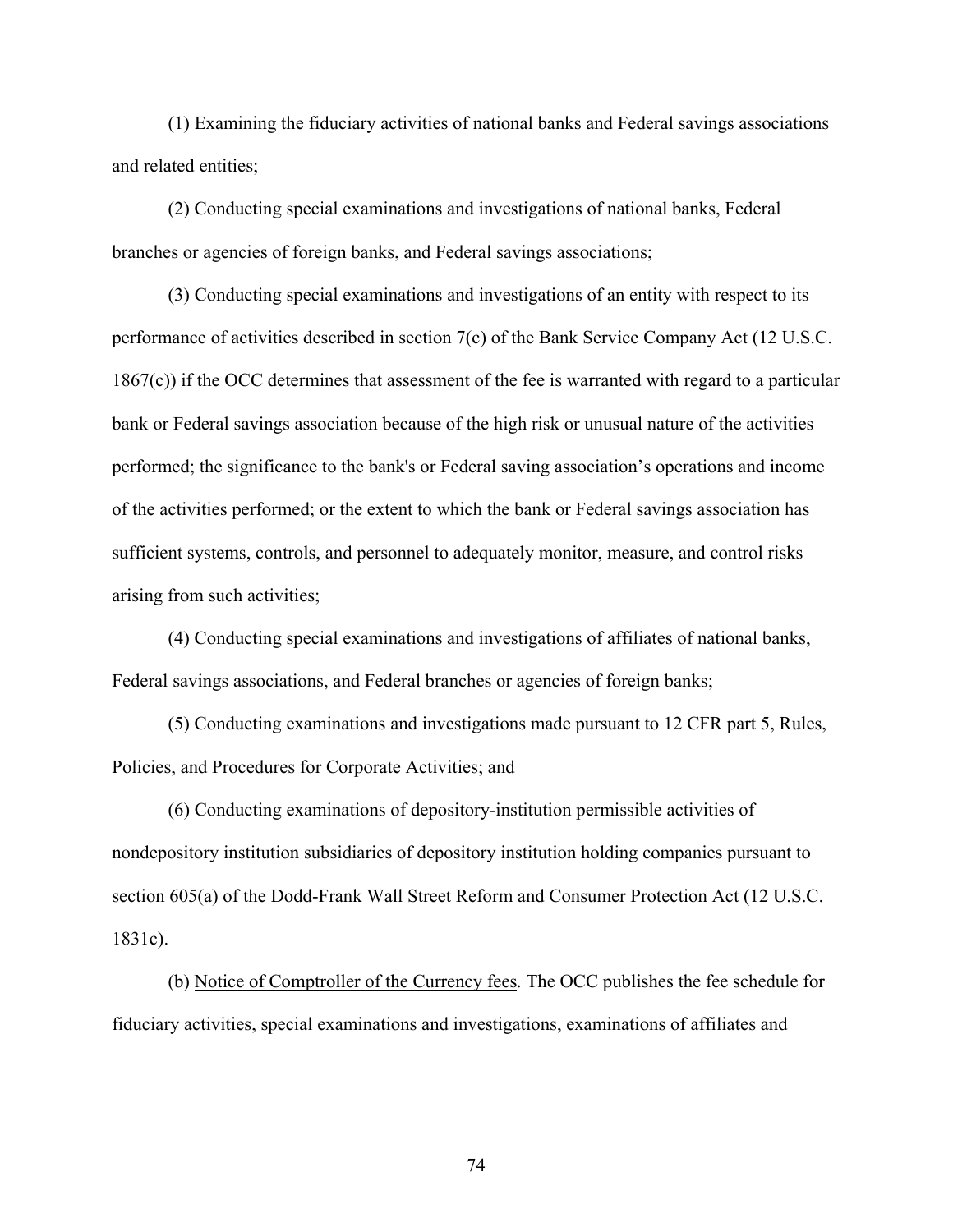(1) Examining the fiduciary activities of national banks and Federal savings associations and related entities;

(2) Conducting special examinations and investigations of national banks, Federal branches or agencies of foreign banks, and Federal savings associations;

(3) Conducting special examinations and investigations of an entity with respect to its performance of activities described in section 7(c) of the Bank Service Company Act (12 U.S.C. 1867(c)) if the OCC determines that assessment of the fee is warranted with regard to a particular bank or Federal savings association because of the high risk or unusual nature of the activities performed; the significance to the bank's or Federal saving association's operations and income of the activities performed; or the extent to which the bank or Federal savings association has sufficient systems, controls, and personnel to adequately monitor, measure, and control risks arising from such activities;

(4) Conducting special examinations and investigations of affiliates of national banks, Federal savings associations, and Federal branches or agencies of foreign banks;

(5) Conducting examinations and investigations made pursuant to 12 CFR part 5, Rules, Policies, and Procedures for Corporate Activities; and

(6) Conducting examinations of depository-institution permissible activities of nondepository institution subsidiaries of depository institution holding companies pursuant to section 605(a) of the Dodd-Frank Wall Street Reform and Consumer Protection Act (12 U.S.C. 1831c).

(b) Notice of Comptroller of the Currency fees. The OCC publishes the fee schedule for fiduciary activities, special examinations and investigations, examinations of affiliates and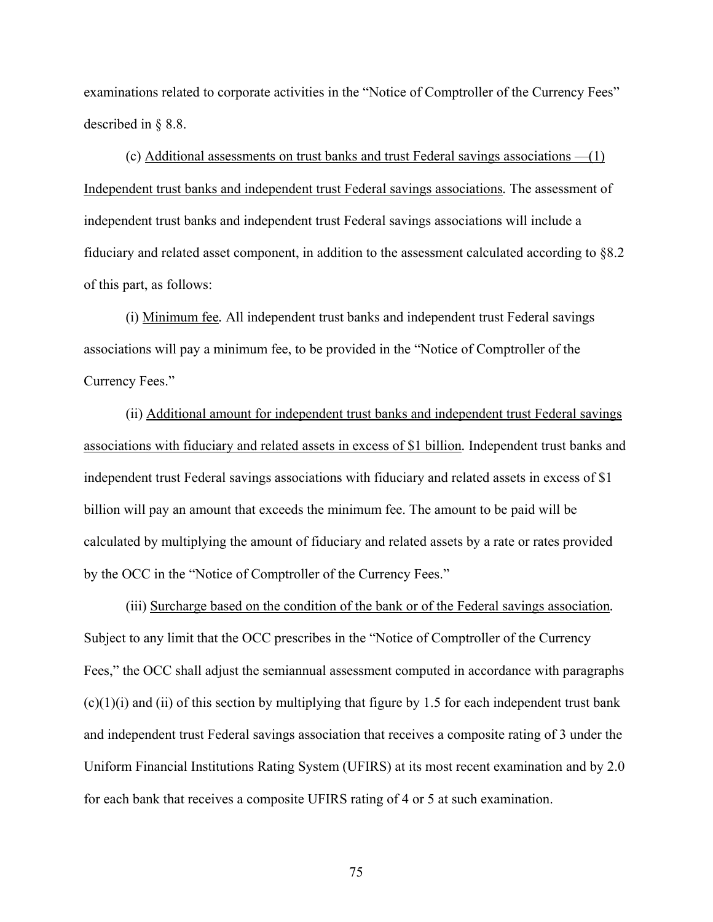examinations related to corporate activities in the "Notice of Comptroller of the Currency Fees" described in § 8.8.

(c) Additional assessments on trust banks and trust Federal savings associations —(1) Independent trust banks and independent trust Federal savings associations. The assessment of independent trust banks and independent trust Federal savings associations will include a fiduciary and related asset component, in addition to the assessment calculated according to §8.2 of this part, as follows:

(i) Minimum fee. All independent trust banks and independent trust Federal savings associations will pay a minimum fee, to be provided in the "Notice of Comptroller of the Currency Fees."

(ii) Additional amount for independent trust banks and independent trust Federal savings associations with fiduciary and related assets in excess of $1 billion. Independent trust banks and independent trust Federal savings associations with fiduciary and related assets in excess of $1 billion will pay an amount that exceeds the minimum fee. The amount to be paid will be calculated by multiplying the amount of fiduciary and related assets by a rate or rates provided by the OCC in the "Notice of Comptroller of the Currency Fees."

(iii) Surcharge based on the condition of the bank or of the Federal savings association. Subject to any limit that the OCC prescribes in the "Notice of Comptroller of the Currency Fees," the OCC shall adjust the semiannual assessment computed in accordance with paragraphs (c)(1)(i) and (ii) of this section by multiplying that figure by 1.5 for each independent trust bank and independent trust Federal savings association that receives a composite rating of 3 under the Uniform Financial Institutions Rating System (UFIRS) at its most recent examination and by 2.0 for each bank that receives a composite UFIRS rating of 4 or 5 at such examination.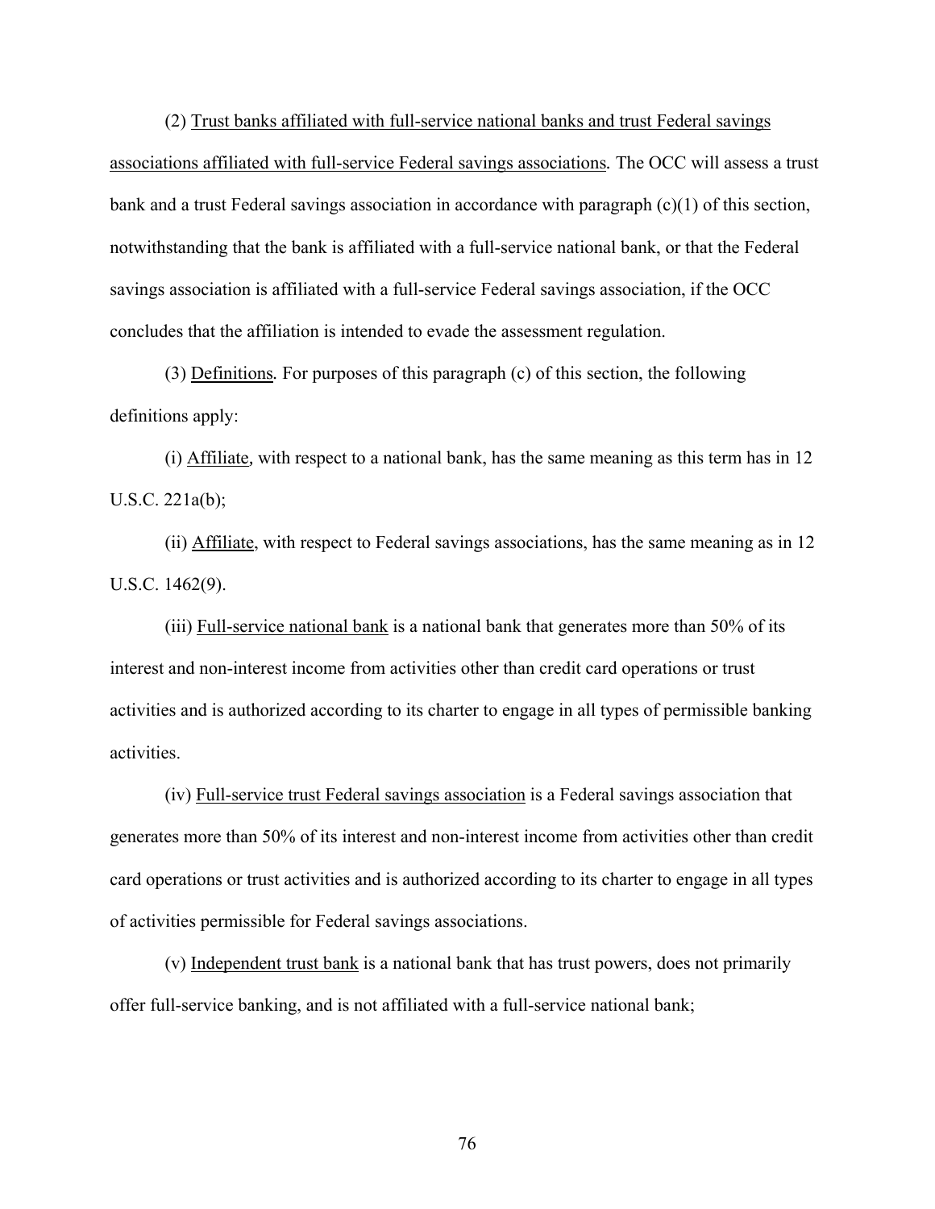(2) Trust banks affiliated with full-service national banks and trust Federal savings associations affiliated with full-service Federal savings associations*.* The OCC will assess a trust bank and a trust Federal savings association in accordance with paragraph (c)(1) of this section, notwithstanding that the bank is affiliated with a full-service national bank, or that the Federal savings association is affiliated with a full-service Federal savings association, if the OCC concludes that the affiliation is intended to evade the assessment regulation.

(3) Definitions*.* For purposes of this paragraph (c) of this section, the following definitions apply:

(i) Affiliate*,* with respect to a national bank, has the same meaning as this term has in 12 U.S.C. 221a(b);

(ii) Affiliate, with respect to Federal savings associations, has the same meaning as in 12 U.S.C. 1462(9).

(iii) Full-service national bank is a national bank that generates more than 50% of its interest and non-interest income from activities other than credit card operations or trust activities and is authorized according to its charter to engage in all types of permissible banking activities.

(iv) Full-service trust Federal savings association is a Federal savings association that generates more than 50% of its interest and non-interest income from activities other than credit card operations or trust activities and is authorized according to its charter to engage in all types of activities permissible for Federal savings associations.

(v) Independent trust bank is a national bank that has trust powers, does not primarily offer full-service banking, and is not affiliated with a full-service national bank;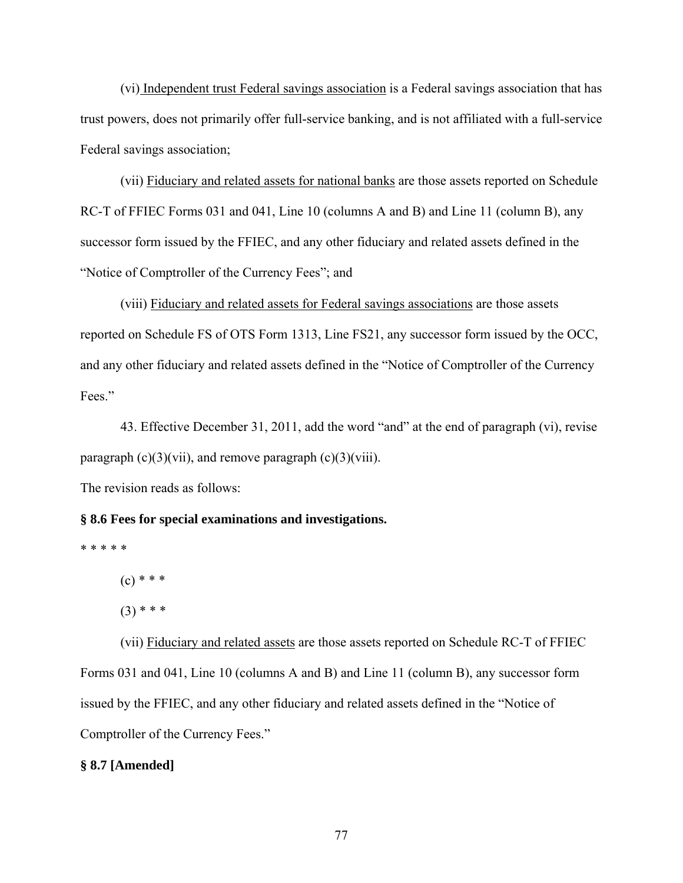(vi) Independent trust Federal savings association is a Federal savings association that has trust powers, does not primarily offer full-service banking, and is not affiliated with a full-service Federal savings association;

(vii) Fiduciary and related assets for national banks are those assets reported on Schedule RC-T of FFIEC Forms 031 and 041, Line 10 (columns A and B) and Line 11 (column B), any successor form issued by the FFIEC, and any other fiduciary and related assets defined in the "Notice of Comptroller of the Currency Fees"; and

(viii) Fiduciary and related assets for Federal savings associations are those assets reported on Schedule FS of OTS Form 1313, Line FS21, any successor form issued by the OCC, and any other fiduciary and related assets defined in the "Notice of Comptroller of the Currency Fees."

43. Effective December 31, 2011, add the word "and" at the end of paragraph (vi), revise paragraph (c)(3)(vii), and remove paragraph (c)(3)(viii).

The revision reads as follows:

**§ 8.6 Fees for special examinations and investigations.**

* * * * *

(c) * * *

(3) * * *

(vii) Fiduciary and related assets are those assets reported on Schedule RC-T of FFIEC Forms 031 and 041, Line 10 (columns A and B) and Line 11 (column B), any successor form issued by the FFIEC, and any other fiduciary and related assets defined in the "Notice of Comptroller of the Currency Fees."

**§ 8.7 [Amended]**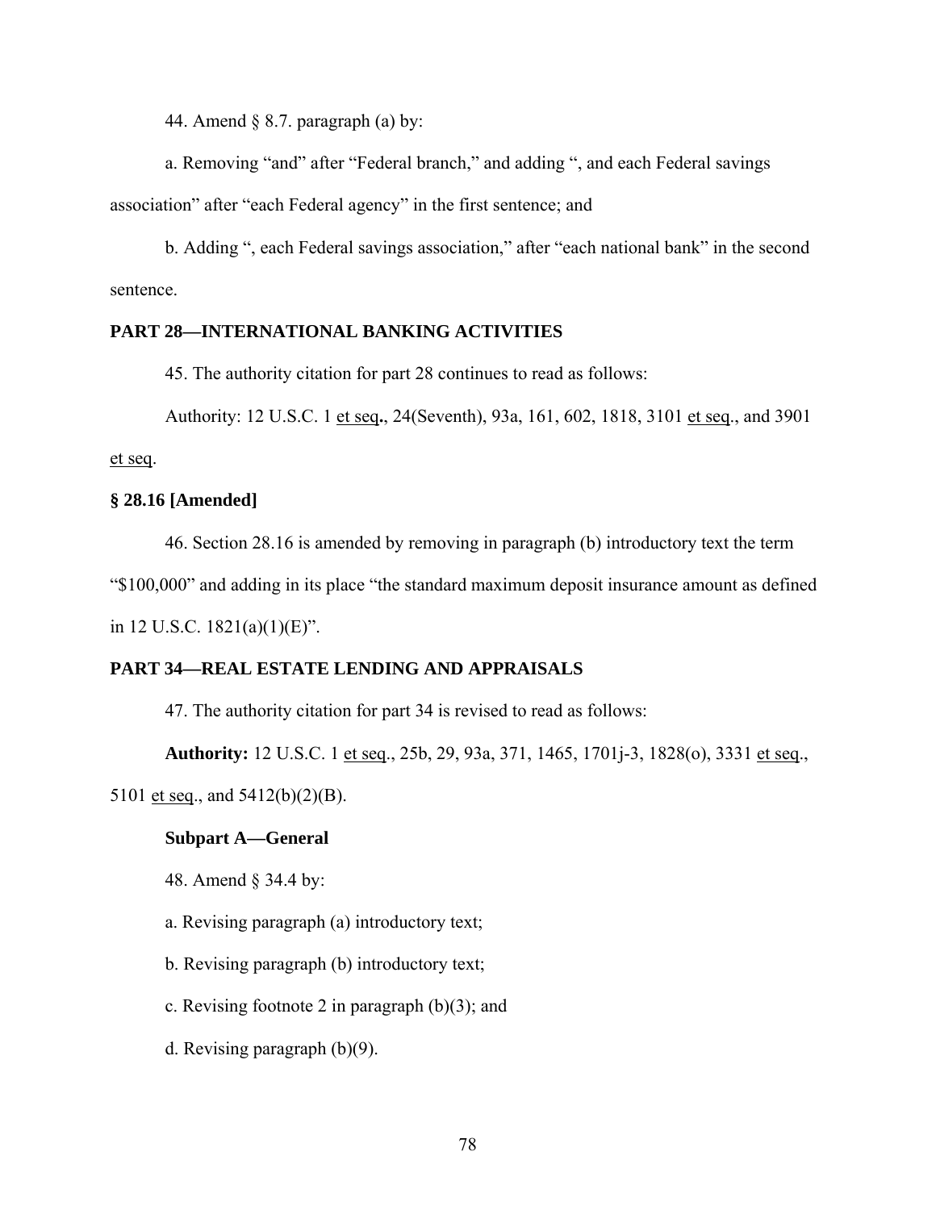44. Amend § 8.7. paragraph (a) by:

a. Removing "and" after "Federal branch," and adding ", and each Federal savings association" after "each Federal agency" in the first sentence; and

b. Adding ", each Federal savings association," after "each national bank" in the second sentence.

**PART 28—INTERNATIONAL BANKING ACTIVITIES**

45. The authority citation for part 28 continues to read as follows:

Authority: 12 U.S.C. 1 et seq., 24(Seventh), 93a, 161, 602, 1818, 3101 et seq., and 3901 et seq.

**§ 28.16 [Amended]**

46. Section 28.16 is amended by removing in paragraph (b) introductory text the term "$100,000" and adding in its place "the standard maximum deposit insurance amount as defined in 12 U.S.C. 1821(a)(1)(E)".

**PART 34—REAL ESTATE LENDING AND APPRAISALS**

47. The authority citation for part 34 is revised to read as follows:

**Authority:** 12 U.S.C. 1 et seq., 25b, 29, 93a, 371, 1465, 1701j-3, 1828(o), 3331 et seq., 5101 et seq., and 5412(b)(2)(B).

**Subpart A—General**

48. Amend § 34.4 by:

a. Revising paragraph (a) introductory text;

b. Revising paragraph (b) introductory text;

c. Revising footnote 2 in paragraph (b)(3); and

d. Revising paragraph (b)(9).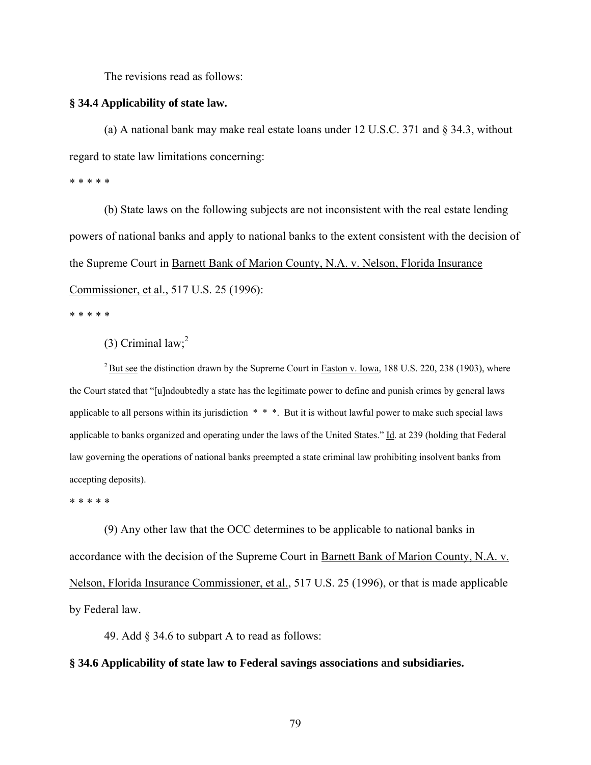The revisions read as follows:

**§ 34.4 Applicability of state law.**

(a) A national bank may make real estate loans under 12 U.S.C. 371 and § 34.3, without regard to state law limitations concerning:

\* \* \* \* \*

(b) State laws on the following subjects are not inconsistent with the real estate lending powers of national banks and apply to national banks to the extent consistent with the decision of the Supreme Court in Barnett Bank of Marion County, N.A. v. Nelson, Florida Insurance Commissioner, et al., 517 U.S. 25 (1996):

\* \* \* \* \*

(3) Criminal law;[2]

[2] But see the distinction drawn by the Supreme Court in Easton v. Iowa, 188 U.S. 220, 238 (1903), where the Court stated that "[u]ndoubtedly a state has the legitimate power to define and punish crimes by general laws applicable to all persons within its jurisdiction \* \* \*. But it is without lawful power to make such special laws applicable to banks organized and operating under the laws of the United States." Id. at 239 (holding that Federal law governing the operations of national banks preempted a state criminal law prohibiting insolvent banks from accepting deposits).

\* \* \* \* \*

(9) Any other law that the OCC determines to be applicable to national banks in accordance with the decision of the Supreme Court in Barnett Bank of Marion County, N.A. v. Nelson, Florida Insurance Commissioner, et al., 517 U.S. 25 (1996), or that is made applicable by Federal law.

49. Add § 34.6 to subpart A to read as follows:

**§ 34.6 Applicability of state law to Federal savings associations and subsidiaries.**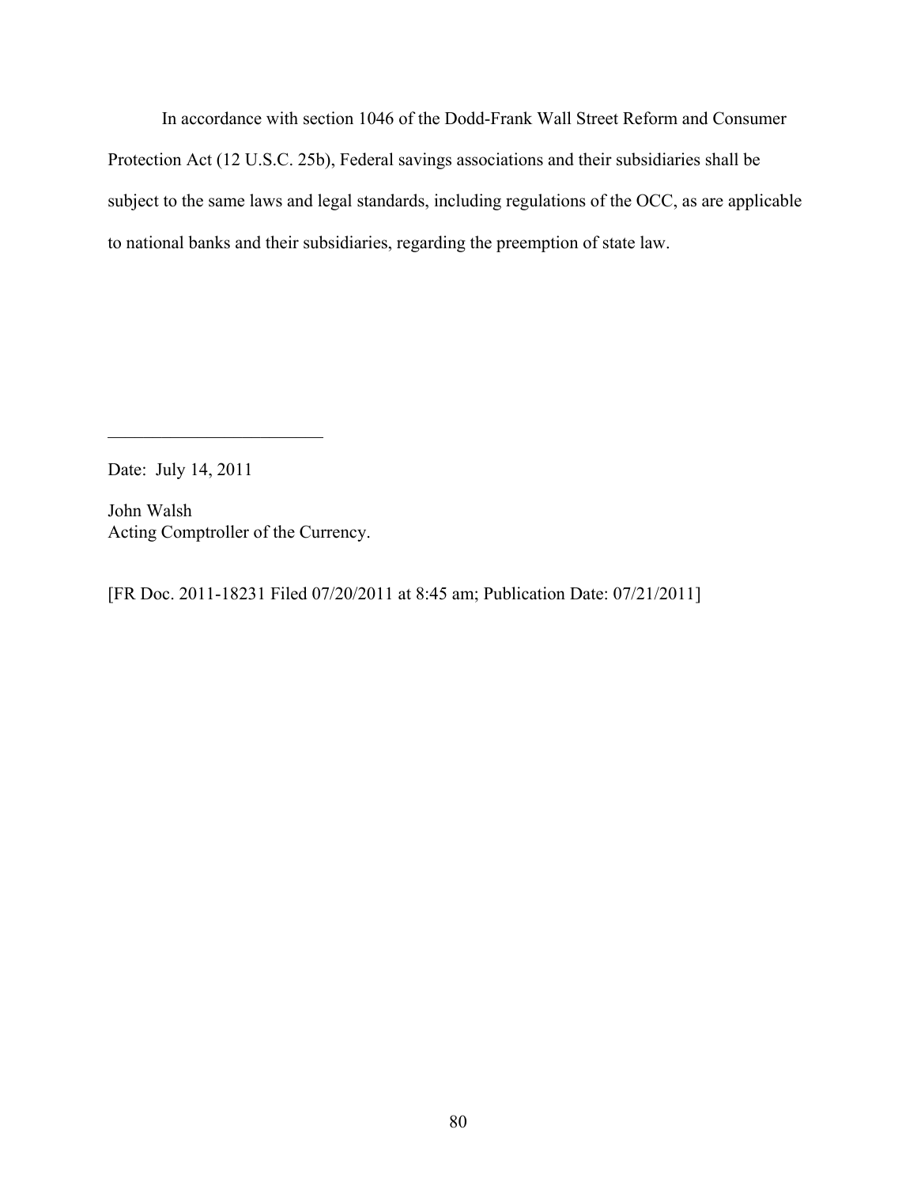In accordance with section 1046 of the Dodd-Frank Wall Street Reform and Consumer Protection Act (12 U.S.C. 25b), Federal savings associations and their subsidiaries shall be subject to the same laws and legal standards, including regulations of the OCC, as are applicable to national banks and their subsidiaries, regarding the preemption of state law.

---

Date: July 14, 2011

John Walsh
Acting Comptroller of the Currency.

[FR Doc. 2011-18231 Filed 07/20/2011 at 8:45 am; Publication Date: 07/21/2011]